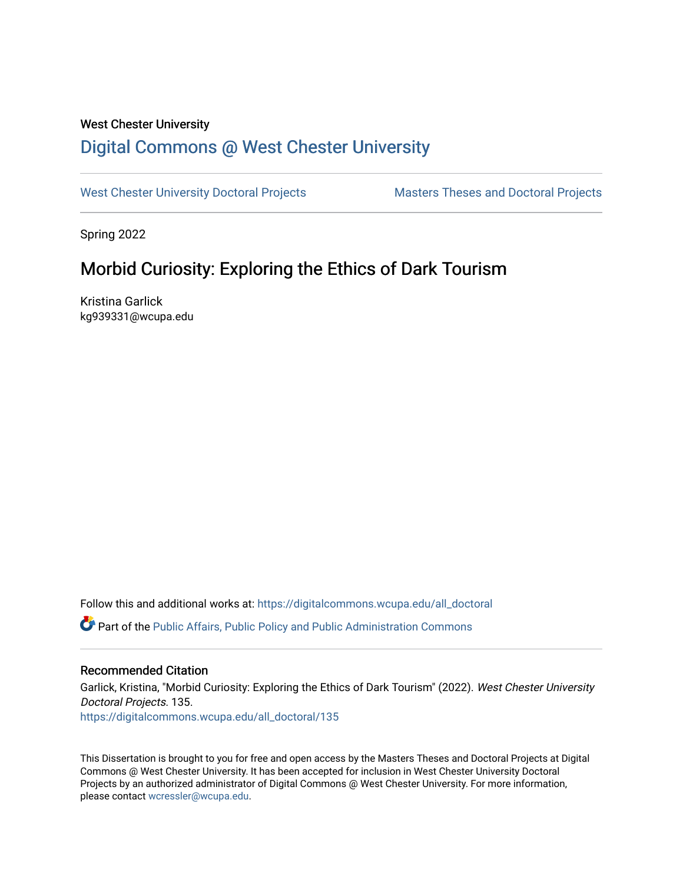West Chester University

# Digital Commons @ West Chester University

West Chester University Doctoral Projects | Masters Theses and Doctoral Projects

Spring 2022

## Morbid Curiosity: Exploring the Ethics of Dark Tourism

Kristina Garlick
kg939331@wcupa.edu

Follow this and additional works at: https://digitalcommons.wcupa.edu/all_doctoral

Part of the Public Affairs, Public Policy and Public Administration Commons

### Recommended Citation

Garlick, Kristina, "Morbid Curiosity: Exploring the Ethics of Dark Tourism" (2022). *West Chester University Doctoral Projects*. 135.
https://digitalcommons.wcupa.edu/all_doctoral/135

This Dissertation is brought to you for free and open access by the Masters Theses and Doctoral Projects at Digital Commons @ West Chester University. It has been accepted for inclusion in West Chester University Doctoral Projects by an authorized administrator of Digital Commons @ West Chester University. For more information, please contact wcressler@wcupa.edu.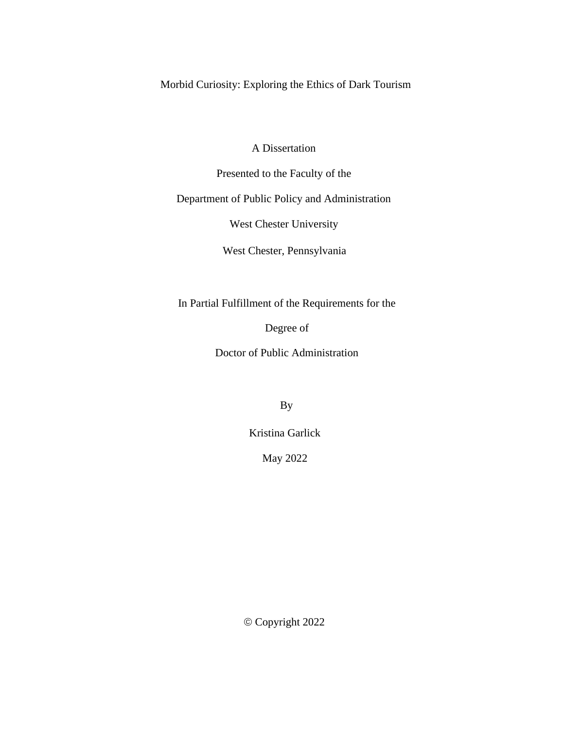# Morbid Curiosity: Exploring the Ethics of Dark Tourism

A Dissertation

Presented to the Faculty of the

Department of Public Policy and Administration

West Chester University

West Chester, Pennsylvania

In Partial Fulfillment of the Requirements for the

Degree of

Doctor of Public Administration

By

Kristina Garlick

May 2022

© Copyright 2022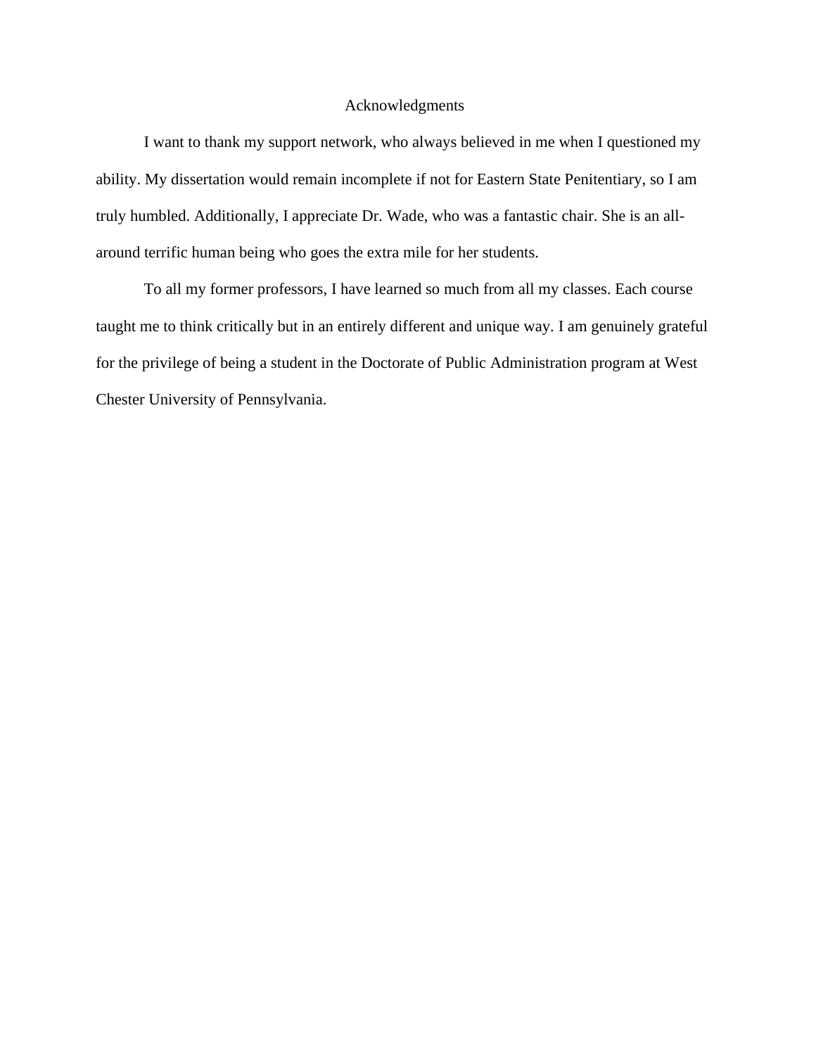# Acknowledgments

I want to thank my support network, who always believed in me when I questioned my ability. My dissertation would remain incomplete if not for Eastern State Penitentiary, so I am truly humbled. Additionally, I appreciate Dr. Wade, who was a fantastic chair. She is an all-around terrific human being who goes the extra mile for her students.

To all my former professors, I have learned so much from all my classes. Each course taught me to think critically but in an entirely different and unique way. I am genuinely grateful for the privilege of being a student in the Doctorate of Public Administration program at West Chester University of Pennsylvania.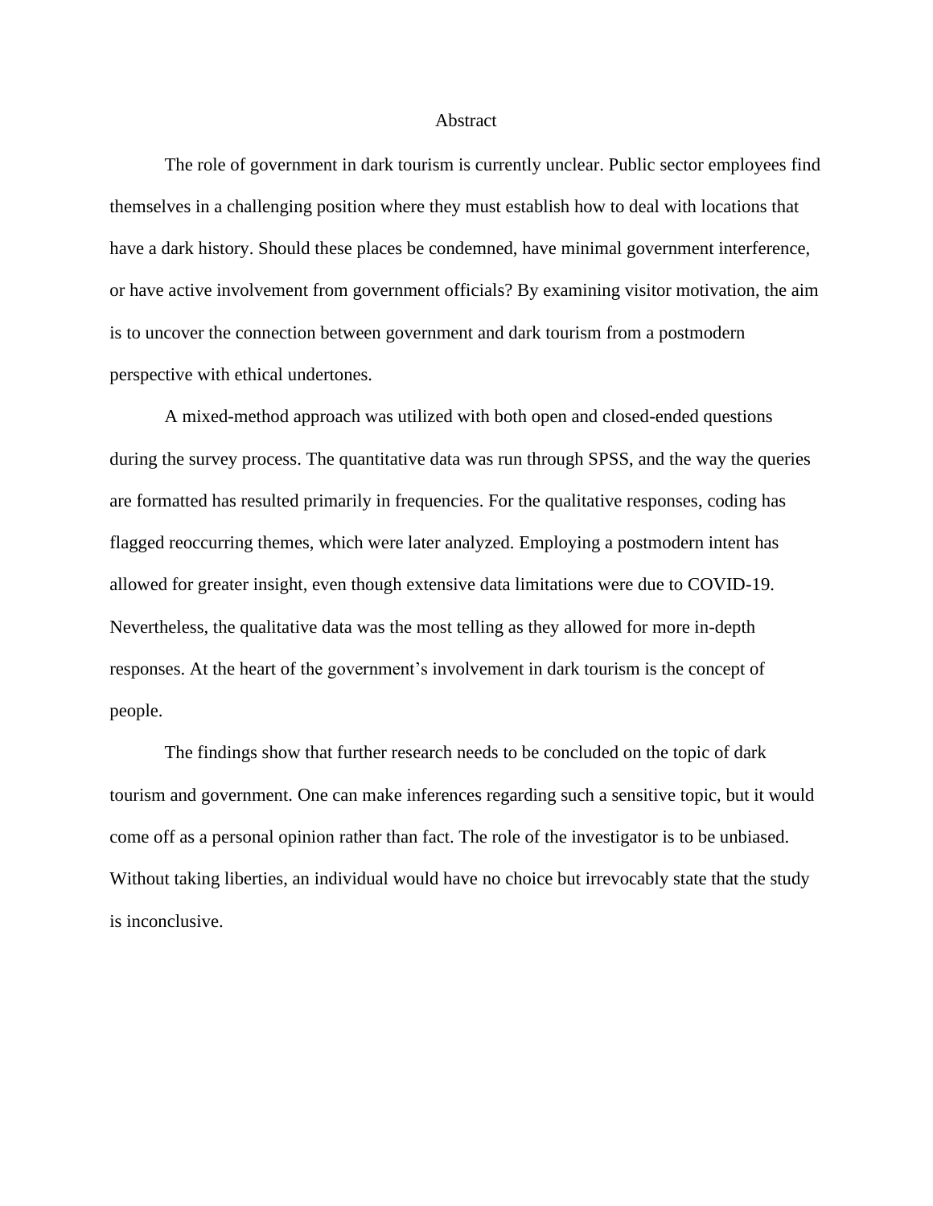# Abstract

The role of government in dark tourism is currently unclear. Public sector employees find themselves in a challenging position where they must establish how to deal with locations that have a dark history. Should these places be condemned, have minimal government interference, or have active involvement from government officials? By examining visitor motivation, the aim is to uncover the connection between government and dark tourism from a postmodern perspective with ethical undertones.

A mixed-method approach was utilized with both open and closed-ended questions during the survey process. The quantitative data was run through SPSS, and the way the queries are formatted has resulted primarily in frequencies. For the qualitative responses, coding has flagged reoccurring themes, which were later analyzed. Employing a postmodern intent has allowed for greater insight, even though extensive data limitations were due to COVID-19. Nevertheless, the qualitative data was the most telling as they allowed for more in-depth responses. At the heart of the government's involvement in dark tourism is the concept of people.

The findings show that further research needs to be concluded on the topic of dark tourism and government. One can make inferences regarding such a sensitive topic, but it would come off as a personal opinion rather than fact. The role of the investigator is to be unbiased. Without taking liberties, an individual would have no choice but irrevocably state that the study is inconclusive.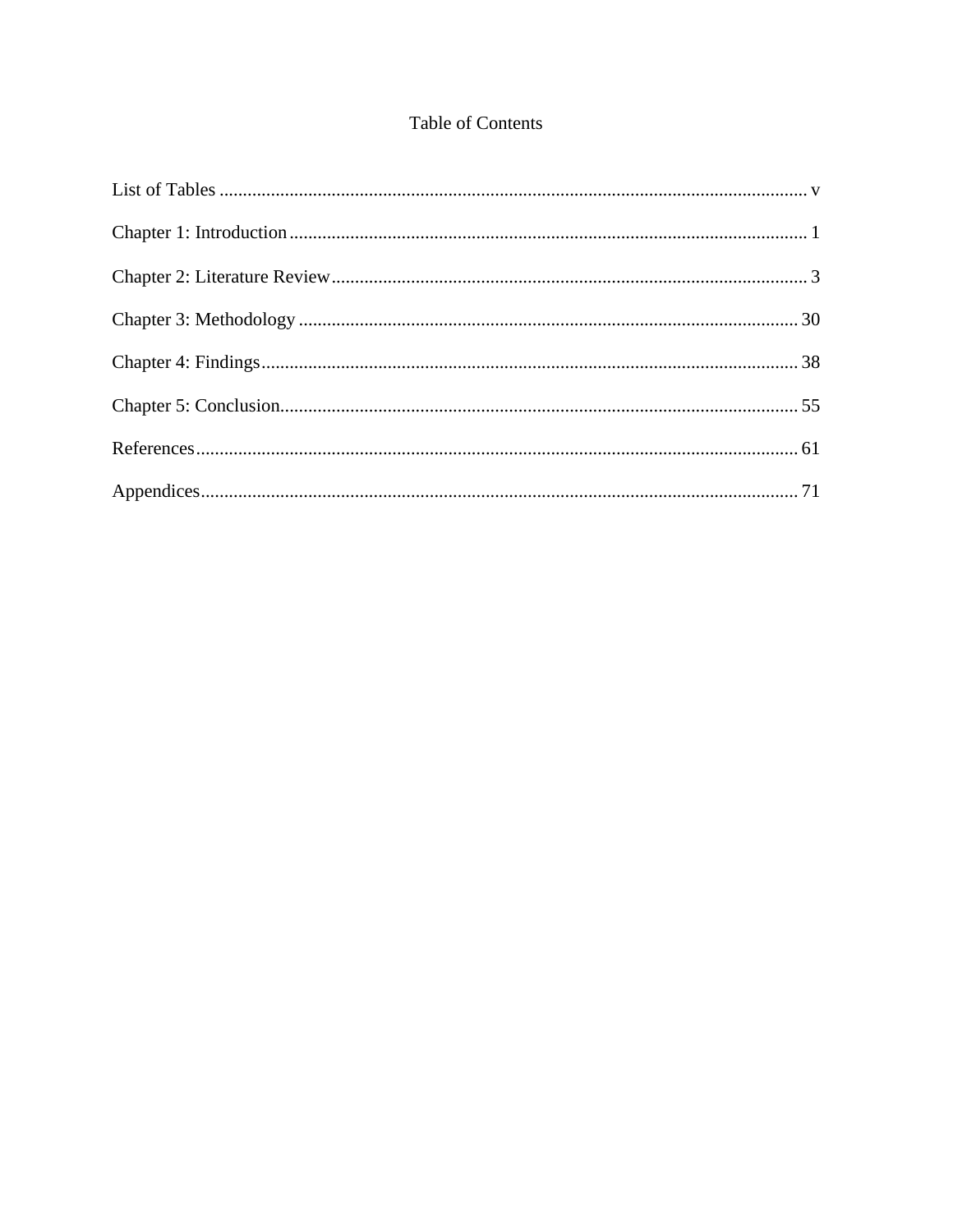# Table of Contents

List of Tables ..................................................................................................................... v

Chapter 1: Introduction ....................................................................................................... 1

Chapter 2: Literature Review ............................................................................................... 3

Chapter 3: Methodology .................................................................................................... 30

Chapter 4: Findings ............................................................................................................ 38

Chapter 5: Conclusion ........................................................................................................ 55

References .......................................................................................................................... 61

Appendices ......................................................................................................................... 71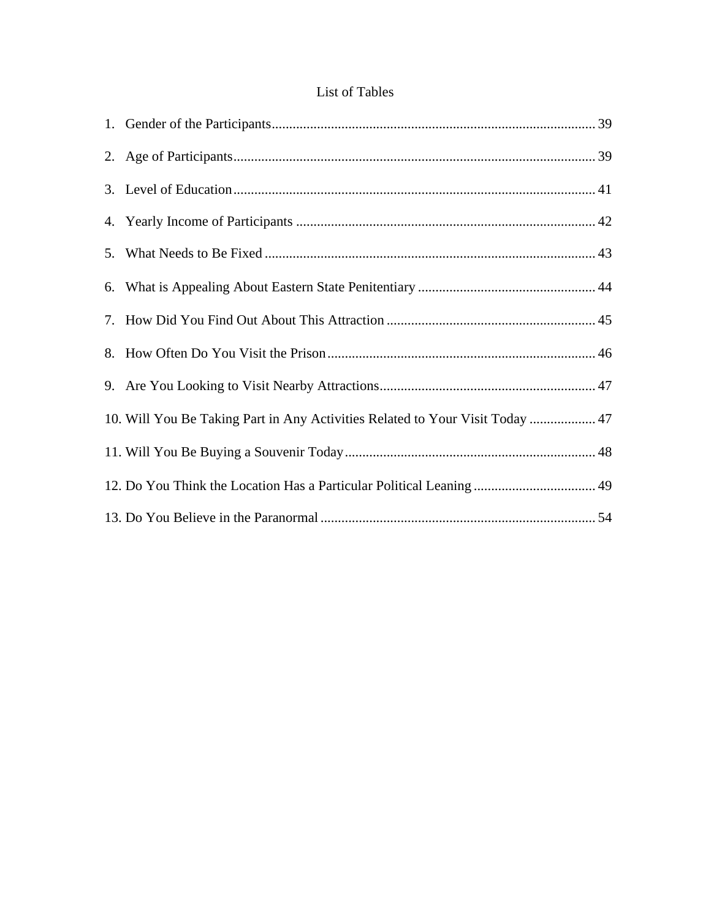# List of Tables

1. Gender of the Participants ............ 39
2. Age of Participants ............ 39
3. Level of Education ............ 41
4. Yearly Income of Participants ............ 42
5. What Needs to Be Fixed ............ 43
6. What is Appealing About Eastern State Penitentiary ............ 44
7. How Did You Find Out About This Attraction ............ 45
8. How Often Do You Visit the Prison ............ 46
9. Are You Looking to Visit Nearby Attractions ............ 47
10. Will You Be Taking Part in Any Activities Related to Your Visit Today ............ 47
11. Will You Be Buying a Souvenir Today ............ 48
12. Do You Think the Location Has a Particular Political Leaning ............ 49
13. Do You Believe in the Paranormal ............ 54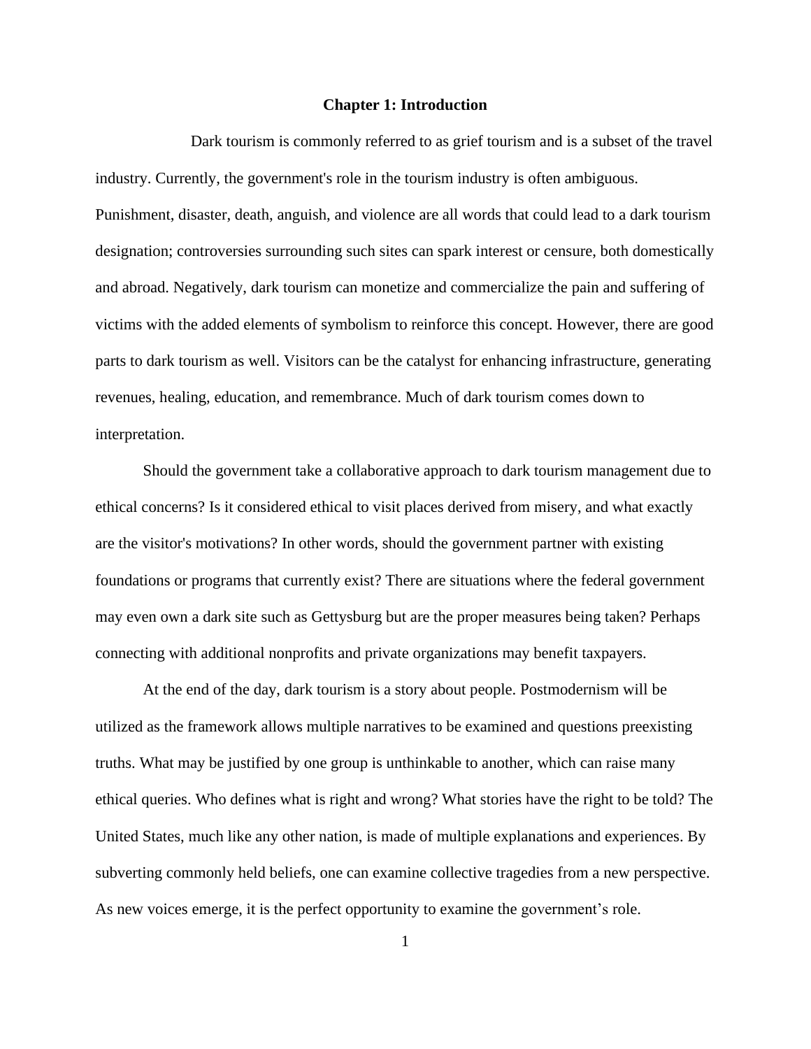# Chapter 1: Introduction

Dark tourism is commonly referred to as grief tourism and is a subset of the travel industry. Currently, the government's role in the tourism industry is often ambiguous. Punishment, disaster, death, anguish, and violence are all words that could lead to a dark tourism designation; controversies surrounding such sites can spark interest or censure, both domestically and abroad. Negatively, dark tourism can monetize and commercialize the pain and suffering of victims with the added elements of symbolism to reinforce this concept. However, there are good parts to dark tourism as well. Visitors can be the catalyst for enhancing infrastructure, generating revenues, healing, education, and remembrance. Much of dark tourism comes down to interpretation.

Should the government take a collaborative approach to dark tourism management due to ethical concerns? Is it considered ethical to visit places derived from misery, and what exactly are the visitor's motivations? In other words, should the government partner with existing foundations or programs that currently exist? There are situations where the federal government may even own a dark site such as Gettysburg but are the proper measures being taken? Perhaps connecting with additional nonprofits and private organizations may benefit taxpayers.

At the end of the day, dark tourism is a story about people. Postmodernism will be utilized as the framework allows multiple narratives to be examined and questions preexisting truths. What may be justified by one group is unthinkable to another, which can raise many ethical queries. Who defines what is right and wrong? What stories have the right to be told? The United States, much like any other nation, is made of multiple explanations and experiences. By subverting commonly held beliefs, one can examine collective tragedies from a new perspective. As new voices emerge, it is the perfect opportunity to examine the government's role.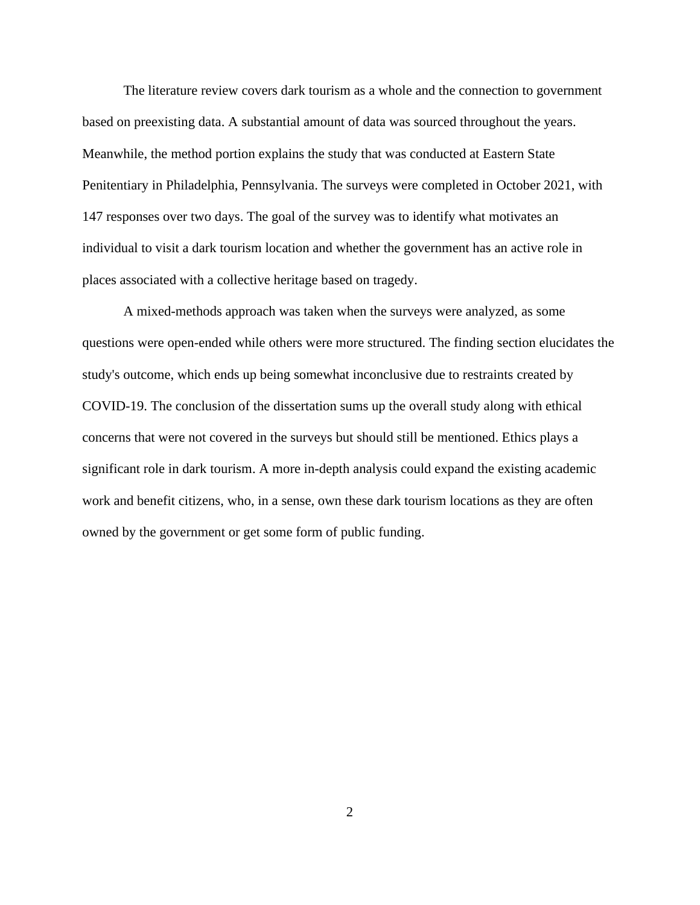The literature review covers dark tourism as a whole and the connection to government based on preexisting data. A substantial amount of data was sourced throughout the years. Meanwhile, the method portion explains the study that was conducted at Eastern State Penitentiary in Philadelphia, Pennsylvania. The surveys were completed in October 2021, with 147 responses over two days. The goal of the survey was to identify what motivates an individual to visit a dark tourism location and whether the government has an active role in places associated with a collective heritage based on tragedy.

A mixed-methods approach was taken when the surveys were analyzed, as some questions were open-ended while others were more structured. The finding section elucidates the study's outcome, which ends up being somewhat inconclusive due to restraints created by COVID-19. The conclusion of the dissertation sums up the overall study along with ethical concerns that were not covered in the surveys but should still be mentioned. Ethics plays a significant role in dark tourism. A more in-depth analysis could expand the existing academic work and benefit citizens, who, in a sense, own these dark tourism locations as they are often owned by the government or get some form of public funding.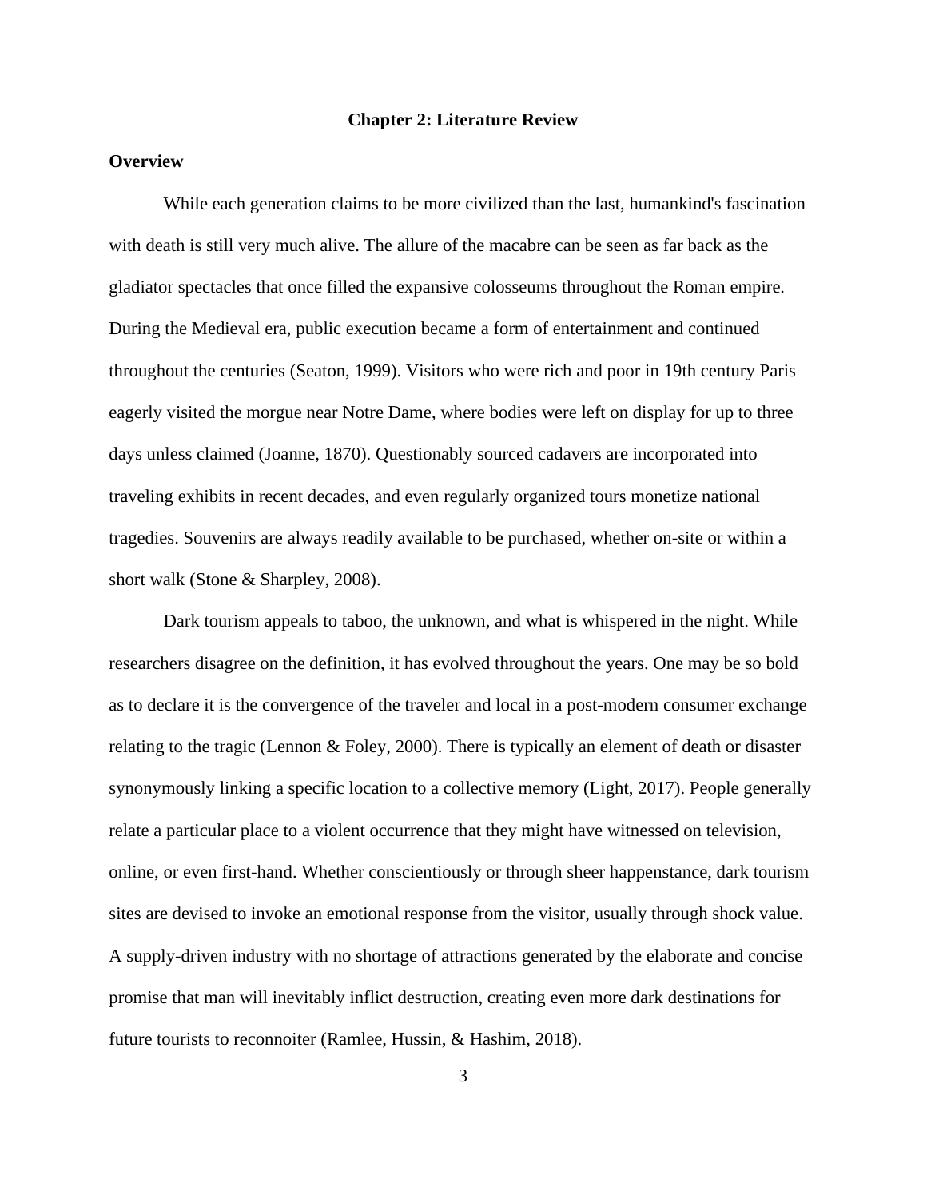# Chapter 2: Literature Review

## Overview

While each generation claims to be more civilized than the last, humankind's fascination with death is still very much alive. The allure of the macabre can be seen as far back as the gladiator spectacles that once filled the expansive colosseums throughout the Roman empire. During the Medieval era, public execution became a form of entertainment and continued throughout the centuries (Seaton, 1999). Visitors who were rich and poor in 19th century Paris eagerly visited the morgue near Notre Dame, where bodies were left on display for up to three days unless claimed (Joanne, 1870). Questionably sourced cadavers are incorporated into traveling exhibits in recent decades, and even regularly organized tours monetize national tragedies. Souvenirs are always readily available to be purchased, whether on-site or within a short walk (Stone & Sharpley, 2008).

Dark tourism appeals to taboo, the unknown, and what is whispered in the night. While researchers disagree on the definition, it has evolved throughout the years. One may be so bold as to declare it is the convergence of the traveler and local in a post-modern consumer exchange relating to the tragic (Lennon & Foley, 2000). There is typically an element of death or disaster synonymously linking a specific location to a collective memory (Light, 2017). People generally relate a particular place to a violent occurrence that they might have witnessed on television, online, or even first-hand. Whether conscientiously or through sheer happenstance, dark tourism sites are devised to invoke an emotional response from the visitor, usually through shock value. A supply-driven industry with no shortage of attractions generated by the elaborate and concise promise that man will inevitably inflict destruction, creating even more dark destinations for future tourists to reconnoiter (Ramlee, Hussin, & Hashim, 2018).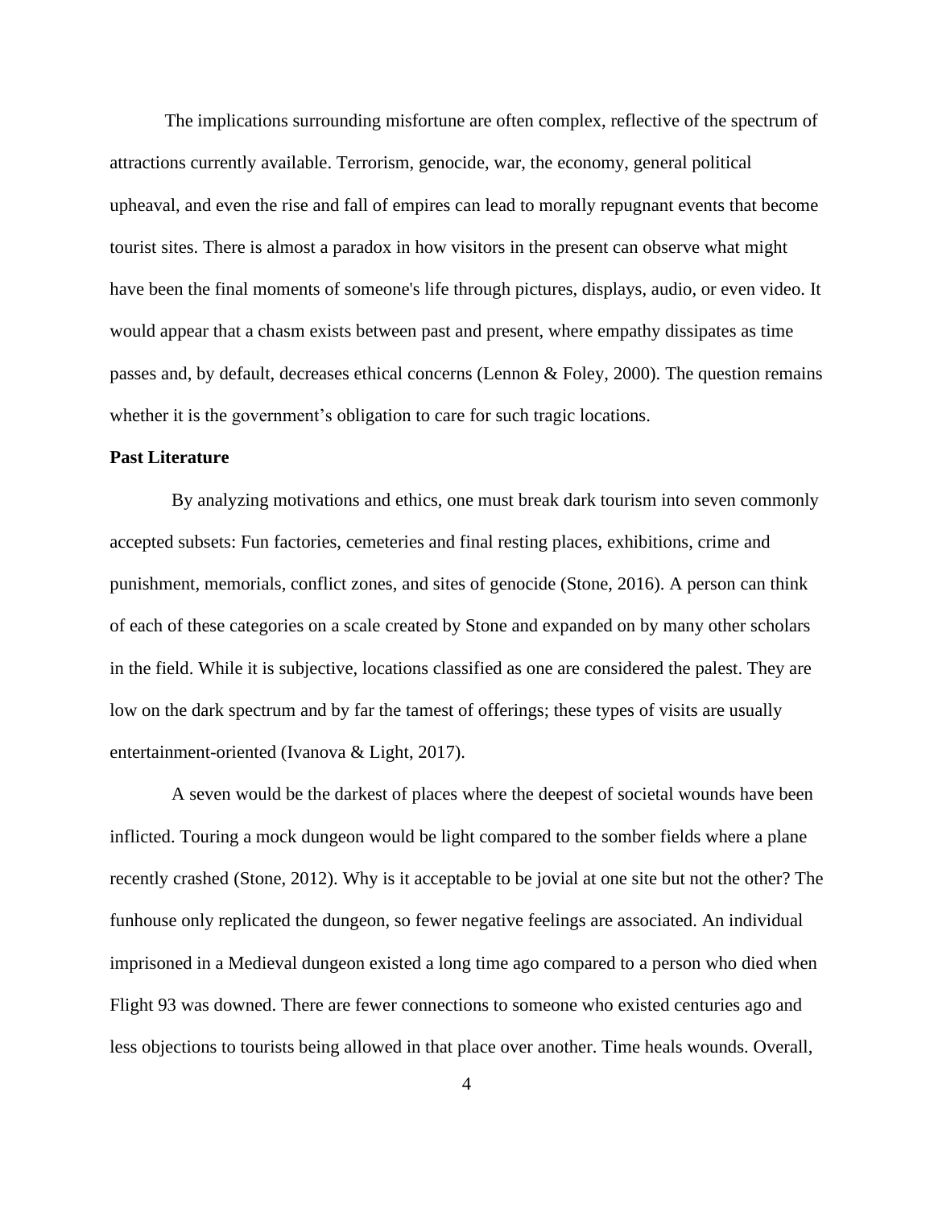The implications surrounding misfortune are often complex, reflective of the spectrum of attractions currently available. Terrorism, genocide, war, the economy, general political upheaval, and even the rise and fall of empires can lead to morally repugnant events that become tourist sites. There is almost a paradox in how visitors in the present can observe what might have been the final moments of someone's life through pictures, displays, audio, or even video. It would appear that a chasm exists between past and present, where empathy dissipates as time passes and, by default, decreases ethical concerns (Lennon & Foley, 2000). The question remains whether it is the government's obligation to care for such tragic locations.

**Past Literature**

By analyzing motivations and ethics, one must break dark tourism into seven commonly accepted subsets: Fun factories, cemeteries and final resting places, exhibitions, crime and punishment, memorials, conflict zones, and sites of genocide (Stone, 2016). A person can think of each of these categories on a scale created by Stone and expanded on by many other scholars in the field. While it is subjective, locations classified as one are considered the palest. They are low on the dark spectrum and by far the tamest of offerings; these types of visits are usually entertainment-oriented (Ivanova & Light, 2017).

A seven would be the darkest of places where the deepest of societal wounds have been inflicted. Touring a mock dungeon would be light compared to the somber fields where a plane recently crashed (Stone, 2012). Why is it acceptable to be jovial at one site but not the other? The funhouse only replicated the dungeon, so fewer negative feelings are associated. An individual imprisoned in a Medieval dungeon existed a long time ago compared to a person who died when Flight 93 was downed. There are fewer connections to someone who existed centuries ago and less objections to tourists being allowed in that place over another. Time heals wounds. Overall,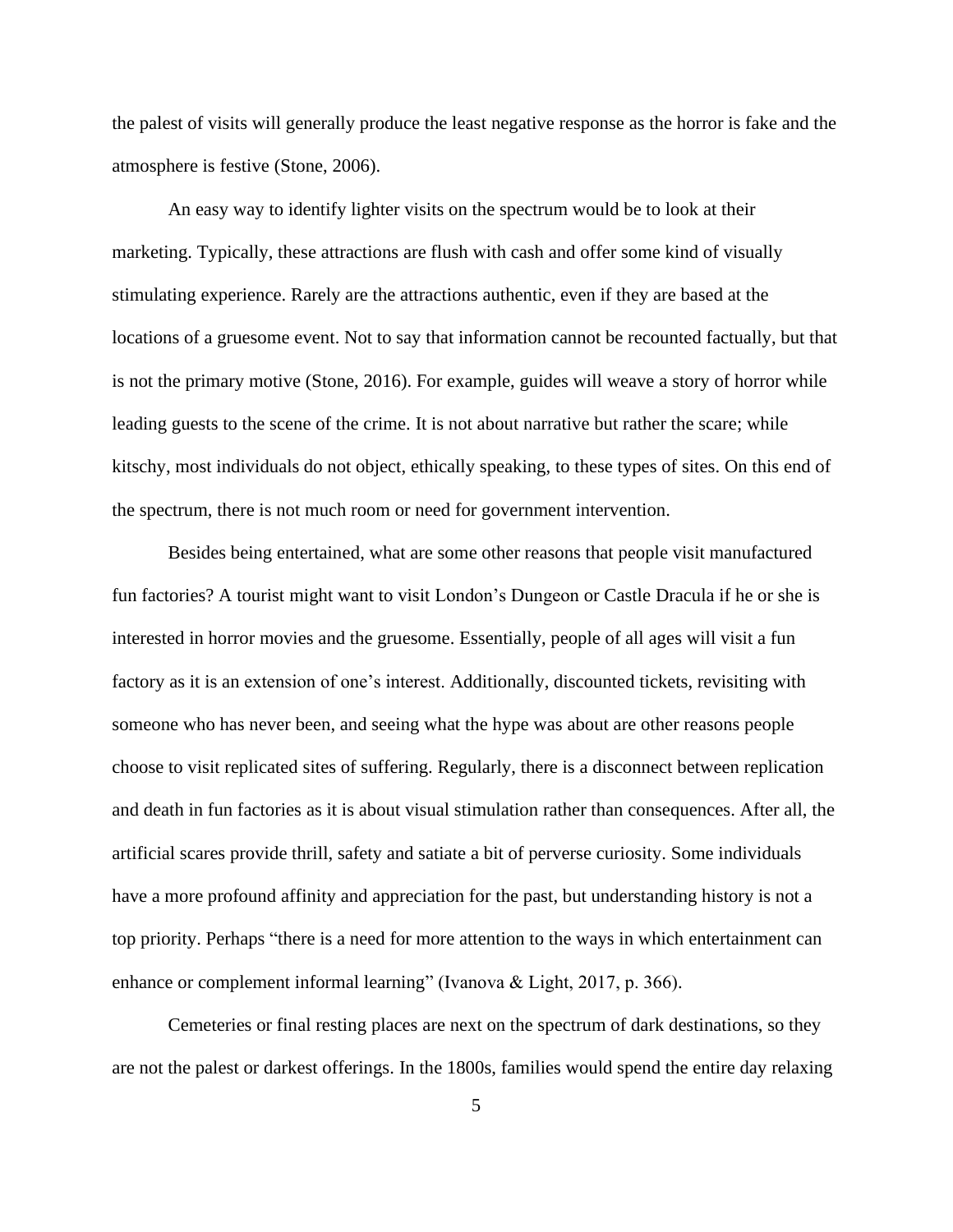the palest of visits will generally produce the least negative response as the horror is fake and the atmosphere is festive (Stone, 2006).

An easy way to identify lighter visits on the spectrum would be to look at their marketing. Typically, these attractions are flush with cash and offer some kind of visually stimulating experience. Rarely are the attractions authentic, even if they are based at the locations of a gruesome event. Not to say that information cannot be recounted factually, but that is not the primary motive (Stone, 2016). For example, guides will weave a story of horror while leading guests to the scene of the crime. It is not about narrative but rather the scare; while kitschy, most individuals do not object, ethically speaking, to these types of sites. On this end of the spectrum, there is not much room or need for government intervention.

Besides being entertained, what are some other reasons that people visit manufactured fun factories? A tourist might want to visit London's Dungeon or Castle Dracula if he or she is interested in horror movies and the gruesome. Essentially, people of all ages will visit a fun factory as it is an extension of one's interest. Additionally, discounted tickets, revisiting with someone who has never been, and seeing what the hype was about are other reasons people choose to visit replicated sites of suffering. Regularly, there is a disconnect between replication and death in fun factories as it is about visual stimulation rather than consequences. After all, the artificial scares provide thrill, safety and satiate a bit of perverse curiosity. Some individuals have a more profound affinity and appreciation for the past, but understanding history is not a top priority. Perhaps "there is a need for more attention to the ways in which entertainment can enhance or complement informal learning" (Ivanova & Light, 2017, p. 366).

Cemeteries or final resting places are next on the spectrum of dark destinations, so they are not the palest or darkest offerings. In the 1800s, families would spend the entire day relaxing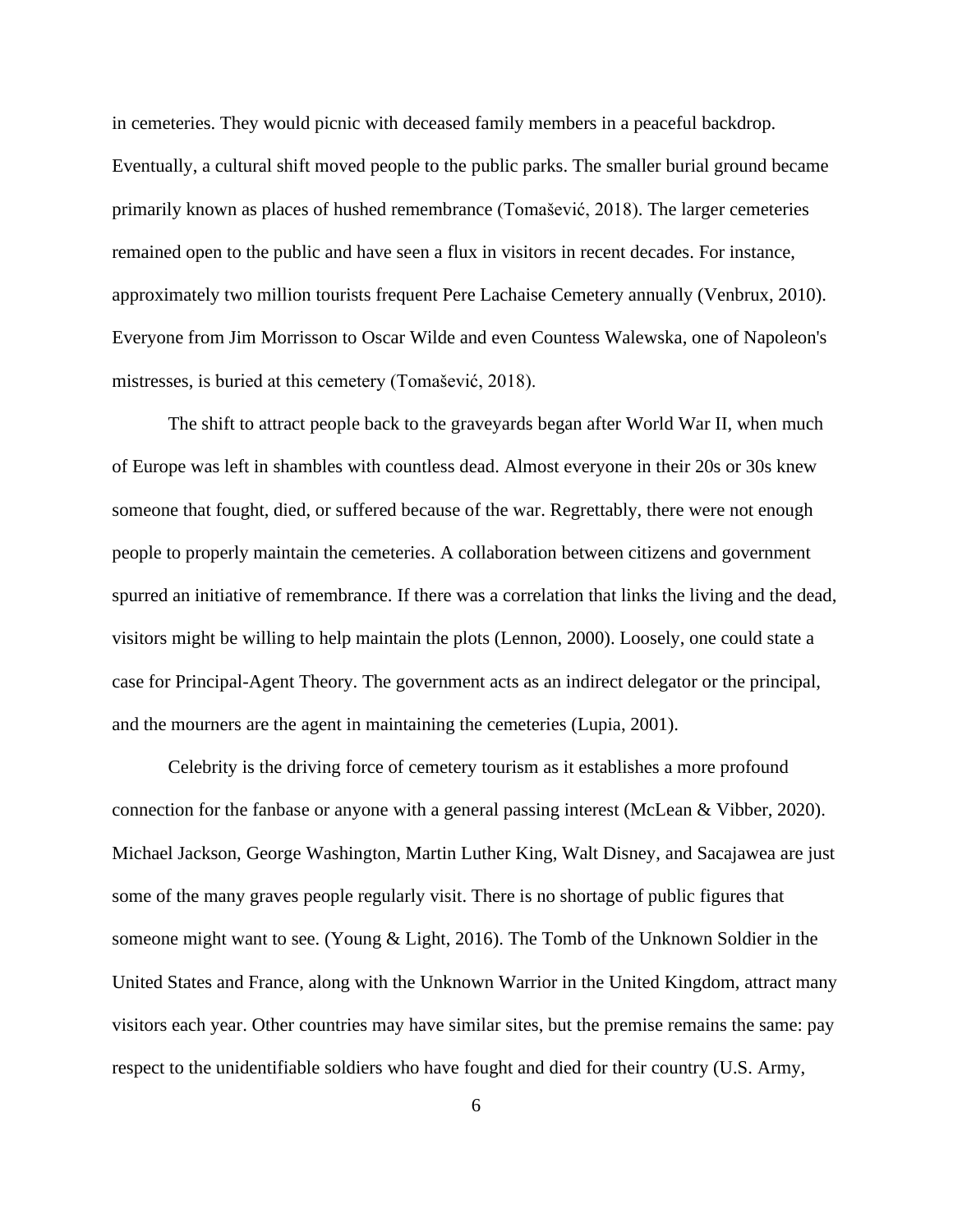in cemeteries. They would picnic with deceased family members in a peaceful backdrop. Eventually, a cultural shift moved people to the public parks. The smaller burial ground became primarily known as places of hushed remembrance (Tomašević, 2018). The larger cemeteries remained open to the public and have seen a flux in visitors in recent decades. For instance, approximately two million tourists frequent Pere Lachaise Cemetery annually (Venbrux, 2010). Everyone from Jim Morrisson to Oscar Wilde and even Countess Walewska, one of Napoleon's mistresses, is buried at this cemetery (Tomašević, 2018).

The shift to attract people back to the graveyards began after World War II, when much of Europe was left in shambles with countless dead. Almost everyone in their 20s or 30s knew someone that fought, died, or suffered because of the war. Regrettably, there were not enough people to properly maintain the cemeteries. A collaboration between citizens and government spurred an initiative of remembrance. If there was a correlation that links the living and the dead, visitors might be willing to help maintain the plots (Lennon, 2000). Loosely, one could state a case for Principal-Agent Theory. The government acts as an indirect delegator or the principal, and the mourners are the agent in maintaining the cemeteries (Lupia, 2001).

Celebrity is the driving force of cemetery tourism as it establishes a more profound connection for the fanbase or anyone with a general passing interest (McLean & Vibber, 2020). Michael Jackson, George Washington, Martin Luther King, Walt Disney, and Sacajawea are just some of the many graves people regularly visit. There is no shortage of public figures that someone might want to see. (Young & Light, 2016). The Tomb of the Unknown Soldier in the United States and France, along with the Unknown Warrior in the United Kingdom, attract many visitors each year. Other countries may have similar sites, but the premise remains the same: pay respect to the unidentifiable soldiers who have fought and died for their country (U.S. Army,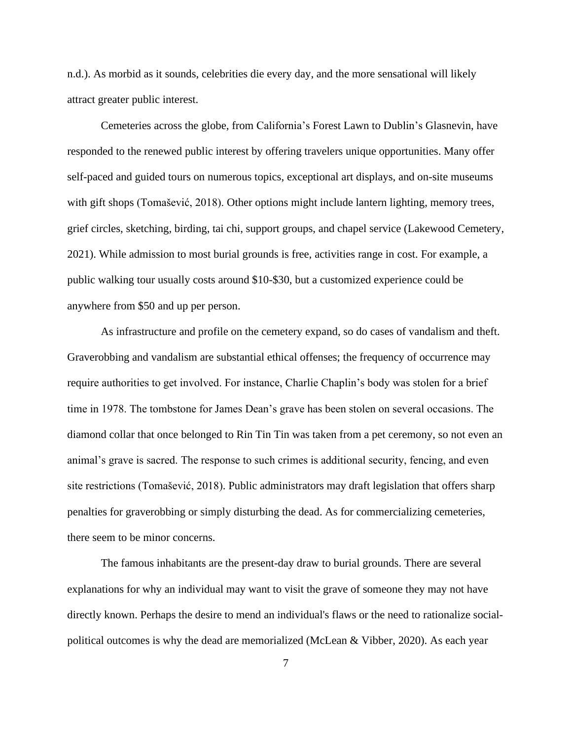n.d.). As morbid as it sounds, celebrities die every day, and the more sensational will likely attract greater public interest.

Cemeteries across the globe, from California's Forest Lawn to Dublin's Glasnevin, have responded to the renewed public interest by offering travelers unique opportunities. Many offer self-paced and guided tours on numerous topics, exceptional art displays, and on-site museums with gift shops (Tomašević, 2018). Other options might include lantern lighting, memory trees, grief circles, sketching, birding, tai chi, support groups, and chapel service (Lakewood Cemetery, 2021). While admission to most burial grounds is free, activities range in cost. For example, a public walking tour usually costs around $10-$30, but a customized experience could be anywhere from $50 and up per person.

As infrastructure and profile on the cemetery expand, so do cases of vandalism and theft. Graverobbing and vandalism are substantial ethical offenses; the frequency of occurrence may require authorities to get involved. For instance, Charlie Chaplin's body was stolen for a brief time in 1978. The tombstone for James Dean's grave has been stolen on several occasions. The diamond collar that once belonged to Rin Tin Tin was taken from a pet ceremony, so not even an animal's grave is sacred. The response to such crimes is additional security, fencing, and even site restrictions (Tomašević, 2018). Public administrators may draft legislation that offers sharp penalties for graverobbing or simply disturbing the dead. As for commercializing cemeteries, there seem to be minor concerns.

The famous inhabitants are the present-day draw to burial grounds. There are several explanations for why an individual may want to visit the grave of someone they may not have directly known. Perhaps the desire to mend an individual's flaws or the need to rationalize social-political outcomes is why the dead are memorialized (McLean & Vibber, 2020). As each year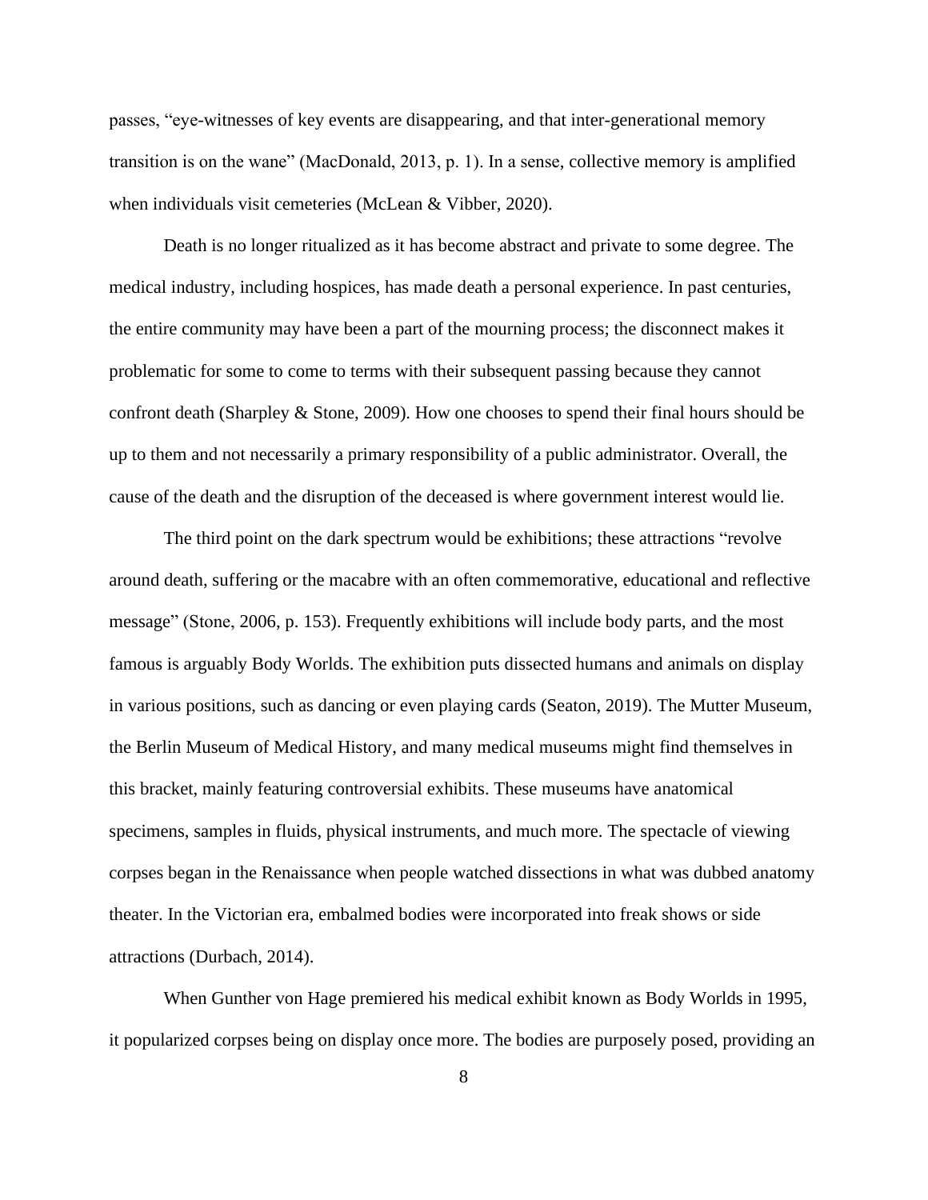passes, “eye-witnesses of key events are disappearing, and that inter-generational memory transition is on the wane” (MacDonald, 2013, p. 1). In a sense, collective memory is amplified when individuals visit cemeteries (McLean & Vibber, 2020).

Death is no longer ritualized as it has become abstract and private to some degree. The medical industry, including hospices, has made death a personal experience. In past centuries, the entire community may have been a part of the mourning process; the disconnect makes it problematic for some to come to terms with their subsequent passing because they cannot confront death (Sharpley & Stone, 2009). How one chooses to spend their final hours should be up to them and not necessarily a primary responsibility of a public administrator. Overall, the cause of the death and the disruption of the deceased is where government interest would lie.

The third point on the dark spectrum would be exhibitions; these attractions “revolve around death, suffering or the macabre with an often commemorative, educational and reflective message” (Stone, 2006, p. 153). Frequently exhibitions will include body parts, and the most famous is arguably Body Worlds. The exhibition puts dissected humans and animals on display in various positions, such as dancing or even playing cards (Seaton, 2019). The Mutter Museum, the Berlin Museum of Medical History, and many medical museums might find themselves in this bracket, mainly featuring controversial exhibits. These museums have anatomical specimens, samples in fluids, physical instruments, and much more. The spectacle of viewing corpses began in the Renaissance when people watched dissections in what was dubbed anatomy theater. In the Victorian era, embalmed bodies were incorporated into freak shows or side attractions (Durbach, 2014).

When Gunther von Hage premiered his medical exhibit known as Body Worlds in 1995, it popularized corpses being on display once more. The bodies are purposely posed, providing an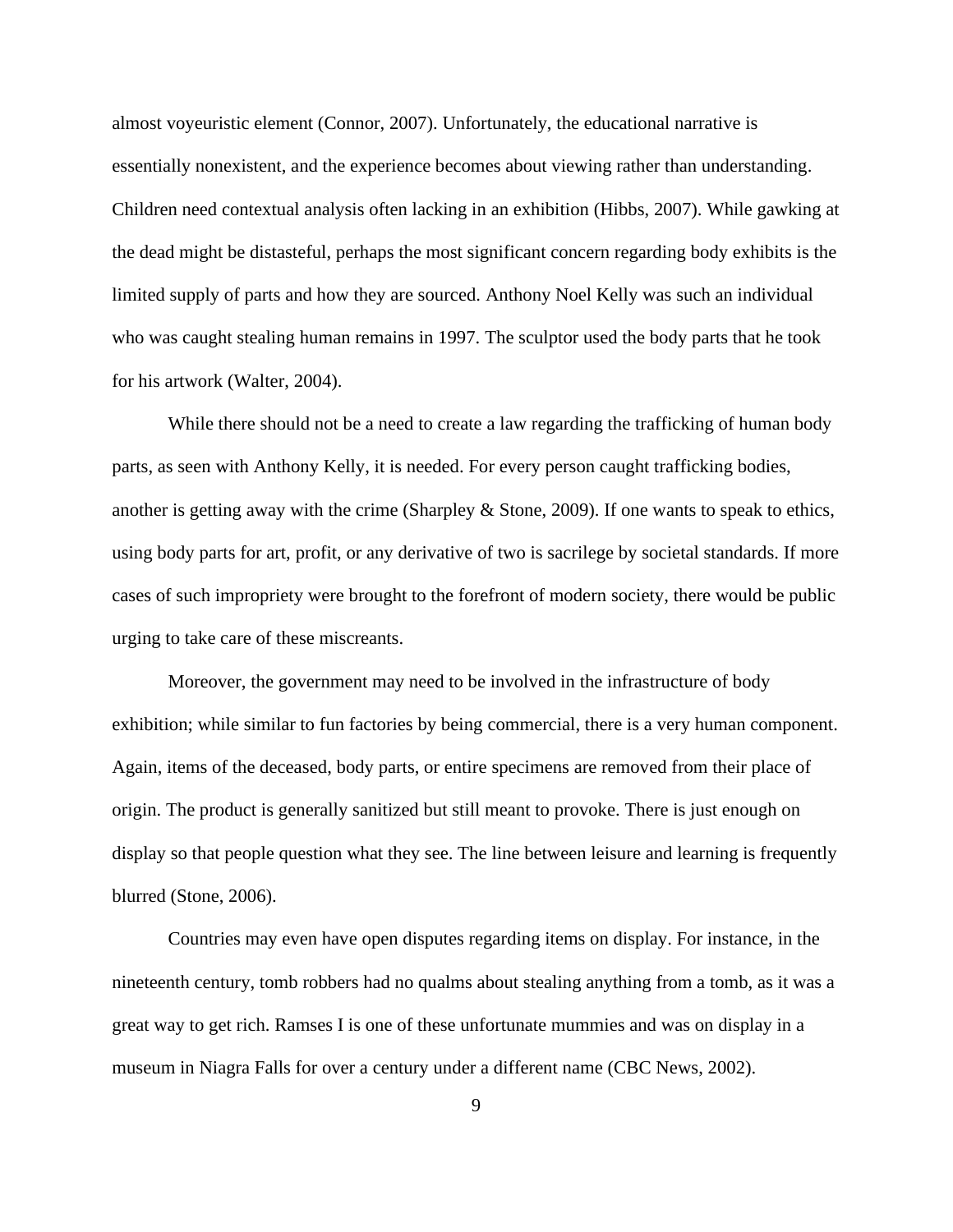almost voyeuristic element (Connor, 2007). Unfortunately, the educational narrative is essentially nonexistent, and the experience becomes about viewing rather than understanding. Children need contextual analysis often lacking in an exhibition (Hibbs, 2007). While gawking at the dead might be distasteful, perhaps the most significant concern regarding body exhibits is the limited supply of parts and how they are sourced. Anthony Noel Kelly was such an individual who was caught stealing human remains in 1997. The sculptor used the body parts that he took for his artwork (Walter, 2004).

While there should not be a need to create a law regarding the trafficking of human body parts, as seen with Anthony Kelly, it is needed. For every person caught trafficking bodies, another is getting away with the crime (Sharpley & Stone, 2009). If one wants to speak to ethics, using body parts for art, profit, or any derivative of two is sacrilege by societal standards. If more cases of such impropriety were brought to the forefront of modern society, there would be public urging to take care of these miscreants.

Moreover, the government may need to be involved in the infrastructure of body exhibition; while similar to fun factories by being commercial, there is a very human component. Again, items of the deceased, body parts, or entire specimens are removed from their place of origin. The product is generally sanitized but still meant to provoke. There is just enough on display so that people question what they see. The line between leisure and learning is frequently blurred (Stone, 2006).

Countries may even have open disputes regarding items on display. For instance, in the nineteenth century, tomb robbers had no qualms about stealing anything from a tomb, as it was a great way to get rich. Ramses I is one of these unfortunate mummies and was on display in a museum in Niagra Falls for over a century under a different name (CBC News, 2002).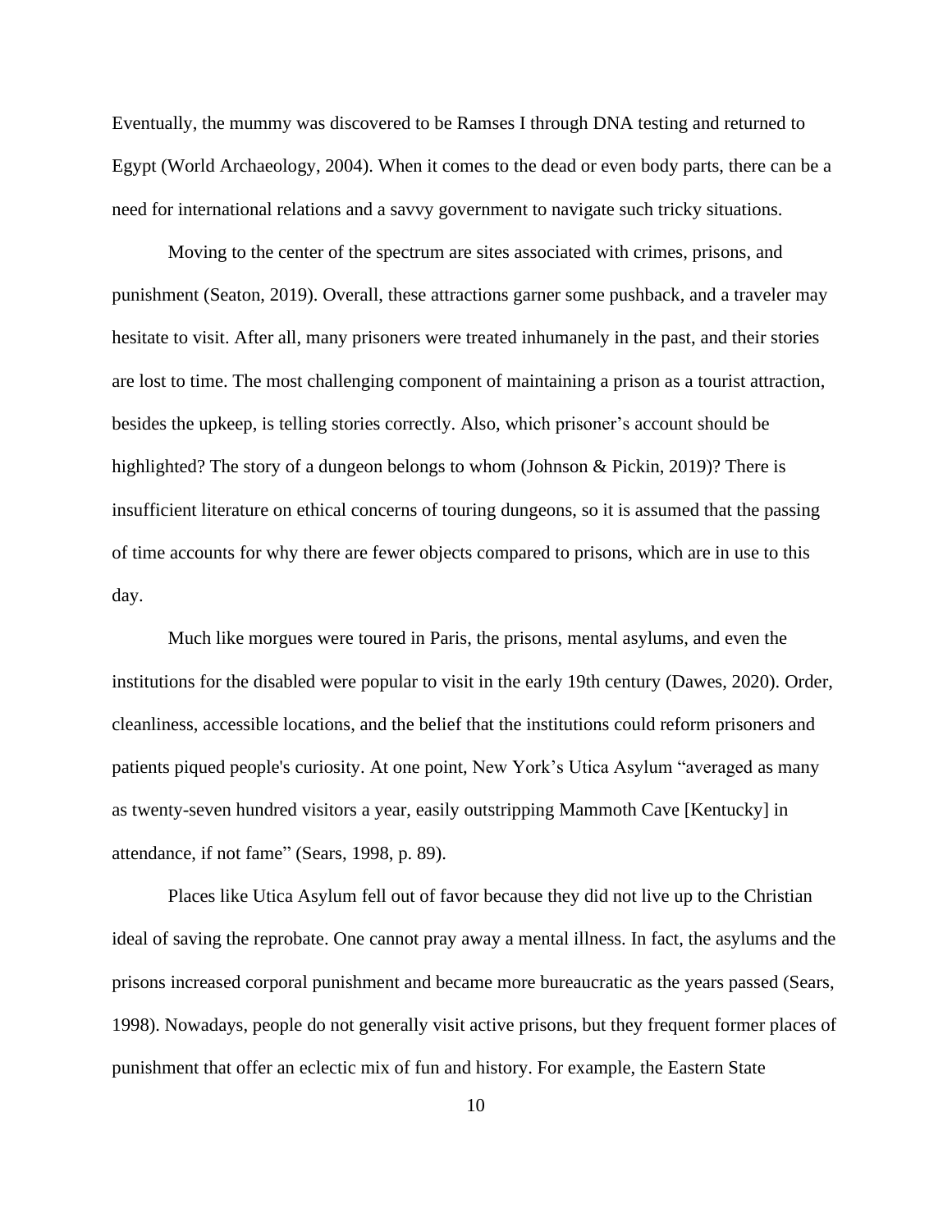Eventually, the mummy was discovered to be Ramses I through DNA testing and returned to Egypt (World Archaeology, 2004). When it comes to the dead or even body parts, there can be a need for international relations and a savvy government to navigate such tricky situations.

Moving to the center of the spectrum are sites associated with crimes, prisons, and punishment (Seaton, 2019). Overall, these attractions garner some pushback, and a traveler may hesitate to visit. After all, many prisoners were treated inhumanely in the past, and their stories are lost to time. The most challenging component of maintaining a prison as a tourist attraction, besides the upkeep, is telling stories correctly. Also, which prisoner's account should be highlighted? The story of a dungeon belongs to whom (Johnson & Pickin, 2019)? There is insufficient literature on ethical concerns of touring dungeons, so it is assumed that the passing of time accounts for why there are fewer objects compared to prisons, which are in use to this day.

Much like morgues were toured in Paris, the prisons, mental asylums, and even the institutions for the disabled were popular to visit in the early 19th century (Dawes, 2020). Order, cleanliness, accessible locations, and the belief that the institutions could reform prisoners and patients piqued people's curiosity. At one point, New York's Utica Asylum "averaged as many as twenty-seven hundred visitors a year, easily outstripping Mammoth Cave [Kentucky] in attendance, if not fame" (Sears, 1998, p. 89).

Places like Utica Asylum fell out of favor because they did not live up to the Christian ideal of saving the reprobate. One cannot pray away a mental illness. In fact, the asylums and the prisons increased corporal punishment and became more bureaucratic as the years passed (Sears, 1998). Nowadays, people do not generally visit active prisons, but they frequent former places of punishment that offer an eclectic mix of fun and history. For example, the Eastern State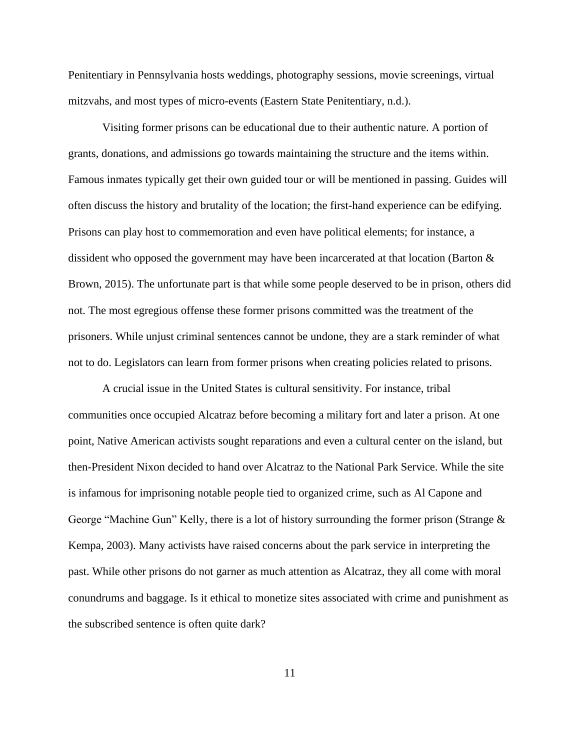Penitentiary in Pennsylvania hosts weddings, photography sessions, movie screenings, virtual mitzvahs, and most types of micro-events (Eastern State Penitentiary, n.d.).

Visiting former prisons can be educational due to their authentic nature. A portion of grants, donations, and admissions go towards maintaining the structure and the items within. Famous inmates typically get their own guided tour or will be mentioned in passing. Guides will often discuss the history and brutality of the location; the first-hand experience can be edifying. Prisons can play host to commemoration and even have political elements; for instance, a dissident who opposed the government may have been incarcerated at that location (Barton & Brown, 2015). The unfortunate part is that while some people deserved to be in prison, others did not. The most egregious offense these former prisons committed was the treatment of the prisoners. While unjust criminal sentences cannot be undone, they are a stark reminder of what not to do. Legislators can learn from former prisons when creating policies related to prisons.

A crucial issue in the United States is cultural sensitivity. For instance, tribal communities once occupied Alcatraz before becoming a military fort and later a prison. At one point, Native American activists sought reparations and even a cultural center on the island, but then-President Nixon decided to hand over Alcatraz to the National Park Service. While the site is infamous for imprisoning notable people tied to organized crime, such as Al Capone and George "Machine Gun" Kelly, there is a lot of history surrounding the former prison (Strange & Kempa, 2003). Many activists have raised concerns about the park service in interpreting the past. While other prisons do not garner as much attention as Alcatraz, they all come with moral conundrums and baggage. Is it ethical to monetize sites associated with crime and punishment as the subscribed sentence is often quite dark?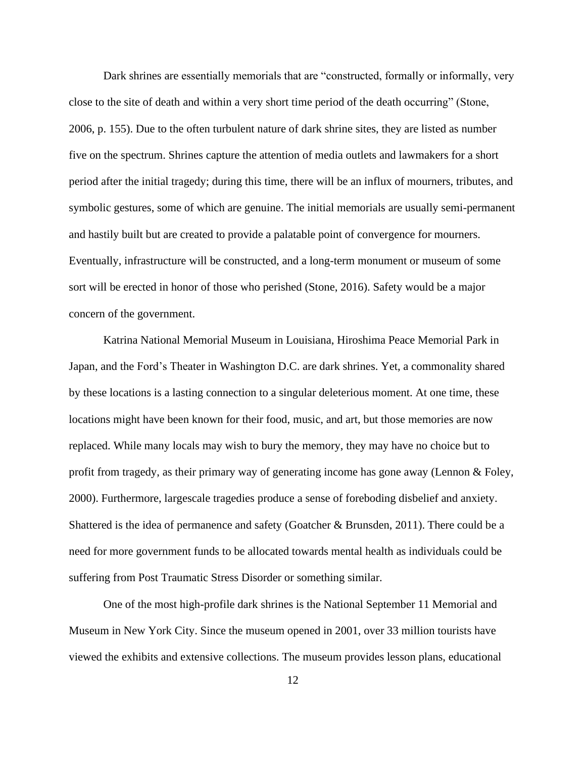Dark shrines are essentially memorials that are "constructed, formally or informally, very close to the site of death and within a very short time period of the death occurring" (Stone, 2006, p. 155). Due to the often turbulent nature of dark shrine sites, they are listed as number five on the spectrum. Shrines capture the attention of media outlets and lawmakers for a short period after the initial tragedy; during this time, there will be an influx of mourners, tributes, and symbolic gestures, some of which are genuine. The initial memorials are usually semi-permanent and hastily built but are created to provide a palatable point of convergence for mourners. Eventually, infrastructure will be constructed, and a long-term monument or museum of some sort will be erected in honor of those who perished (Stone, 2016). Safety would be a major concern of the government.

Katrina National Memorial Museum in Louisiana, Hiroshima Peace Memorial Park in Japan, and the Ford's Theater in Washington D.C. are dark shrines. Yet, a commonality shared by these locations is a lasting connection to a singular deleterious moment. At one time, these locations might have been known for their food, music, and art, but those memories are now replaced. While many locals may wish to bury the memory, they may have no choice but to profit from tragedy, as their primary way of generating income has gone away (Lennon & Foley, 2000). Furthermore, largescale tragedies produce a sense of foreboding disbelief and anxiety. Shattered is the idea of permanence and safety (Goatcher & Brunsden, 2011). There could be a need for more government funds to be allocated towards mental health as individuals could be suffering from Post Traumatic Stress Disorder or something similar.

One of the most high-profile dark shrines is the National September 11 Memorial and Museum in New York City. Since the museum opened in 2001, over 33 million tourists have viewed the exhibits and extensive collections. The museum provides lesson plans, educational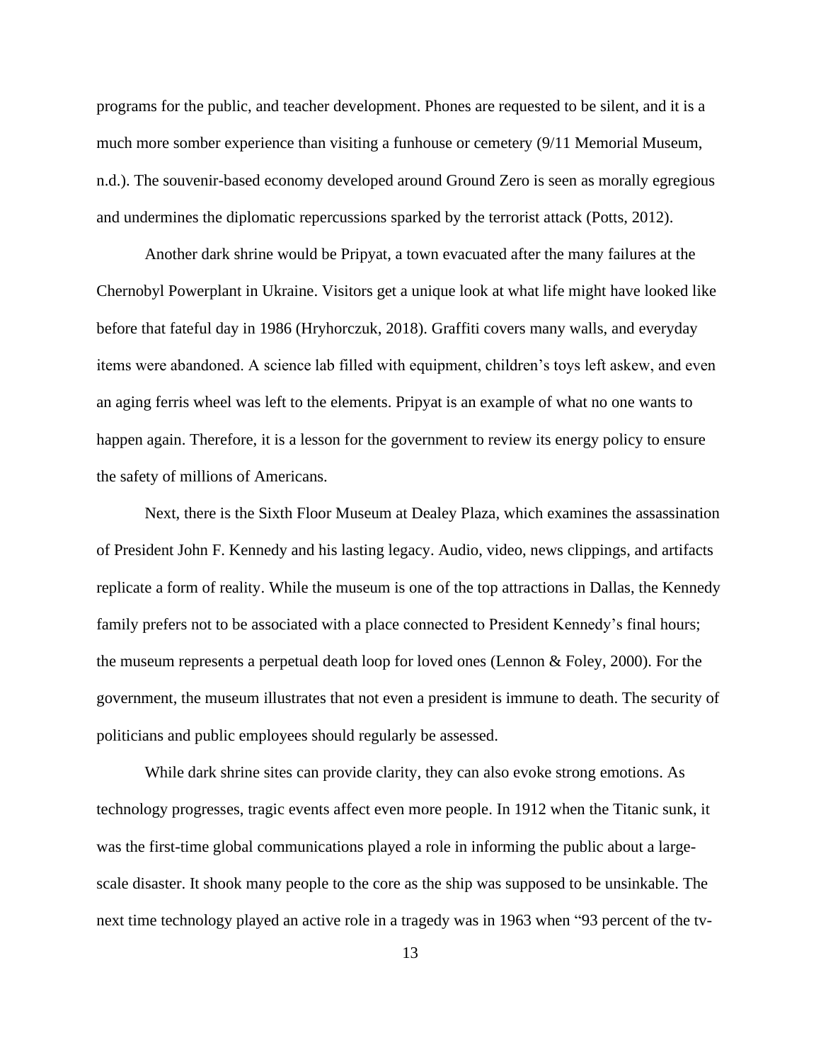programs for the public, and teacher development. Phones are requested to be silent, and it is a much more somber experience than visiting a funhouse or cemetery (9/11 Memorial Museum, n.d.). The souvenir-based economy developed around Ground Zero is seen as morally egregious and undermines the diplomatic repercussions sparked by the terrorist attack (Potts, 2012).

Another dark shrine would be Pripyat, a town evacuated after the many failures at the Chernobyl Powerplant in Ukraine. Visitors get a unique look at what life might have looked like before that fateful day in 1986 (Hryhorczuk, 2018). Graffiti covers many walls, and everyday items were abandoned. A science lab filled with equipment, children's toys left askew, and even an aging ferris wheel was left to the elements. Pripyat is an example of what no one wants to happen again. Therefore, it is a lesson for the government to review its energy policy to ensure the safety of millions of Americans.

Next, there is the Sixth Floor Museum at Dealey Plaza, which examines the assassination of President John F. Kennedy and his lasting legacy. Audio, video, news clippings, and artifacts replicate a form of reality. While the museum is one of the top attractions in Dallas, the Kennedy family prefers not to be associated with a place connected to President Kennedy's final hours; the museum represents a perpetual death loop for loved ones (Lennon & Foley, 2000). For the government, the museum illustrates that not even a president is immune to death. The security of politicians and public employees should regularly be assessed.

While dark shrine sites can provide clarity, they can also evoke strong emotions. As technology progresses, tragic events affect even more people. In 1912 when the Titanic sunk, it was the first-time global communications played a role in informing the public about a large-scale disaster. It shook many people to the core as the ship was supposed to be unsinkable. The next time technology played an active role in a tragedy was in 1963 when "93 percent of the tv-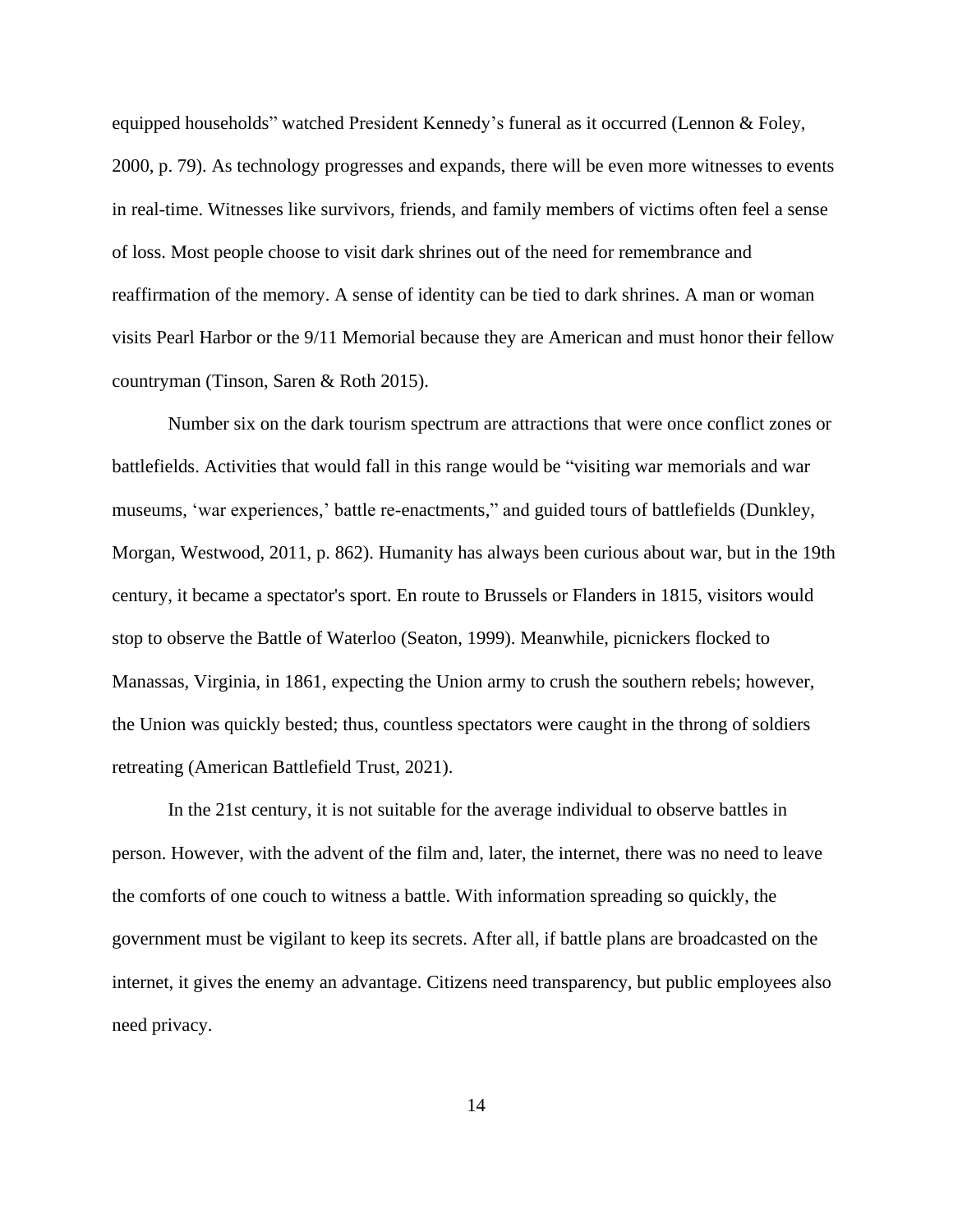equipped households" watched President Kennedy's funeral as it occurred (Lennon & Foley, 2000, p. 79). As technology progresses and expands, there will be even more witnesses to events in real-time. Witnesses like survivors, friends, and family members of victims often feel a sense of loss. Most people choose to visit dark shrines out of the need for remembrance and reaffirmation of the memory. A sense of identity can be tied to dark shrines. A man or woman visits Pearl Harbor or the 9/11 Memorial because they are American and must honor their fellow countryman (Tinson, Saren & Roth 2015).

Number six on the dark tourism spectrum are attractions that were once conflict zones or battlefields. Activities that would fall in this range would be "visiting war memorials and war museums, 'war experiences,' battle re-enactments," and guided tours of battlefields (Dunkley, Morgan, Westwood, 2011, p. 862). Humanity has always been curious about war, but in the 19th century, it became a spectator's sport. En route to Brussels or Flanders in 1815, visitors would stop to observe the Battle of Waterloo (Seaton, 1999). Meanwhile, picnickers flocked to Manassas, Virginia, in 1861, expecting the Union army to crush the southern rebels; however, the Union was quickly bested; thus, countless spectators were caught in the throng of soldiers retreating (American Battlefield Trust, 2021).

In the 21st century, it is not suitable for the average individual to observe battles in person. However, with the advent of the film and, later, the internet, there was no need to leave the comforts of one couch to witness a battle. With information spreading so quickly, the government must be vigilant to keep its secrets. After all, if battle plans are broadcasted on the internet, it gives the enemy an advantage. Citizens need transparency, but public employees also need privacy.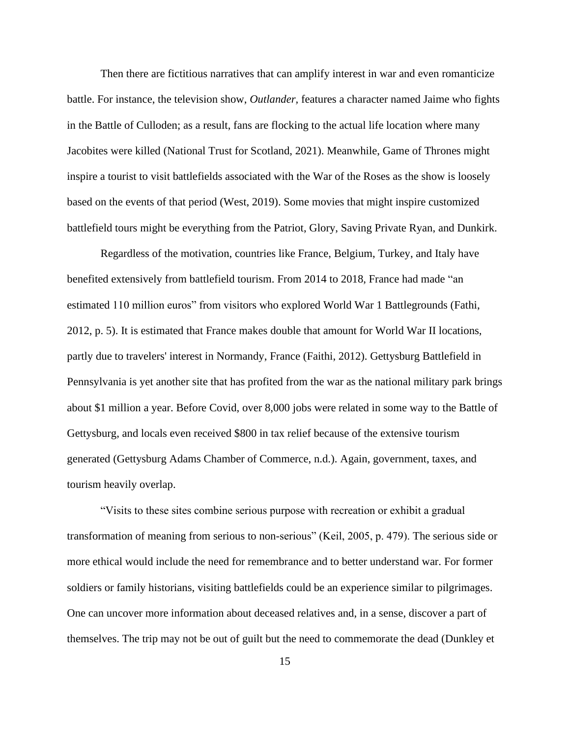Then there are fictitious narratives that can amplify interest in war and even romanticize battle. For instance, the television show, *Outlander,* features a character named Jaime who fights in the Battle of Culloden; as a result, fans are flocking to the actual life location where many Jacobites were killed (National Trust for Scotland, 2021). Meanwhile, Game of Thrones might inspire a tourist to visit battlefields associated with the War of the Roses as the show is loosely based on the events of that period (West, 2019). Some movies that might inspire customized battlefield tours might be everything from the Patriot, Glory, Saving Private Ryan, and Dunkirk.

Regardless of the motivation, countries like France, Belgium, Turkey, and Italy have benefited extensively from battlefield tourism. From 2014 to 2018, France had made "an estimated 110 million euros" from visitors who explored World War 1 Battlegrounds (Fathi, 2012, p. 5). It is estimated that France makes double that amount for World War II locations, partly due to travelers' interest in Normandy, France (Faithi, 2012). Gettysburg Battlefield in Pennsylvania is yet another site that has profited from the war as the national military park brings about $1 million a year. Before Covid, over 8,000 jobs were related in some way to the Battle of Gettysburg, and locals even received $800 in tax relief because of the extensive tourism generated (Gettysburg Adams Chamber of Commerce, n.d.). Again, government, taxes, and tourism heavily overlap.

"Visits to these sites combine serious purpose with recreation or exhibit a gradual transformation of meaning from serious to non-serious" (Keil, 2005, p. 479). The serious side or more ethical would include the need for remembrance and to better understand war. For former soldiers or family historians, visiting battlefields could be an experience similar to pilgrimages. One can uncover more information about deceased relatives and, in a sense, discover a part of themselves. The trip may not be out of guilt but the need to commemorate the dead (Dunkley et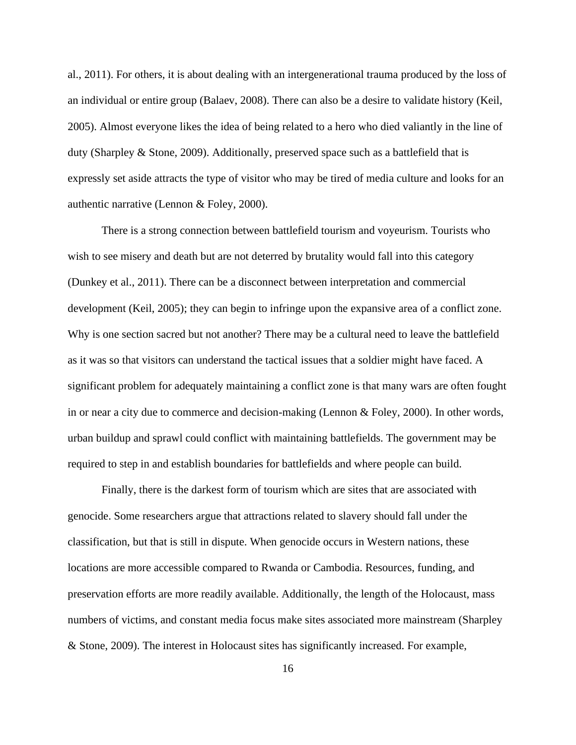al., 2011). For others, it is about dealing with an intergenerational trauma produced by the loss of an individual or entire group (Balaev, 2008). There can also be a desire to validate history (Keil, 2005). Almost everyone likes the idea of being related to a hero who died valiantly in the line of duty (Sharpley & Stone, 2009). Additionally, preserved space such as a battlefield that is expressly set aside attracts the type of visitor who may be tired of media culture and looks for an authentic narrative (Lennon & Foley, 2000).

There is a strong connection between battlefield tourism and voyeurism. Tourists who wish to see misery and death but are not deterred by brutality would fall into this category (Dunkey et al., 2011). There can be a disconnect between interpretation and commercial development (Keil, 2005); they can begin to infringe upon the expansive area of a conflict zone. Why is one section sacred but not another? There may be a cultural need to leave the battlefield as it was so that visitors can understand the tactical issues that a soldier might have faced. A significant problem for adequately maintaining a conflict zone is that many wars are often fought in or near a city due to commerce and decision-making (Lennon & Foley, 2000). In other words, urban buildup and sprawl could conflict with maintaining battlefields. The government may be required to step in and establish boundaries for battlefields and where people can build.

Finally, there is the darkest form of tourism which are sites that are associated with genocide. Some researchers argue that attractions related to slavery should fall under the classification, but that is still in dispute. When genocide occurs in Western nations, these locations are more accessible compared to Rwanda or Cambodia. Resources, funding, and preservation efforts are more readily available. Additionally, the length of the Holocaust, mass numbers of victims, and constant media focus make sites associated more mainstream (Sharpley & Stone, 2009). The interest in Holocaust sites has significantly increased. For example,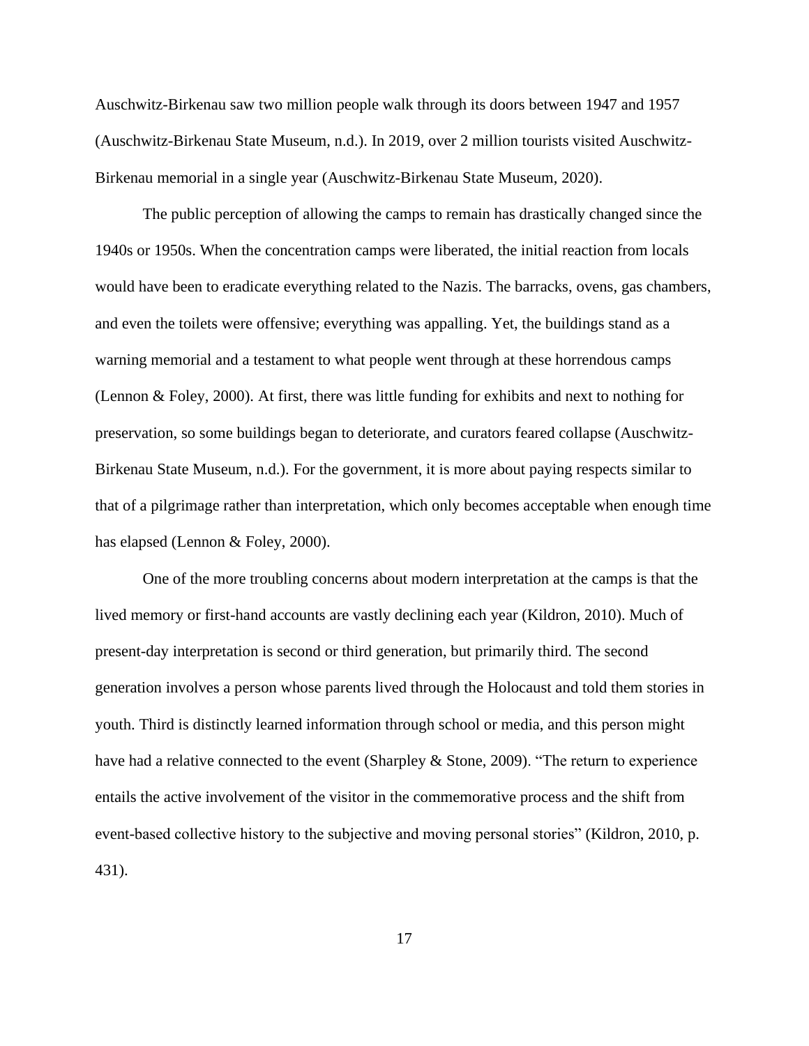Auschwitz-Birkenau saw two million people walk through its doors between 1947 and 1957 (Auschwitz-Birkenau State Museum, n.d.). In 2019, over 2 million tourists visited Auschwitz-Birkenau memorial in a single year (Auschwitz-Birkenau State Museum, 2020).

The public perception of allowing the camps to remain has drastically changed since the 1940s or 1950s. When the concentration camps were liberated, the initial reaction from locals would have been to eradicate everything related to the Nazis. The barracks, ovens, gas chambers, and even the toilets were offensive; everything was appalling. Yet, the buildings stand as a warning memorial and a testament to what people went through at these horrendous camps (Lennon & Foley, 2000). At first, there was little funding for exhibits and next to nothing for preservation, so some buildings began to deteriorate, and curators feared collapse (Auschwitz-Birkenau State Museum, n.d.). For the government, it is more about paying respects similar to that of a pilgrimage rather than interpretation, which only becomes acceptable when enough time has elapsed (Lennon & Foley, 2000).

One of the more troubling concerns about modern interpretation at the camps is that the lived memory or first-hand accounts are vastly declining each year (Kildron, 2010). Much of present-day interpretation is second or third generation, but primarily third. The second generation involves a person whose parents lived through the Holocaust and told them stories in youth. Third is distinctly learned information through school or media, and this person might have had a relative connected to the event (Sharpley & Stone, 2009). "The return to experience entails the active involvement of the visitor in the commemorative process and the shift from event-based collective history to the subjective and moving personal stories" (Kildron, 2010, p. 431).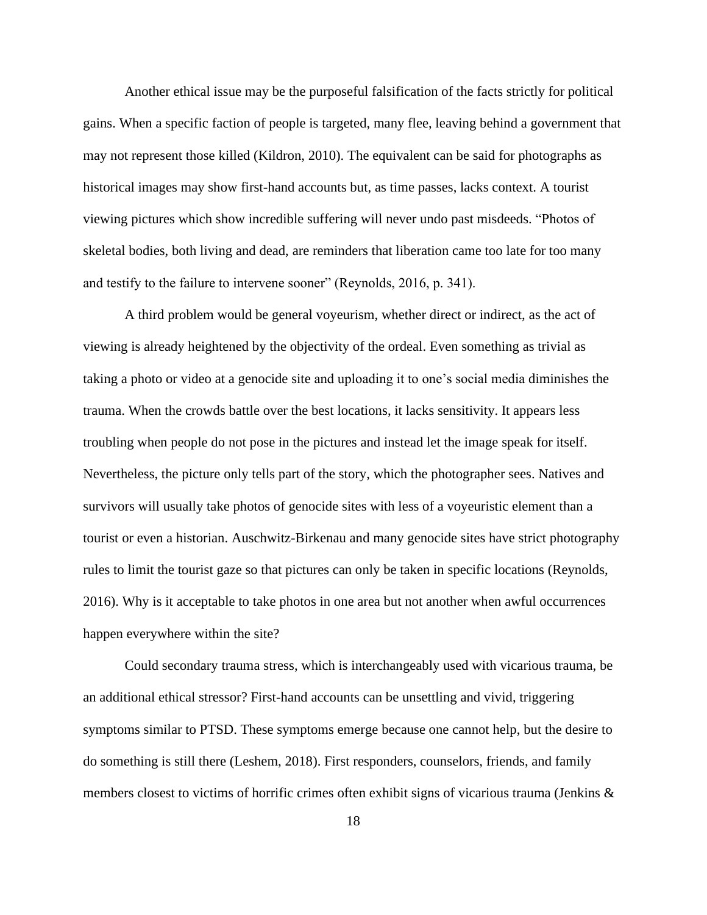Another ethical issue may be the purposeful falsification of the facts strictly for political gains. When a specific faction of people is targeted, many flee, leaving behind a government that may not represent those killed (Kildron, 2010). The equivalent can be said for photographs as historical images may show first-hand accounts but, as time passes, lacks context. A tourist viewing pictures which show incredible suffering will never undo past misdeeds. "Photos of skeletal bodies, both living and dead, are reminders that liberation came too late for too many and testify to the failure to intervene sooner" (Reynolds, 2016, p. 341).

A third problem would be general voyeurism, whether direct or indirect, as the act of viewing is already heightened by the objectivity of the ordeal. Even something as trivial as taking a photo or video at a genocide site and uploading it to one's social media diminishes the trauma. When the crowds battle over the best locations, it lacks sensitivity. It appears less troubling when people do not pose in the pictures and instead let the image speak for itself. Nevertheless, the picture only tells part of the story, which the photographer sees. Natives and survivors will usually take photos of genocide sites with less of a voyeuristic element than a tourist or even a historian. Auschwitz-Birkenau and many genocide sites have strict photography rules to limit the tourist gaze so that pictures can only be taken in specific locations (Reynolds, 2016). Why is it acceptable to take photos in one area but not another when awful occurrences happen everywhere within the site?

Could secondary trauma stress, which is interchangeably used with vicarious trauma, be an additional ethical stressor? First-hand accounts can be unsettling and vivid, triggering symptoms similar to PTSD. These symptoms emerge because one cannot help, but the desire to do something is still there (Leshem, 2018). First responders, counselors, friends, and family members closest to victims of horrific crimes often exhibit signs of vicarious trauma (Jenkins &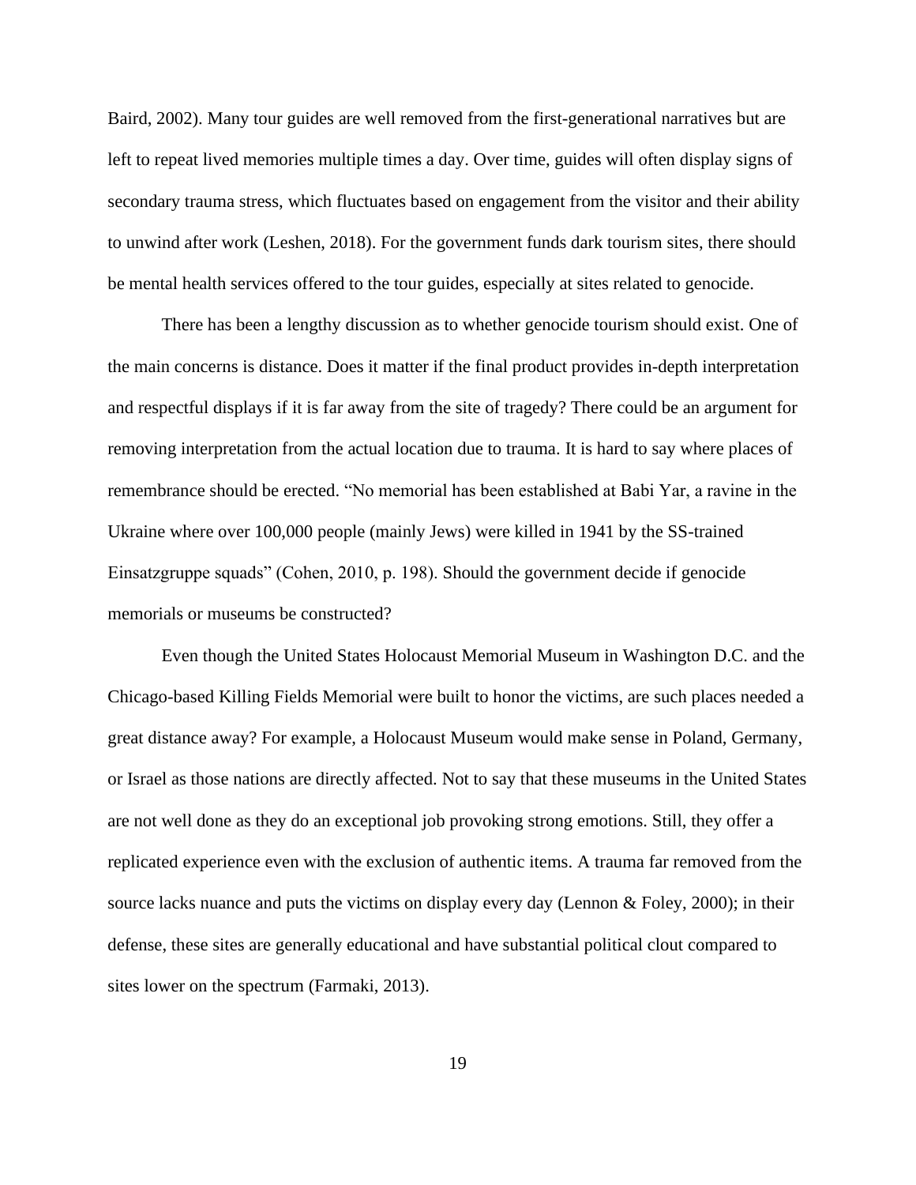Baird, 2002). Many tour guides are well removed from the first-generational narratives but are left to repeat lived memories multiple times a day. Over time, guides will often display signs of secondary trauma stress, which fluctuates based on engagement from the visitor and their ability to unwind after work (Leshen, 2018). For the government funds dark tourism sites, there should be mental health services offered to the tour guides, especially at sites related to genocide.

There has been a lengthy discussion as to whether genocide tourism should exist. One of the main concerns is distance. Does it matter if the final product provides in-depth interpretation and respectful displays if it is far away from the site of tragedy? There could be an argument for removing interpretation from the actual location due to trauma. It is hard to say where places of remembrance should be erected. "No memorial has been established at Babi Yar, a ravine in the Ukraine where over 100,000 people (mainly Jews) were killed in 1941 by the SS-trained Einsatzgruppe squads" (Cohen, 2010, p. 198). Should the government decide if genocide memorials or museums be constructed?

Even though the United States Holocaust Memorial Museum in Washington D.C. and the Chicago-based Killing Fields Memorial were built to honor the victims, are such places needed a great distance away? For example, a Holocaust Museum would make sense in Poland, Germany, or Israel as those nations are directly affected. Not to say that these museums in the United States are not well done as they do an exceptional job provoking strong emotions. Still, they offer a replicated experience even with the exclusion of authentic items. A trauma far removed from the source lacks nuance and puts the victims on display every day (Lennon & Foley, 2000); in their defense, these sites are generally educational and have substantial political clout compared to sites lower on the spectrum (Farmaki, 2013).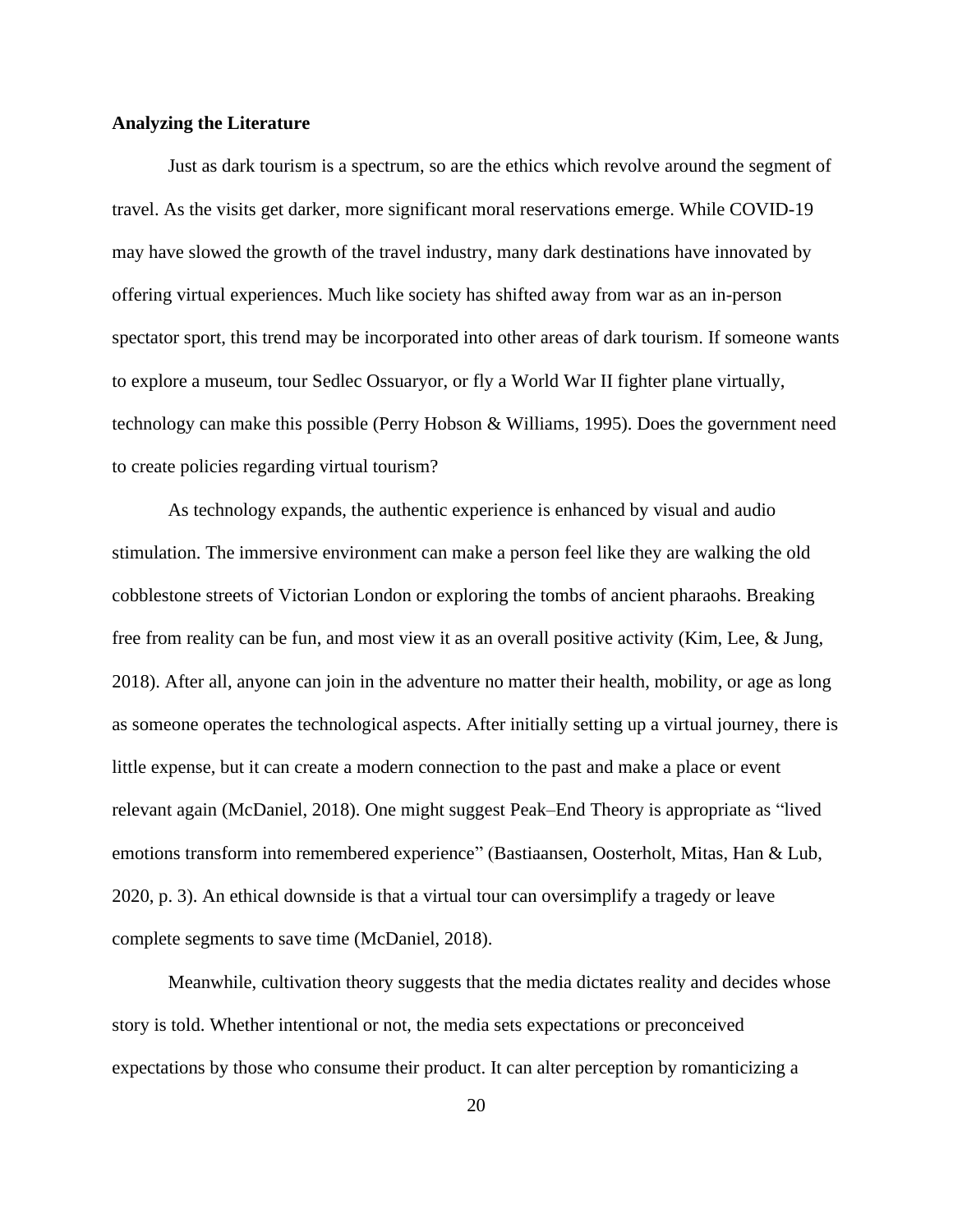**Analyzing the Literature**

Just as dark tourism is a spectrum, so are the ethics which revolve around the segment of travel. As the visits get darker, more significant moral reservations emerge. While COVID-19 may have slowed the growth of the travel industry, many dark destinations have innovated by offering virtual experiences. Much like society has shifted away from war as an in-person spectator sport, this trend may be incorporated into other areas of dark tourism. If someone wants to explore a museum, tour Sedlec Ossuaryor, or fly a World War II fighter plane virtually, technology can make this possible (Perry Hobson & Williams, 1995). Does the government need to create policies regarding virtual tourism?

As technology expands, the authentic experience is enhanced by visual and audio stimulation. The immersive environment can make a person feel like they are walking the old cobblestone streets of Victorian London or exploring the tombs of ancient pharaohs. Breaking free from reality can be fun, and most view it as an overall positive activity (Kim, Lee, & Jung, 2018). After all, anyone can join in the adventure no matter their health, mobility, or age as long as someone operates the technological aspects. After initially setting up a virtual journey, there is little expense, but it can create a modern connection to the past and make a place or event relevant again (McDaniel, 2018). One might suggest Peak–End Theory is appropriate as "lived emotions transform into remembered experience" (Bastiaansen, Oosterholt, Mitas, Han & Lub, 2020, p. 3). An ethical downside is that a virtual tour can oversimplify a tragedy or leave complete segments to save time (McDaniel, 2018).

Meanwhile, cultivation theory suggests that the media dictates reality and decides whose story is told. Whether intentional or not, the media sets expectations or preconceived expectations by those who consume their product. It can alter perception by romanticizing a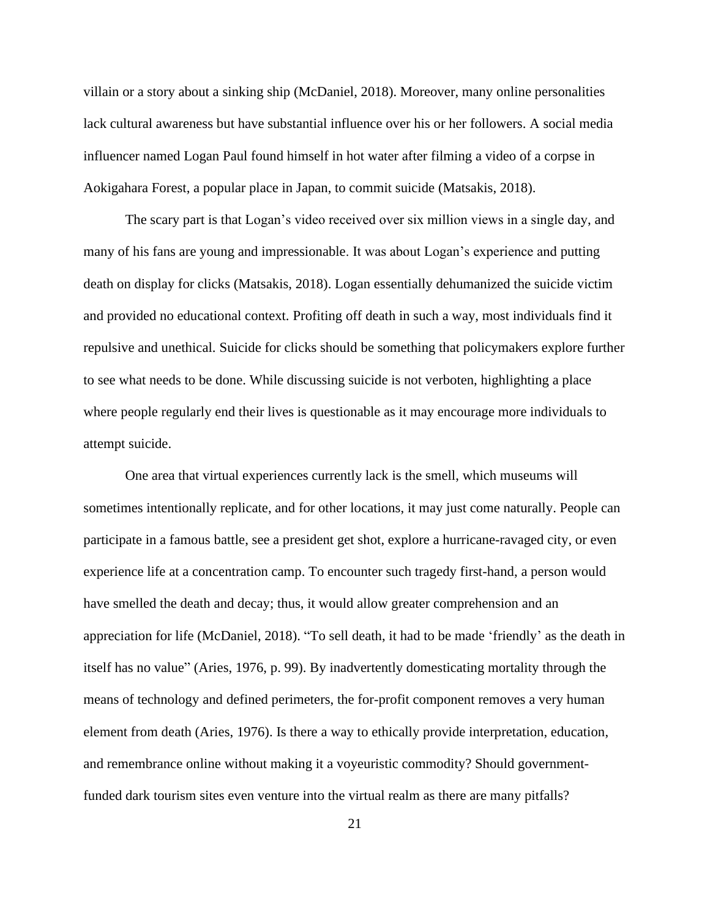villain or a story about a sinking ship (McDaniel, 2018). Moreover, many online personalities lack cultural awareness but have substantial influence over his or her followers. A social media influencer named Logan Paul found himself in hot water after filming a video of a corpse in Aokigahara Forest, a popular place in Japan, to commit suicide (Matsakis, 2018).

The scary part is that Logan's video received over six million views in a single day, and many of his fans are young and impressionable. It was about Logan's experience and putting death on display for clicks (Matsakis, 2018). Logan essentially dehumanized the suicide victim and provided no educational context. Profiting off death in such a way, most individuals find it repulsive and unethical. Suicide for clicks should be something that policymakers explore further to see what needs to be done. While discussing suicide is not verboten, highlighting a place where people regularly end their lives is questionable as it may encourage more individuals to attempt suicide.

One area that virtual experiences currently lack is the smell, which museums will sometimes intentionally replicate, and for other locations, it may just come naturally. People can participate in a famous battle, see a president get shot, explore a hurricane-ravaged city, or even experience life at a concentration camp. To encounter such tragedy first-hand, a person would have smelled the death and decay; thus, it would allow greater comprehension and an appreciation for life (McDaniel, 2018). "To sell death, it had to be made 'friendly' as the death in itself has no value" (Aries, 1976, p. 99). By inadvertently domesticating mortality through the means of technology and defined perimeters, the for-profit component removes a very human element from death (Aries, 1976). Is there a way to ethically provide interpretation, education, and remembrance online without making it a voyeuristic commodity? Should government-funded dark tourism sites even venture into the virtual realm as there are many pitfalls?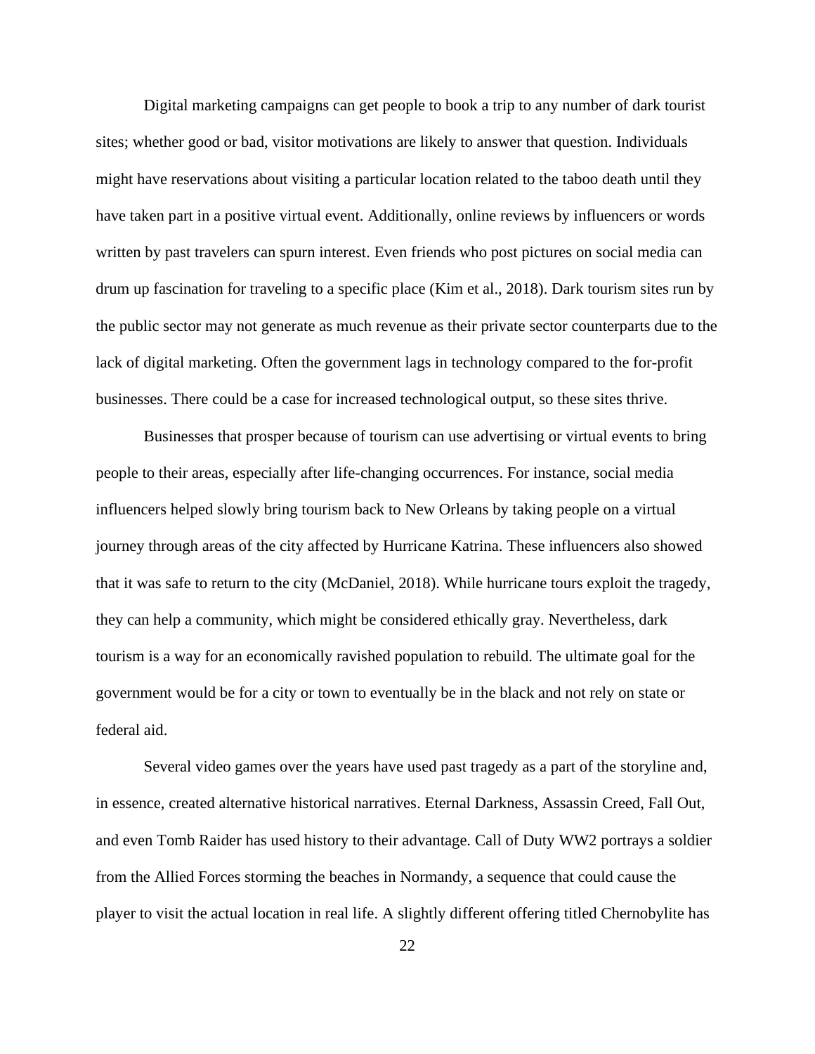Digital marketing campaigns can get people to book a trip to any number of dark tourist sites; whether good or bad, visitor motivations are likely to answer that question. Individuals might have reservations about visiting a particular location related to the taboo death until they have taken part in a positive virtual event. Additionally, online reviews by influencers or words written by past travelers can spurn interest. Even friends who post pictures on social media can drum up fascination for traveling to a specific place (Kim et al., 2018). Dark tourism sites run by the public sector may not generate as much revenue as their private sector counterparts due to the lack of digital marketing. Often the government lags in technology compared to the for-profit businesses. There could be a case for increased technological output, so these sites thrive.

Businesses that prosper because of tourism can use advertising or virtual events to bring people to their areas, especially after life-changing occurrences. For instance, social media influencers helped slowly bring tourism back to New Orleans by taking people on a virtual journey through areas of the city affected by Hurricane Katrina. These influencers also showed that it was safe to return to the city (McDaniel, 2018). While hurricane tours exploit the tragedy, they can help a community, which might be considered ethically gray. Nevertheless, dark tourism is a way for an economically ravished population to rebuild. The ultimate goal for the government would be for a city or town to eventually be in the black and not rely on state or federal aid.

Several video games over the years have used past tragedy as a part of the storyline and, in essence, created alternative historical narratives. Eternal Darkness, Assassin Creed, Fall Out, and even Tomb Raider has used history to their advantage. Call of Duty WW2 portrays a soldier from the Allied Forces storming the beaches in Normandy, a sequence that could cause the player to visit the actual location in real life. A slightly different offering titled Chernobylite has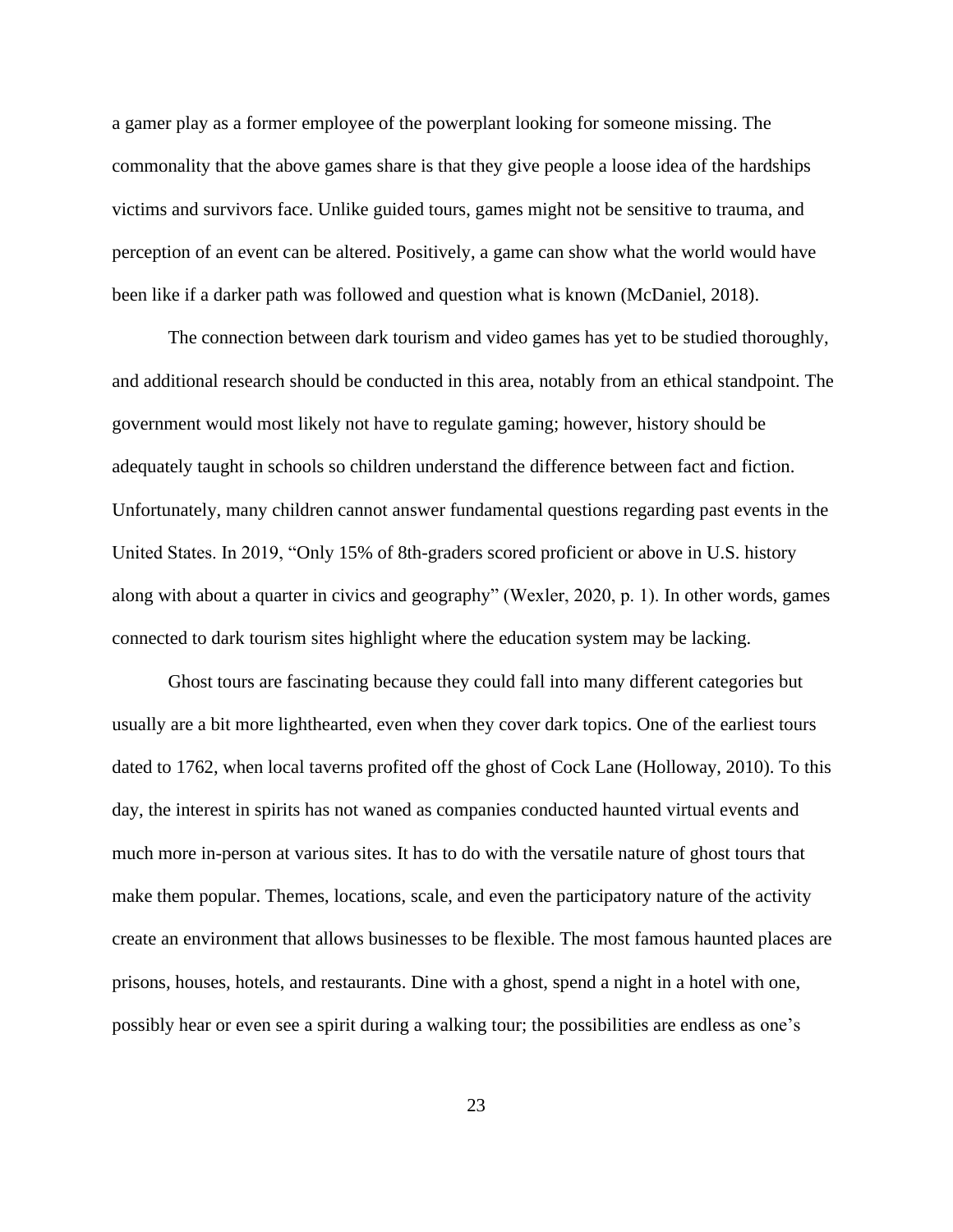a gamer play as a former employee of the powerplant looking for someone missing. The commonality that the above games share is that they give people a loose idea of the hardships victims and survivors face. Unlike guided tours, games might not be sensitive to trauma, and perception of an event can be altered. Positively, a game can show what the world would have been like if a darker path was followed and question what is known (McDaniel, 2018).

The connection between dark tourism and video games has yet to be studied thoroughly, and additional research should be conducted in this area, notably from an ethical standpoint. The government would most likely not have to regulate gaming; however, history should be adequately taught in schools so children understand the difference between fact and fiction. Unfortunately, many children cannot answer fundamental questions regarding past events in the United States. In 2019, "Only 15% of 8th-graders scored proficient or above in U.S. history along with about a quarter in civics and geography" (Wexler, 2020, p. 1). In other words, games connected to dark tourism sites highlight where the education system may be lacking.

Ghost tours are fascinating because they could fall into many different categories but usually are a bit more lighthearted, even when they cover dark topics. One of the earliest tours dated to 1762, when local taverns profited off the ghost of Cock Lane (Holloway, 2010). To this day, the interest in spirits has not waned as companies conducted haunted virtual events and much more in-person at various sites. It has to do with the versatile nature of ghost tours that make them popular. Themes, locations, scale, and even the participatory nature of the activity create an environment that allows businesses to be flexible. The most famous haunted places are prisons, houses, hotels, and restaurants. Dine with a ghost, spend a night in a hotel with one, possibly hear or even see a spirit during a walking tour; the possibilities are endless as one's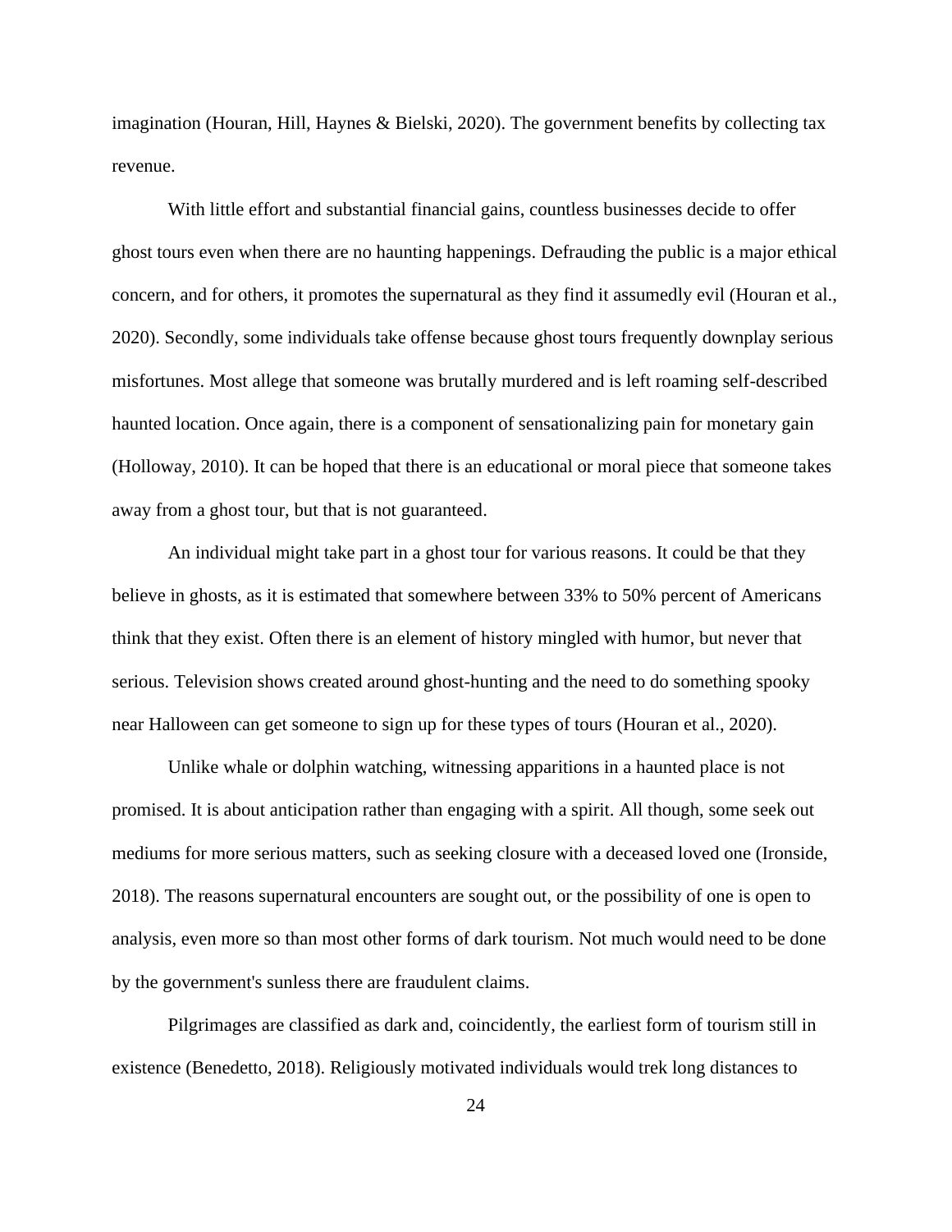imagination (Houran, Hill, Haynes & Bielski, 2020). The government benefits by collecting tax revenue.

With little effort and substantial financial gains, countless businesses decide to offer ghost tours even when there are no haunting happenings. Defrauding the public is a major ethical concern, and for others, it promotes the supernatural as they find it assumedly evil (Houran et al., 2020). Secondly, some individuals take offense because ghost tours frequently downplay serious misfortunes. Most allege that someone was brutally murdered and is left roaming self-described haunted location. Once again, there is a component of sensationalizing pain for monetary gain (Holloway, 2010). It can be hoped that there is an educational or moral piece that someone takes away from a ghost tour, but that is not guaranteed.

An individual might take part in a ghost tour for various reasons. It could be that they believe in ghosts, as it is estimated that somewhere between 33% to 50% percent of Americans think that they exist. Often there is an element of history mingled with humor, but never that serious. Television shows created around ghost-hunting and the need to do something spooky near Halloween can get someone to sign up for these types of tours (Houran et al., 2020).

Unlike whale or dolphin watching, witnessing apparitions in a haunted place is not promised. It is about anticipation rather than engaging with a spirit. All though, some seek out mediums for more serious matters, such as seeking closure with a deceased loved one (Ironside, 2018). The reasons supernatural encounters are sought out, or the possibility of one is open to analysis, even more so than most other forms of dark tourism. Not much would need to be done by the government's sunless there are fraudulent claims.

Pilgrimages are classified as dark and, coincidently, the earliest form of tourism still in existence (Benedetto, 2018). Religiously motivated individuals would trek long distances to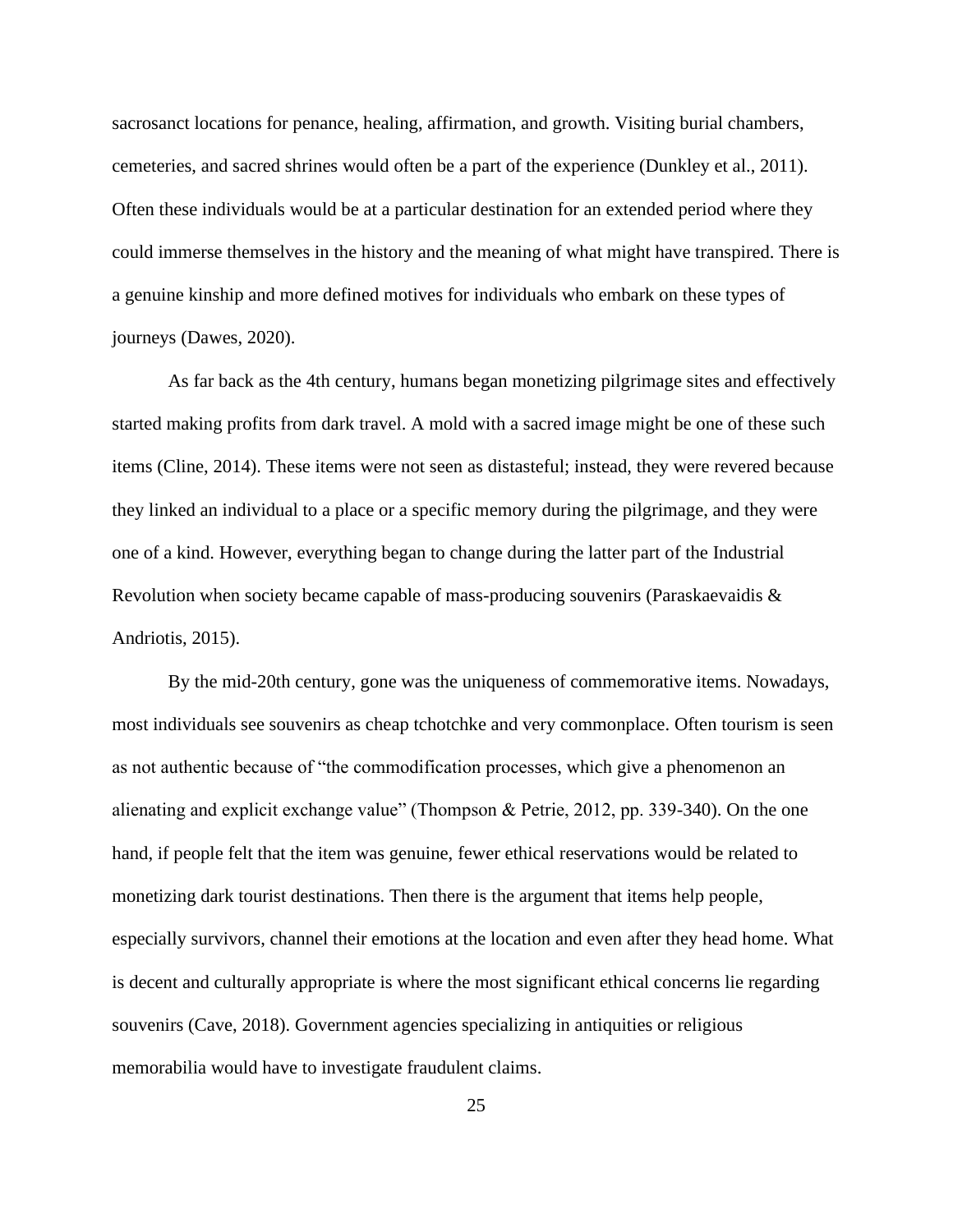sacrosanct locations for penance, healing, affirmation, and growth. Visiting burial chambers, cemeteries, and sacred shrines would often be a part of the experience (Dunkley et al., 2011). Often these individuals would be at a particular destination for an extended period where they could immerse themselves in the history and the meaning of what might have transpired. There is a genuine kinship and more defined motives for individuals who embark on these types of journeys (Dawes, 2020).

As far back as the 4th century, humans began monetizing pilgrimage sites and effectively started making profits from dark travel. A mold with a sacred image might be one of these such items (Cline, 2014). These items were not seen as distasteful; instead, they were revered because they linked an individual to a place or a specific memory during the pilgrimage, and they were one of a kind. However, everything began to change during the latter part of the Industrial Revolution when society became capable of mass-producing souvenirs (Paraskaevaidis & Andriotis, 2015).

By the mid-20th century, gone was the uniqueness of commemorative items. Nowadays, most individuals see souvenirs as cheap tchotchke and very commonplace. Often tourism is seen as not authentic because of "the commodification processes, which give a phenomenon an alienating and explicit exchange value" (Thompson & Petrie, 2012, pp. 339-340). On the one hand, if people felt that the item was genuine, fewer ethical reservations would be related to monetizing dark tourist destinations. Then there is the argument that items help people, especially survivors, channel their emotions at the location and even after they head home. What is decent and culturally appropriate is where the most significant ethical concerns lie regarding souvenirs (Cave, 2018). Government agencies specializing in antiquities or religious memorabilia would have to investigate fraudulent claims.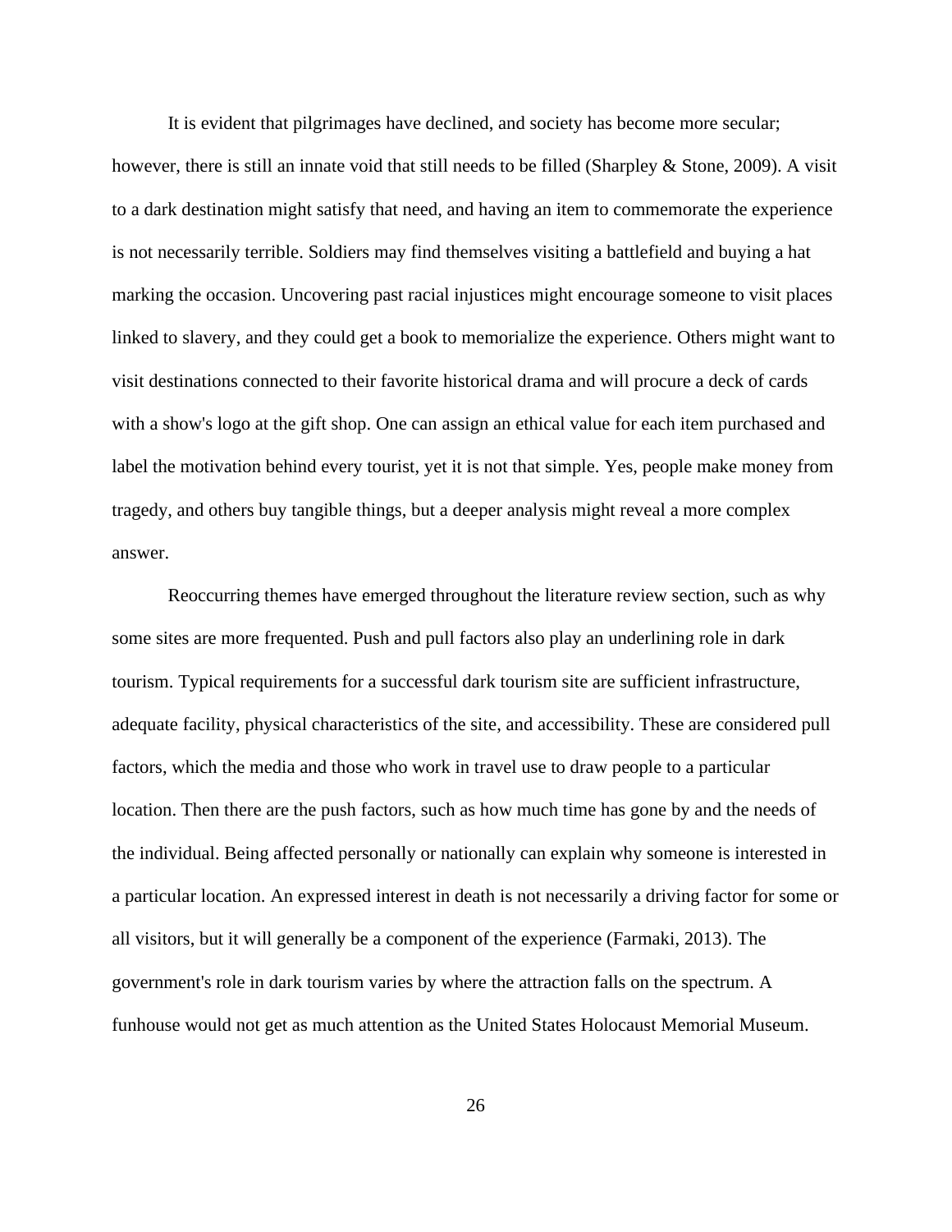It is evident that pilgrimages have declined, and society has become more secular; however, there is still an innate void that still needs to be filled (Sharpley & Stone, 2009). A visit to a dark destination might satisfy that need, and having an item to commemorate the experience is not necessarily terrible. Soldiers may find themselves visiting a battlefield and buying a hat marking the occasion. Uncovering past racial injustices might encourage someone to visit places linked to slavery, and they could get a book to memorialize the experience. Others might want to visit destinations connected to their favorite historical drama and will procure a deck of cards with a show's logo at the gift shop. One can assign an ethical value for each item purchased and label the motivation behind every tourist, yet it is not that simple. Yes, people make money from tragedy, and others buy tangible things, but a deeper analysis might reveal a more complex answer.

Reoccurring themes have emerged throughout the literature review section, such as why some sites are more frequented. Push and pull factors also play an underlining role in dark tourism. Typical requirements for a successful dark tourism site are sufficient infrastructure, adequate facility, physical characteristics of the site, and accessibility. These are considered pull factors, which the media and those who work in travel use to draw people to a particular location. Then there are the push factors, such as how much time has gone by and the needs of the individual. Being affected personally or nationally can explain why someone is interested in a particular location. An expressed interest in death is not necessarily a driving factor for some or all visitors, but it will generally be a component of the experience (Farmaki, 2013). The government's role in dark tourism varies by where the attraction falls on the spectrum. A funhouse would not get as much attention as the United States Holocaust Memorial Museum.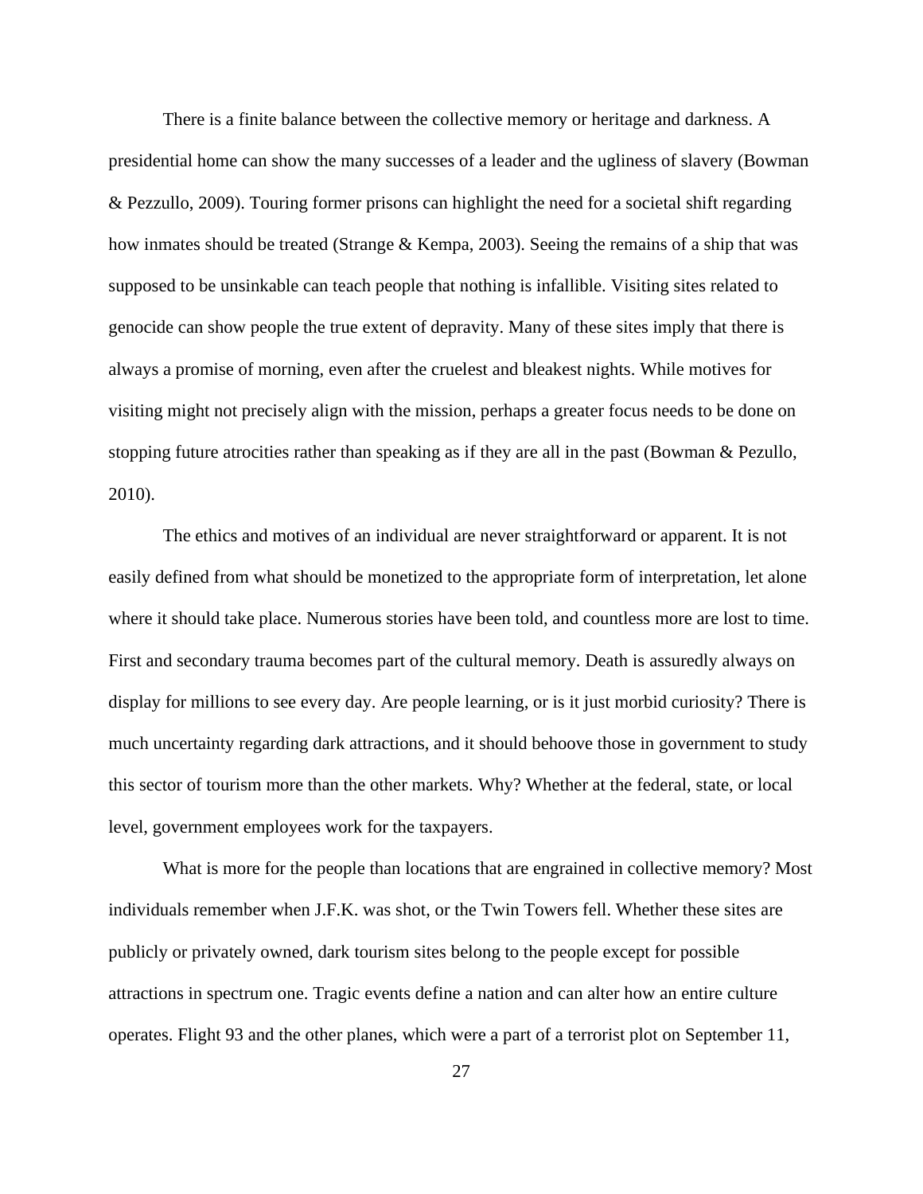There is a finite balance between the collective memory or heritage and darkness. A presidential home can show the many successes of a leader and the ugliness of slavery (Bowman & Pezzullo, 2009). Touring former prisons can highlight the need for a societal shift regarding how inmates should be treated (Strange & Kempa, 2003). Seeing the remains of a ship that was supposed to be unsinkable can teach people that nothing is infallible. Visiting sites related to genocide can show people the true extent of depravity. Many of these sites imply that there is always a promise of morning, even after the cruelest and bleakest nights. While motives for visiting might not precisely align with the mission, perhaps a greater focus needs to be done on stopping future atrocities rather than speaking as if they are all in the past (Bowman & Pezullo, 2010).

The ethics and motives of an individual are never straightforward or apparent. It is not easily defined from what should be monetized to the appropriate form of interpretation, let alone where it should take place. Numerous stories have been told, and countless more are lost to time. First and secondary trauma becomes part of the cultural memory. Death is assuredly always on display for millions to see every day. Are people learning, or is it just morbid curiosity? There is much uncertainty regarding dark attractions, and it should behoove those in government to study this sector of tourism more than the other markets. Why? Whether at the federal, state, or local level, government employees work for the taxpayers.

What is more for the people than locations that are engrained in collective memory? Most individuals remember when J.F.K. was shot, or the Twin Towers fell. Whether these sites are publicly or privately owned, dark tourism sites belong to the people except for possible attractions in spectrum one. Tragic events define a nation and can alter how an entire culture operates. Flight 93 and the other planes, which were a part of a terrorist plot on September 11,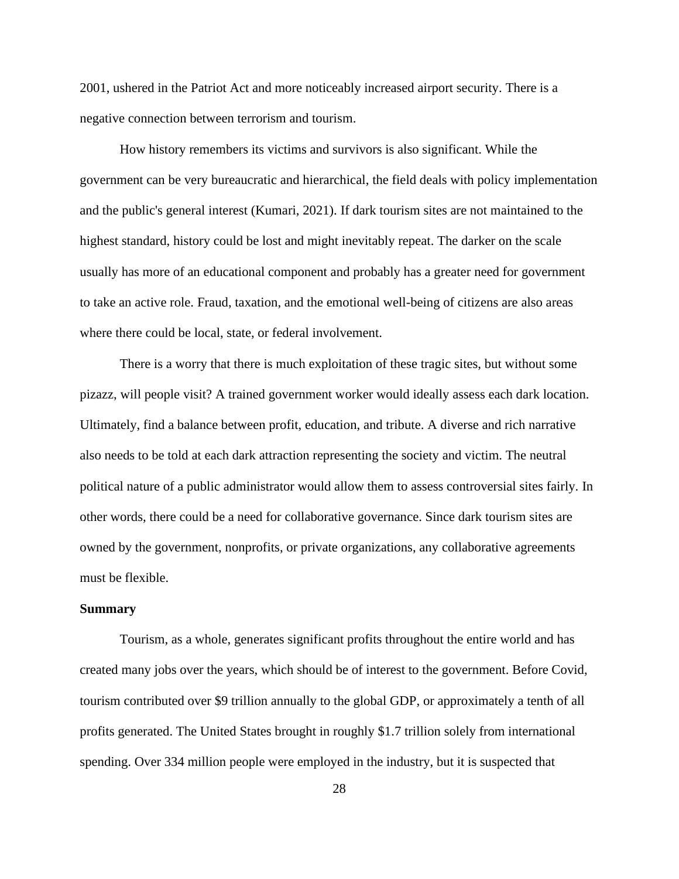2001, ushered in the Patriot Act and more noticeably increased airport security. There is a negative connection between terrorism and tourism.

How history remembers its victims and survivors is also significant. While the government can be very bureaucratic and hierarchical, the field deals with policy implementation and the public's general interest (Kumari, 2021). If dark tourism sites are not maintained to the highest standard, history could be lost and might inevitably repeat. The darker on the scale usually has more of an educational component and probably has a greater need for government to take an active role. Fraud, taxation, and the emotional well-being of citizens are also areas where there could be local, state, or federal involvement.

There is a worry that there is much exploitation of these tragic sites, but without some pizazz, will people visit? A trained government worker would ideally assess each dark location. Ultimately, find a balance between profit, education, and tribute. A diverse and rich narrative also needs to be told at each dark attraction representing the society and victim. The neutral political nature of a public administrator would allow them to assess controversial sites fairly. In other words, there could be a need for collaborative governance. Since dark tourism sites are owned by the government, nonprofits, or private organizations, any collaborative agreements must be flexible.

**Summary**

Tourism, as a whole, generates significant profits throughout the entire world and has created many jobs over the years, which should be of interest to the government. Before Covid, tourism contributed over $9 trillion annually to the global GDP, or approximately a tenth of all profits generated. The United States brought in roughly $1.7 trillion solely from international spending. Over 334 million people were employed in the industry, but it is suspected that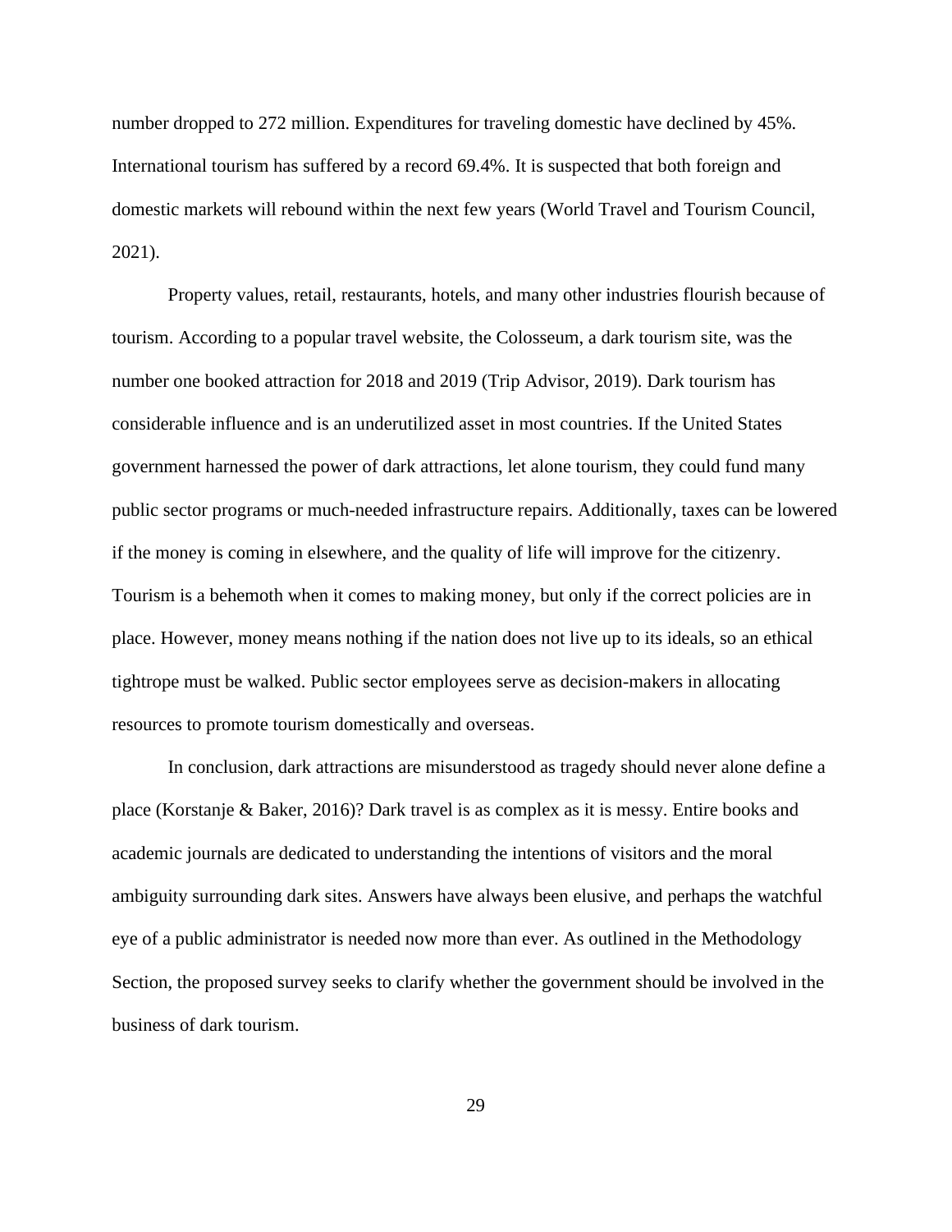number dropped to 272 million. Expenditures for traveling domestic have declined by 45%. International tourism has suffered by a record 69.4%. It is suspected that both foreign and domestic markets will rebound within the next few years (World Travel and Tourism Council, 2021).

Property values, retail, restaurants, hotels, and many other industries flourish because of tourism. According to a popular travel website, the Colosseum, a dark tourism site, was the number one booked attraction for 2018 and 2019 (Trip Advisor, 2019). Dark tourism has considerable influence and is an underutilized asset in most countries. If the United States government harnessed the power of dark attractions, let alone tourism, they could fund many public sector programs or much-needed infrastructure repairs. Additionally, taxes can be lowered if the money is coming in elsewhere, and the quality of life will improve for the citizenry. Tourism is a behemoth when it comes to making money, but only if the correct policies are in place. However, money means nothing if the nation does not live up to its ideals, so an ethical tightrope must be walked. Public sector employees serve as decision-makers in allocating resources to promote tourism domestically and overseas.

In conclusion, dark attractions are misunderstood as tragedy should never alone define a place (Korstanje & Baker, 2016)? Dark travel is as complex as it is messy. Entire books and academic journals are dedicated to understanding the intentions of visitors and the moral ambiguity surrounding dark sites. Answers have always been elusive, and perhaps the watchful eye of a public administrator is needed now more than ever. As outlined in the Methodology Section, the proposed survey seeks to clarify whether the government should be involved in the business of dark tourism.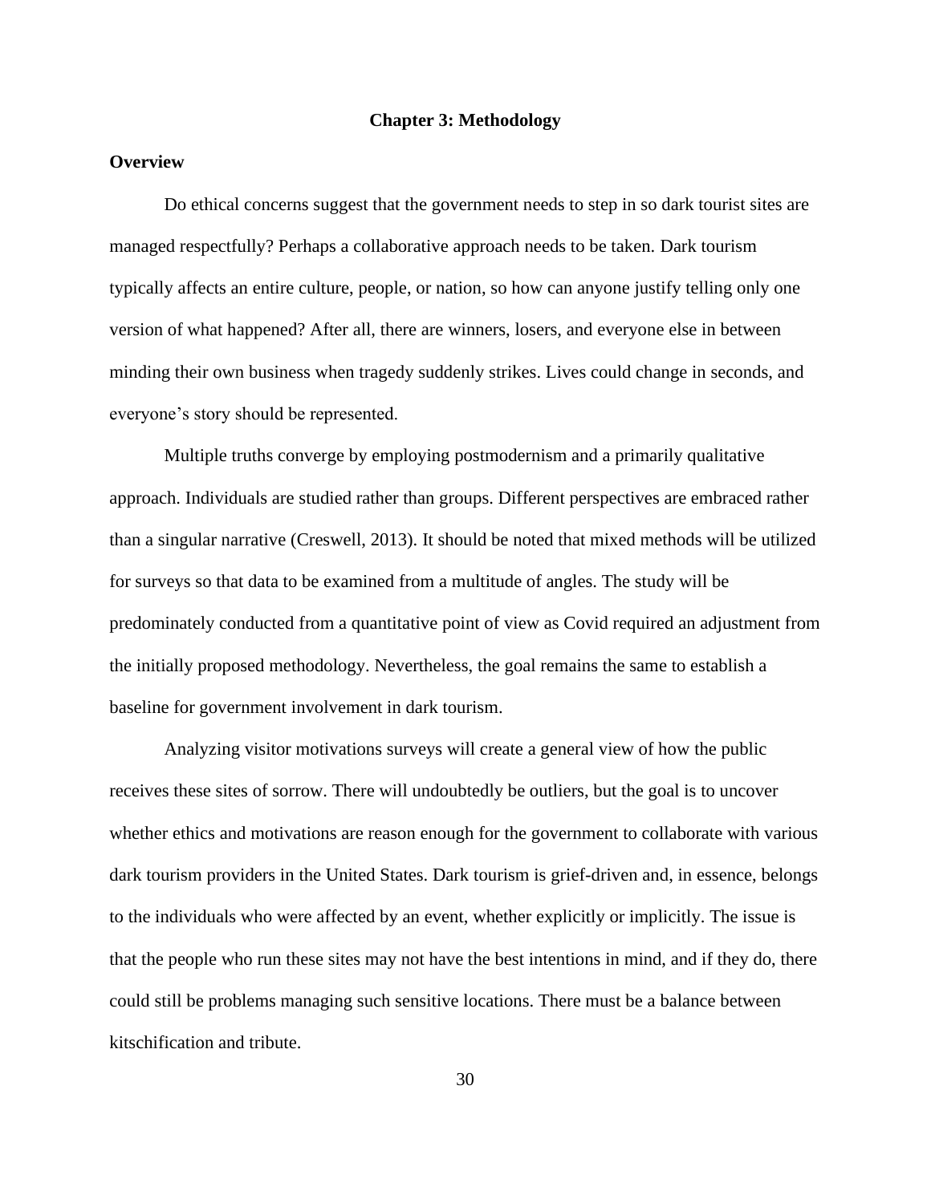# Chapter 3: Methodology

## Overview

Do ethical concerns suggest that the government needs to step in so dark tourist sites are managed respectfully? Perhaps a collaborative approach needs to be taken. Dark tourism typically affects an entire culture, people, or nation, so how can anyone justify telling only one version of what happened? After all, there are winners, losers, and everyone else in between minding their own business when tragedy suddenly strikes. Lives could change in seconds, and everyone's story should be represented.

Multiple truths converge by employing postmodernism and a primarily qualitative approach. Individuals are studied rather than groups. Different perspectives are embraced rather than a singular narrative (Creswell, 2013). It should be noted that mixed methods will be utilized for surveys so that data to be examined from a multitude of angles. The study will be predominately conducted from a quantitative point of view as Covid required an adjustment from the initially proposed methodology. Nevertheless, the goal remains the same to establish a baseline for government involvement in dark tourism.

Analyzing visitor motivations surveys will create a general view of how the public receives these sites of sorrow. There will undoubtedly be outliers, but the goal is to uncover whether ethics and motivations are reason enough for the government to collaborate with various dark tourism providers in the United States. Dark tourism is grief-driven and, in essence, belongs to the individuals who were affected by an event, whether explicitly or implicitly. The issue is that the people who run these sites may not have the best intentions in mind, and if they do, there could still be problems managing such sensitive locations. There must be a balance between kitschification and tribute.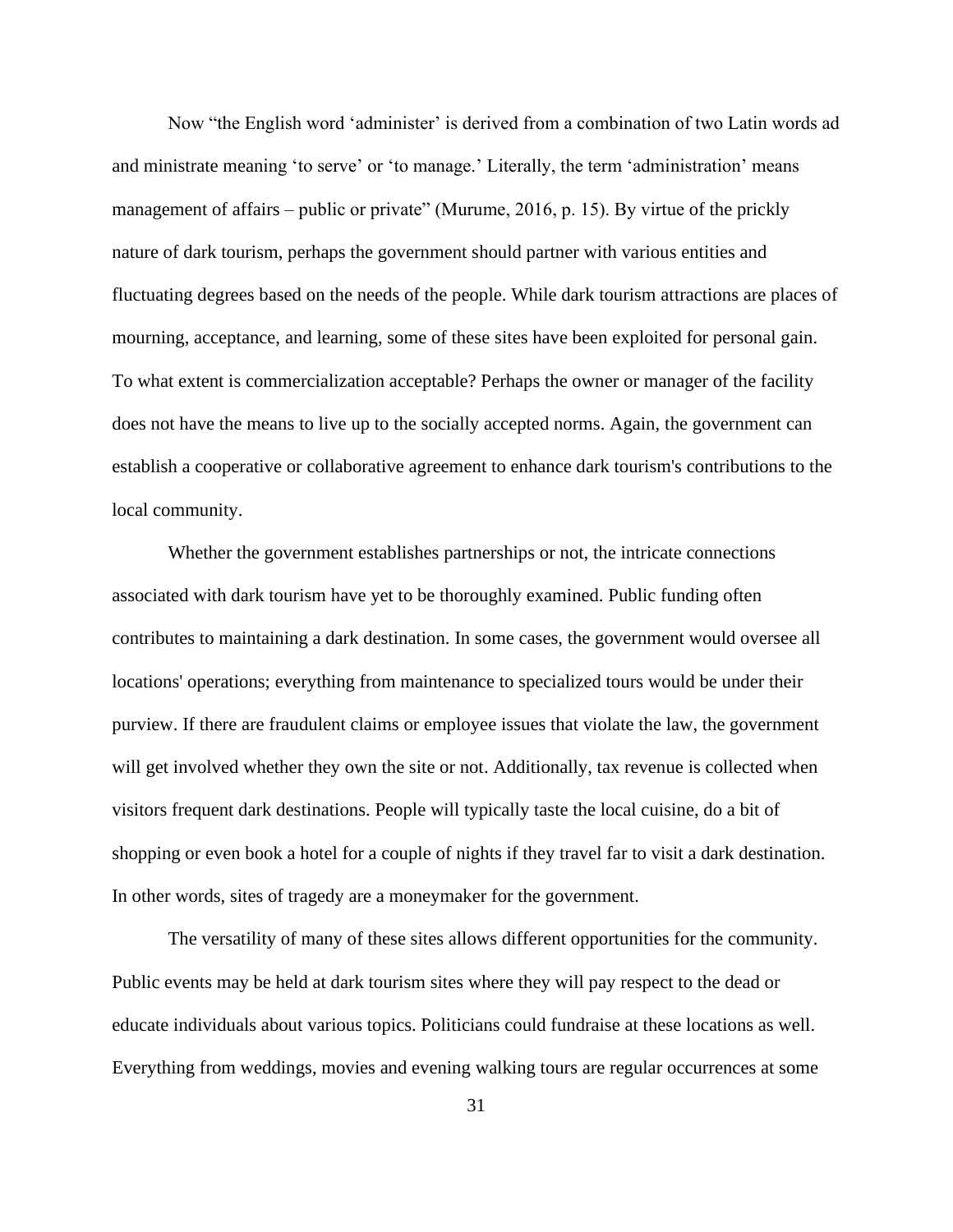Now "the English word 'administer' is derived from a combination of two Latin words ad and ministrate meaning 'to serve' or 'to manage.' Literally, the term 'administration' means management of affairs – public or private" (Murume, 2016, p. 15). By virtue of the prickly nature of dark tourism, perhaps the government should partner with various entities and fluctuating degrees based on the needs of the people. While dark tourism attractions are places of mourning, acceptance, and learning, some of these sites have been exploited for personal gain. To what extent is commercialization acceptable? Perhaps the owner or manager of the facility does not have the means to live up to the socially accepted norms. Again, the government can establish a cooperative or collaborative agreement to enhance dark tourism's contributions to the local community.

Whether the government establishes partnerships or not, the intricate connections associated with dark tourism have yet to be thoroughly examined. Public funding often contributes to maintaining a dark destination. In some cases, the government would oversee all locations' operations; everything from maintenance to specialized tours would be under their purview. If there are fraudulent claims or employee issues that violate the law, the government will get involved whether they own the site or not. Additionally, tax revenue is collected when visitors frequent dark destinations. People will typically taste the local cuisine, do a bit of shopping or even book a hotel for a couple of nights if they travel far to visit a dark destination. In other words, sites of tragedy are a moneymaker for the government.

The versatility of many of these sites allows different opportunities for the community. Public events may be held at dark tourism sites where they will pay respect to the dead or educate individuals about various topics. Politicians could fundraise at these locations as well. Everything from weddings, movies and evening walking tours are regular occurrences at some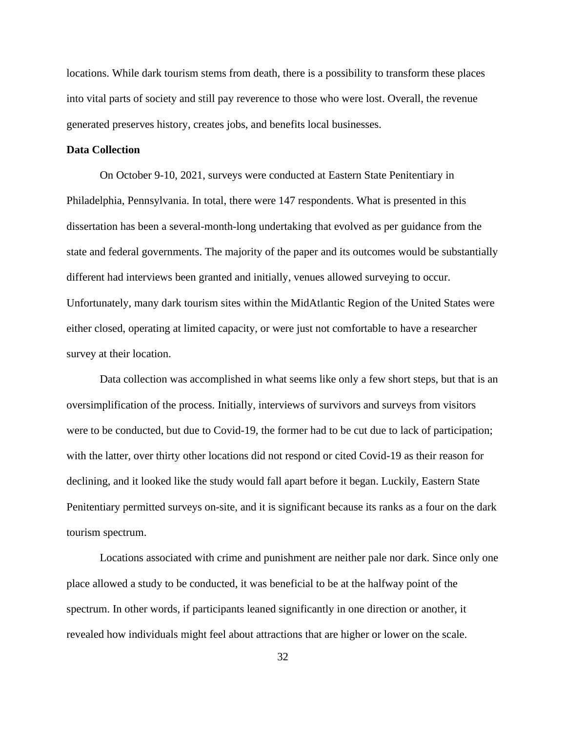locations. While dark tourism stems from death, there is a possibility to transform these places into vital parts of society and still pay reverence to those who were lost. Overall, the revenue generated preserves history, creates jobs, and benefits local businesses.

**Data Collection**

On October 9-10, 2021, surveys were conducted at Eastern State Penitentiary in Philadelphia, Pennsylvania. In total, there were 147 respondents. What is presented in this dissertation has been a several-month-long undertaking that evolved as per guidance from the state and federal governments. The majority of the paper and its outcomes would be substantially different had interviews been granted and initially, venues allowed surveying to occur. Unfortunately, many dark tourism sites within the MidAtlantic Region of the United States were either closed, operating at limited capacity, or were just not comfortable to have a researcher survey at their location.

Data collection was accomplished in what seems like only a few short steps, but that is an oversimplification of the process. Initially, interviews of survivors and surveys from visitors were to be conducted, but due to Covid-19, the former had to be cut due to lack of participation; with the latter, over thirty other locations did not respond or cited Covid-19 as their reason for declining, and it looked like the study would fall apart before it began. Luckily, Eastern State Penitentiary permitted surveys on-site, and it is significant because its ranks as a four on the dark tourism spectrum.

Locations associated with crime and punishment are neither pale nor dark. Since only one place allowed a study to be conducted, it was beneficial to be at the halfway point of the spectrum. In other words, if participants leaned significantly in one direction or another, it revealed how individuals might feel about attractions that are higher or lower on the scale.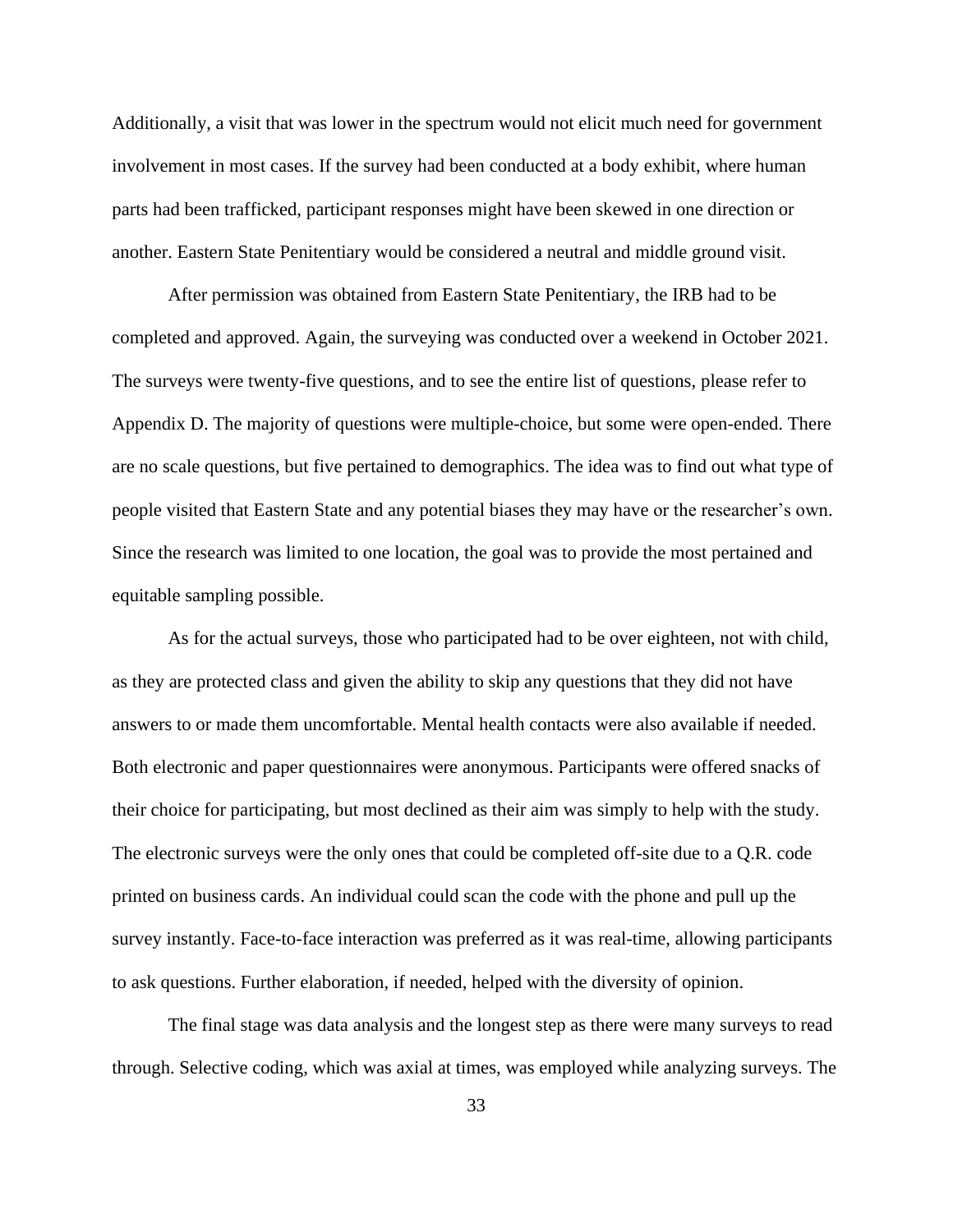Additionally, a visit that was lower in the spectrum would not elicit much need for government involvement in most cases. If the survey had been conducted at a body exhibit, where human parts had been trafficked, participant responses might have been skewed in one direction or another. Eastern State Penitentiary would be considered a neutral and middle ground visit.

After permission was obtained from Eastern State Penitentiary, the IRB had to be completed and approved. Again, the surveying was conducted over a weekend in October 2021. The surveys were twenty-five questions, and to see the entire list of questions, please refer to Appendix D. The majority of questions were multiple-choice, but some were open-ended. There are no scale questions, but five pertained to demographics. The idea was to find out what type of people visited that Eastern State and any potential biases they may have or the researcher's own. Since the research was limited to one location, the goal was to provide the most pertained and equitable sampling possible.

As for the actual surveys, those who participated had to be over eighteen, not with child, as they are protected class and given the ability to skip any questions that they did not have answers to or made them uncomfortable. Mental health contacts were also available if needed. Both electronic and paper questionnaires were anonymous. Participants were offered snacks of their choice for participating, but most declined as their aim was simply to help with the study. The electronic surveys were the only ones that could be completed off-site due to a Q.R. code printed on business cards. An individual could scan the code with the phone and pull up the survey instantly. Face-to-face interaction was preferred as it was real-time, allowing participants to ask questions. Further elaboration, if needed, helped with the diversity of opinion.

The final stage was data analysis and the longest step as there were many surveys to read through. Selective coding, which was axial at times, was employed while analyzing surveys. The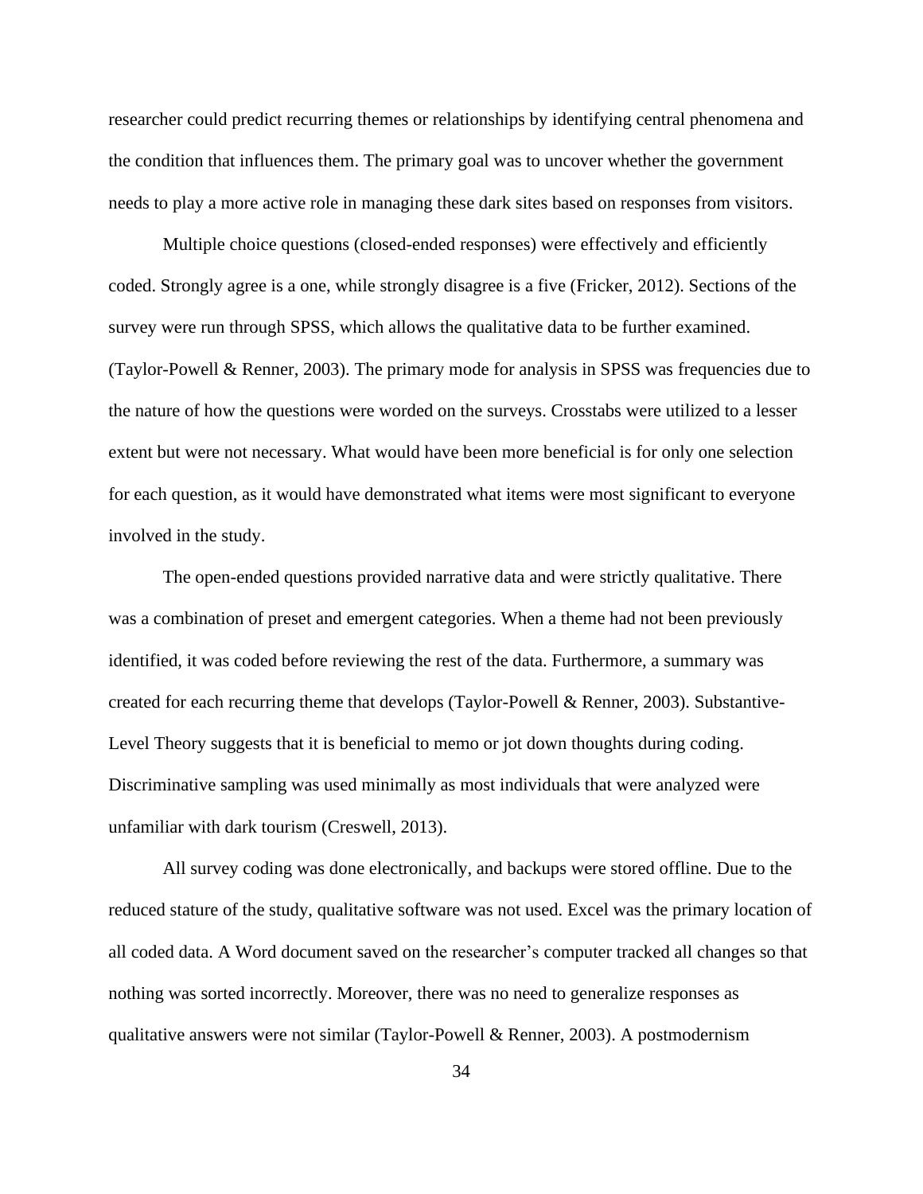researcher could predict recurring themes or relationships by identifying central phenomena and the condition that influences them. The primary goal was to uncover whether the government needs to play a more active role in managing these dark sites based on responses from visitors.

Multiple choice questions (closed-ended responses) were effectively and efficiently coded. Strongly agree is a one, while strongly disagree is a five (Fricker, 2012). Sections of the survey were run through SPSS, which allows the qualitative data to be further examined. (Taylor-Powell & Renner, 2003). The primary mode for analysis in SPSS was frequencies due to the nature of how the questions were worded on the surveys. Crosstabs were utilized to a lesser extent but were not necessary. What would have been more beneficial is for only one selection for each question, as it would have demonstrated what items were most significant to everyone involved in the study.

The open-ended questions provided narrative data and were strictly qualitative. There was a combination of preset and emergent categories. When a theme had not been previously identified, it was coded before reviewing the rest of the data. Furthermore, a summary was created for each recurring theme that develops (Taylor-Powell & Renner, 2003). Substantive-Level Theory suggests that it is beneficial to memo or jot down thoughts during coding. Discriminative sampling was used minimally as most individuals that were analyzed were unfamiliar with dark tourism (Creswell, 2013).

All survey coding was done electronically, and backups were stored offline. Due to the reduced stature of the study, qualitative software was not used. Excel was the primary location of all coded data. A Word document saved on the researcher's computer tracked all changes so that nothing was sorted incorrectly. Moreover, there was no need to generalize responses as qualitative answers were not similar (Taylor-Powell & Renner, 2003). A postmodernism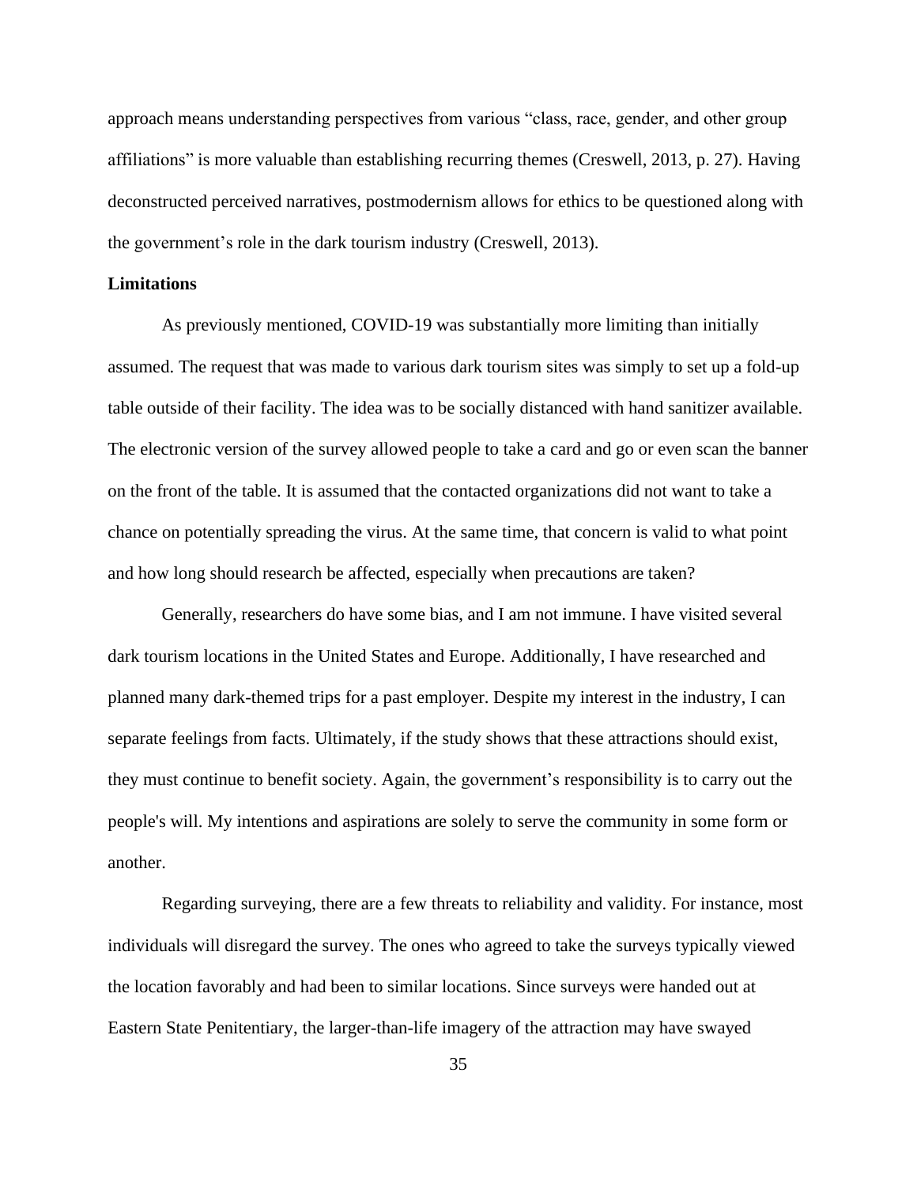approach means understanding perspectives from various "class, race, gender, and other group affiliations" is more valuable than establishing recurring themes (Creswell, 2013, p. 27). Having deconstructed perceived narratives, postmodernism allows for ethics to be questioned along with the government's role in the dark tourism industry (Creswell, 2013).

**Limitations**

As previously mentioned, COVID-19 was substantially more limiting than initially assumed. The request that was made to various dark tourism sites was simply to set up a fold-up table outside of their facility. The idea was to be socially distanced with hand sanitizer available. The electronic version of the survey allowed people to take a card and go or even scan the banner on the front of the table. It is assumed that the contacted organizations did not want to take a chance on potentially spreading the virus. At the same time, that concern is valid to what point and how long should research be affected, especially when precautions are taken?

Generally, researchers do have some bias, and I am not immune. I have visited several dark tourism locations in the United States and Europe. Additionally, I have researched and planned many dark-themed trips for a past employer. Despite my interest in the industry, I can separate feelings from facts. Ultimately, if the study shows that these attractions should exist, they must continue to benefit society. Again, the government's responsibility is to carry out the people's will. My intentions and aspirations are solely to serve the community in some form or another.

Regarding surveying, there are a few threats to reliability and validity. For instance, most individuals will disregard the survey. The ones who agreed to take the surveys typically viewed the location favorably and had been to similar locations. Since surveys were handed out at Eastern State Penitentiary, the larger-than-life imagery of the attraction may have swayed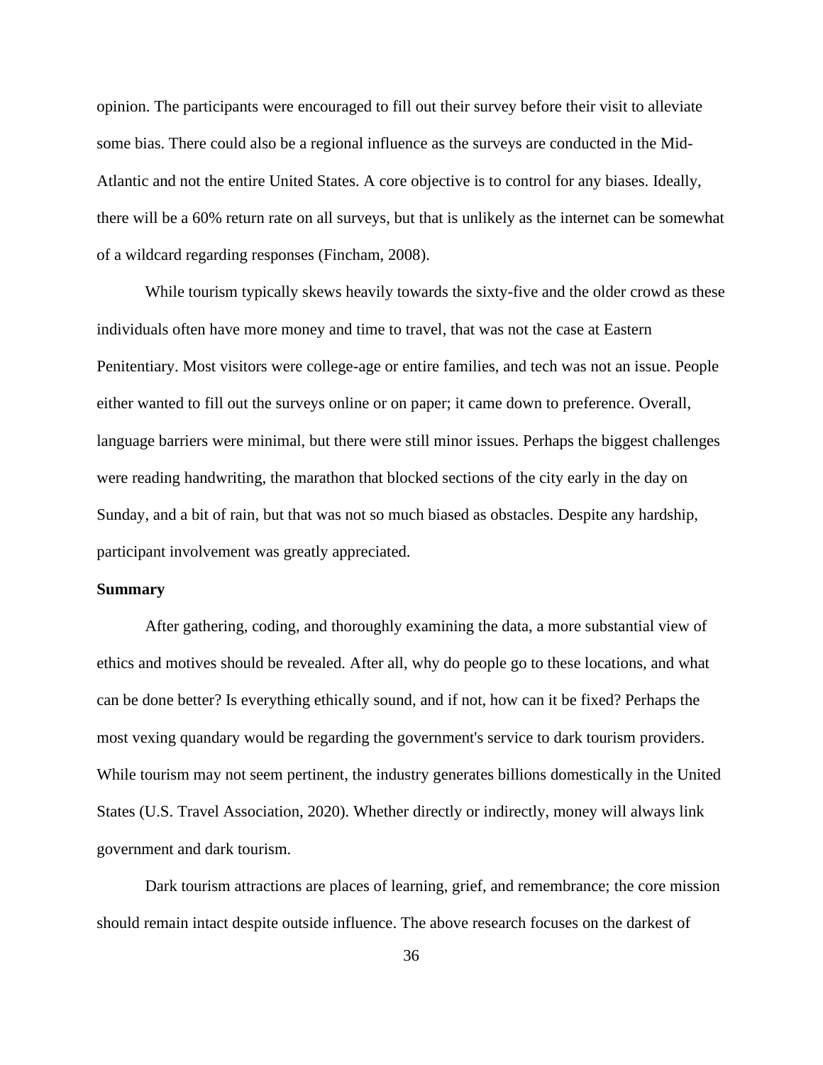opinion. The participants were encouraged to fill out their survey before their visit to alleviate some bias. There could also be a regional influence as the surveys are conducted in the Mid-Atlantic and not the entire United States. A core objective is to control for any biases. Ideally, there will be a 60% return rate on all surveys, but that is unlikely as the internet can be somewhat of a wildcard regarding responses (Fincham, 2008).

While tourism typically skews heavily towards the sixty-five and the older crowd as these individuals often have more money and time to travel, that was not the case at Eastern Penitentiary. Most visitors were college-age or entire families, and tech was not an issue. People either wanted to fill out the surveys online or on paper; it came down to preference. Overall, language barriers were minimal, but there were still minor issues. Perhaps the biggest challenges were reading handwriting, the marathon that blocked sections of the city early in the day on Sunday, and a bit of rain, but that was not so much biased as obstacles. Despite any hardship, participant involvement was greatly appreciated.

**Summary**

After gathering, coding, and thoroughly examining the data, a more substantial view of ethics and motives should be revealed. After all, why do people go to these locations, and what can be done better? Is everything ethically sound, and if not, how can it be fixed? Perhaps the most vexing quandary would be regarding the government's service to dark tourism providers. While tourism may not seem pertinent, the industry generates billions domestically in the United States (U.S. Travel Association, 2020). Whether directly or indirectly, money will always link government and dark tourism.

Dark tourism attractions are places of learning, grief, and remembrance; the core mission should remain intact despite outside influence. The above research focuses on the darkest of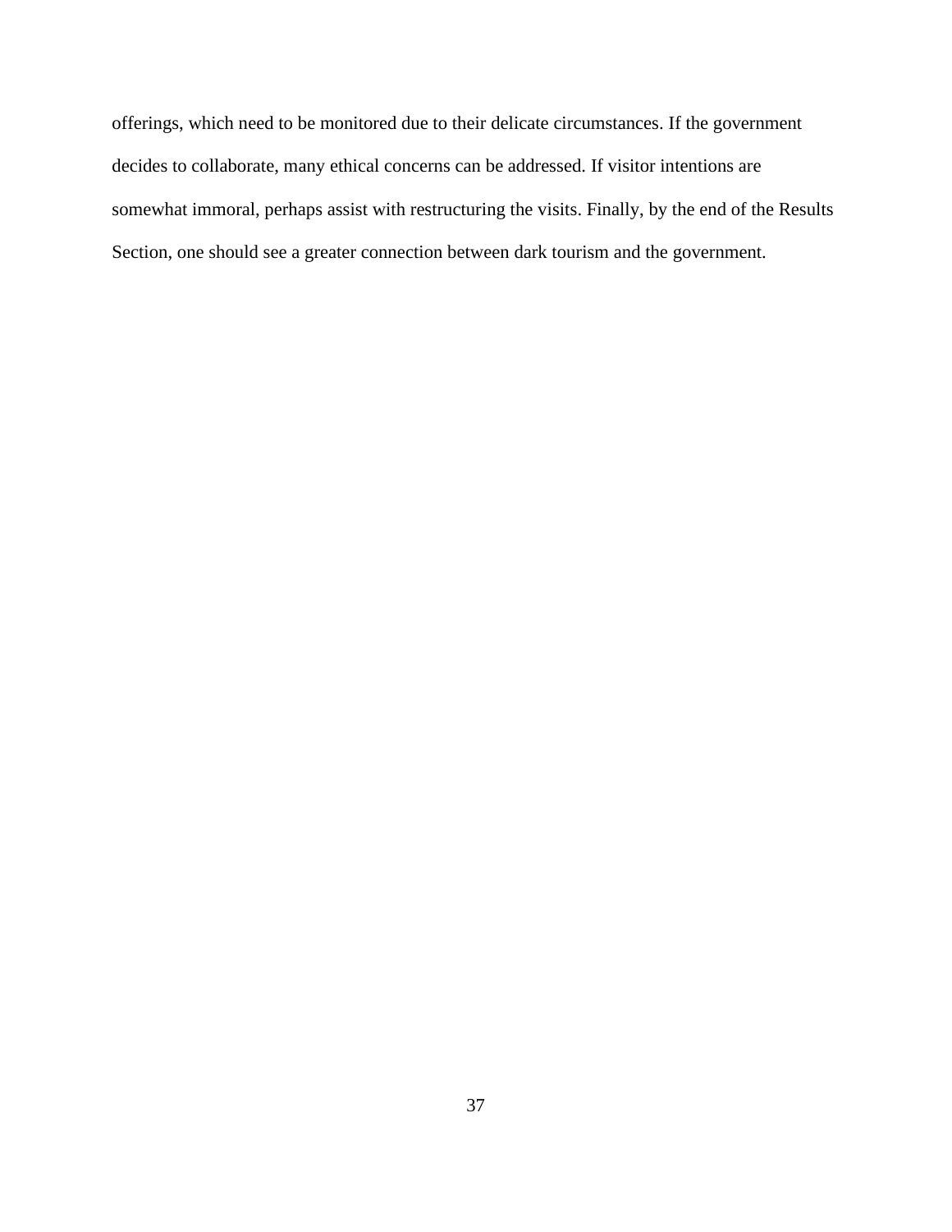offerings, which need to be monitored due to their delicate circumstances. If the government decides to collaborate, many ethical concerns can be addressed. If visitor intentions are somewhat immoral, perhaps assist with restructuring the visits. Finally, by the end of the Results Section, one should see a greater connection between dark tourism and the government.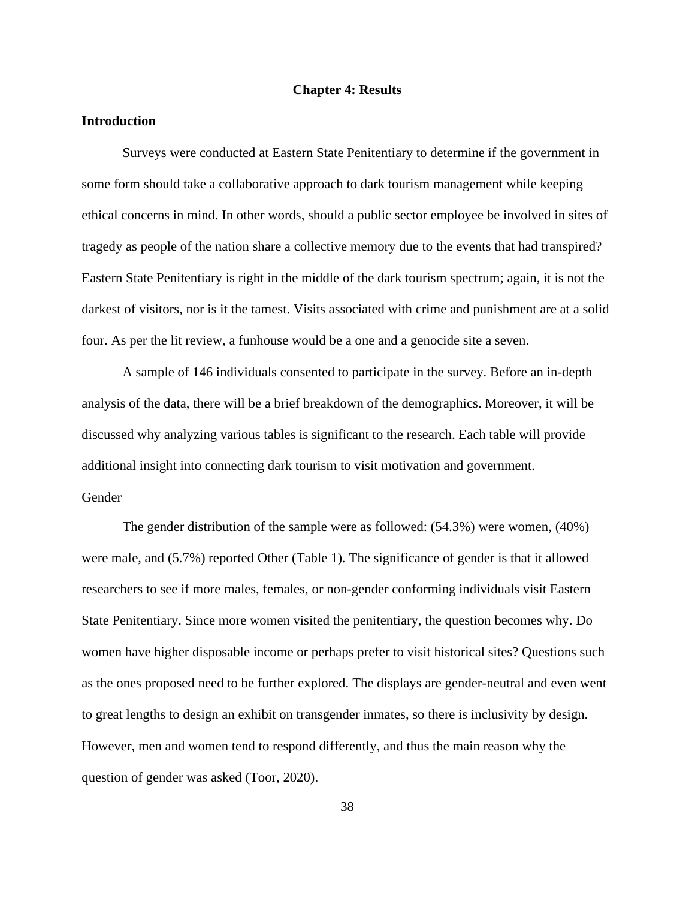# Chapter 4: Results

## Introduction

Surveys were conducted at Eastern State Penitentiary to determine if the government in some form should take a collaborative approach to dark tourism management while keeping ethical concerns in mind. In other words, should a public sector employee be involved in sites of tragedy as people of the nation share a collective memory due to the events that had transpired? Eastern State Penitentiary is right in the middle of the dark tourism spectrum; again, it is not the darkest of visitors, nor is it the tamest. Visits associated with crime and punishment are at a solid four. As per the lit review, a funhouse would be a one and a genocide site a seven.

A sample of 146 individuals consented to participate in the survey. Before an in-depth analysis of the data, there will be a brief breakdown of the demographics. Moreover, it will be discussed why analyzing various tables is significant to the research. Each table will provide additional insight into connecting dark tourism to visit motivation and government.

### Gender

The gender distribution of the sample were as followed: (54.3%) were women, (40%) were male, and (5.7%) reported Other (Table 1). The significance of gender is that it allowed researchers to see if more males, females, or non-gender conforming individuals visit Eastern State Penitentiary. Since more women visited the penitentiary, the question becomes why. Do women have higher disposable income or perhaps prefer to visit historical sites? Questions such as the ones proposed need to be further explored. The displays are gender-neutral and even went to great lengths to design an exhibit on transgender inmates, so there is inclusivity by design. However, men and women tend to respond differently, and thus the main reason why the question of gender was asked (Toor, 2020).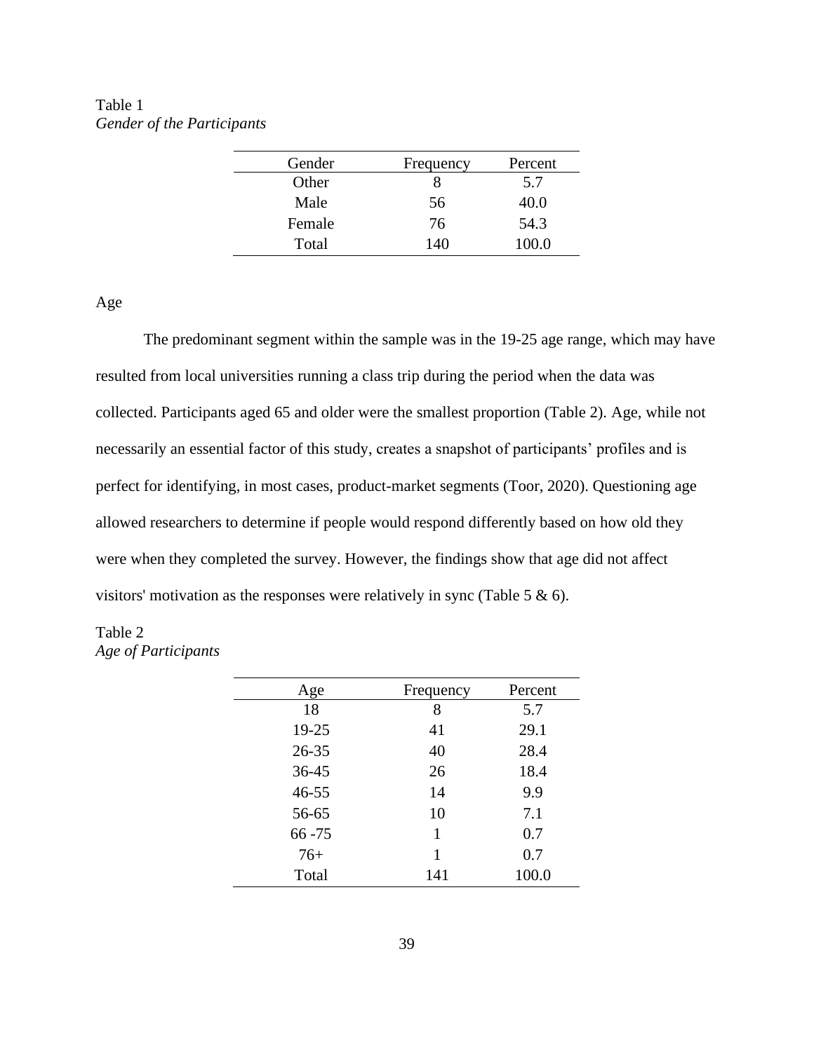Table 1
*Gender of the Participants*

| Gender | Frequency | Percent |
|---|---|---|
| Other | 8 | 5.7 |
| Male | 56 | 40.0 |
| Female | 76 | 54.3 |
| Total | 140 | 100.0 |

Age

The predominant segment within the sample was in the 19-25 age range, which may have resulted from local universities running a class trip during the period when the data was collected. Participants aged 65 and older were the smallest proportion (Table 2). Age, while not necessarily an essential factor of this study, creates a snapshot of participants' profiles and is perfect for identifying, in most cases, product-market segments (Toor, 2020). Questioning age allowed researchers to determine if people would respond differently based on how old they were when they completed the survey. However, the findings show that age did not affect visitors' motivation as the responses were relatively in sync (Table 5 & 6).

Table 2
*Age of Participants*

| Age | Frequency | Percent |
|---|---|---|
| 18 | 8 | 5.7 |
| 19-25 | 41 | 29.1 |
| 26-35 | 40 | 28.4 |
| 36-45 | 26 | 18.4 |
| 46-55 | 14 | 9.9 |
| 56-65 | 10 | 7.1 |
| 66 -75 | 1 | 0.7 |
| 76+ | 1 | 0.7 |
| Total | 141 | 100.0 |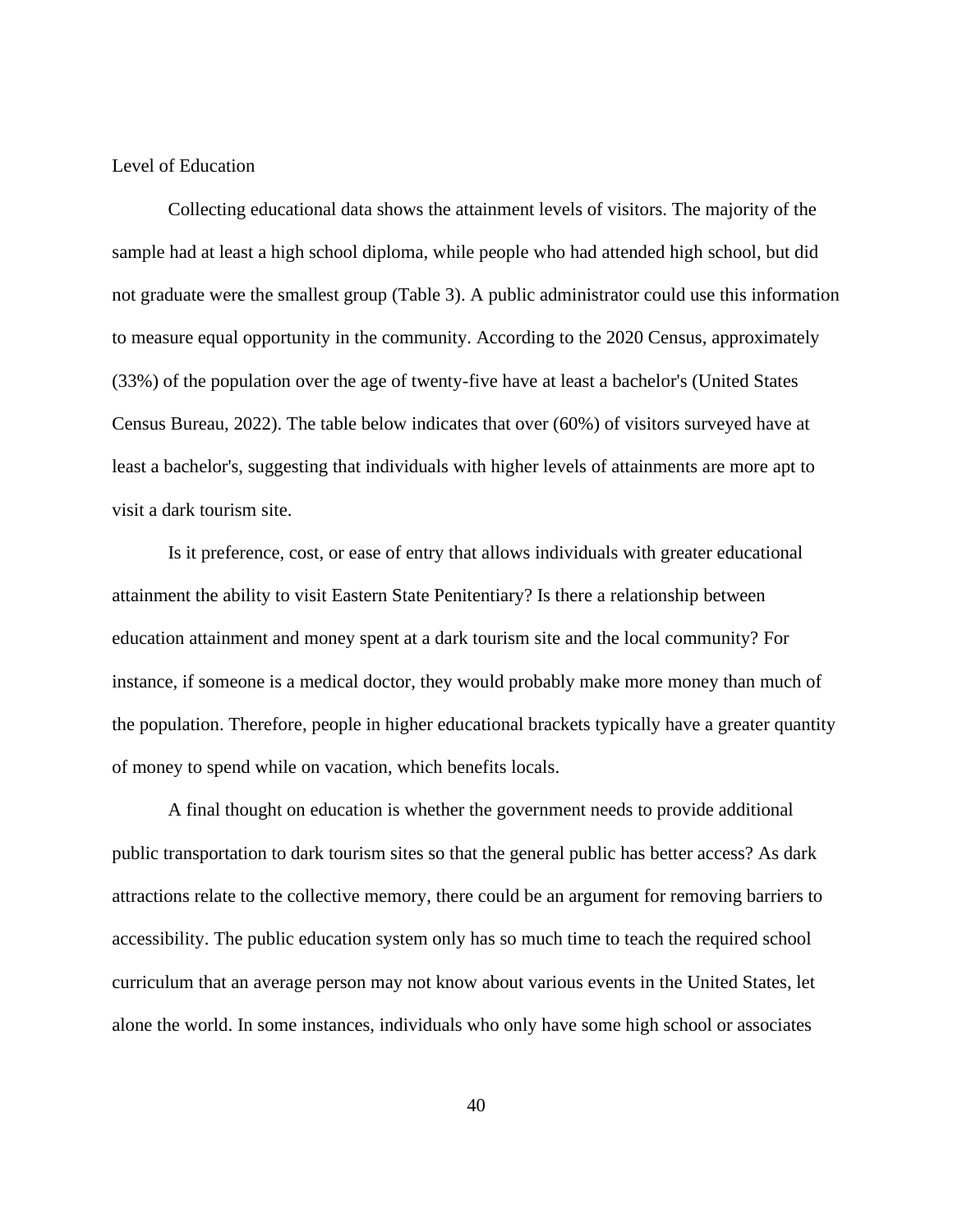## Level of Education

Collecting educational data shows the attainment levels of visitors. The majority of the sample had at least a high school diploma, while people who had attended high school, but did not graduate were the smallest group (Table 3). A public administrator could use this information to measure equal opportunity in the community. According to the 2020 Census, approximately (33%) of the population over the age of twenty-five have at least a bachelor's (United States Census Bureau, 2022). The table below indicates that over (60%) of visitors surveyed have at least a bachelor's, suggesting that individuals with higher levels of attainments are more apt to visit a dark tourism site.

Is it preference, cost, or ease of entry that allows individuals with greater educational attainment the ability to visit Eastern State Penitentiary? Is there a relationship between education attainment and money spent at a dark tourism site and the local community? For instance, if someone is a medical doctor, they would probably make more money than much of the population. Therefore, people in higher educational brackets typically have a greater quantity of money to spend while on vacation, which benefits locals.

A final thought on education is whether the government needs to provide additional public transportation to dark tourism sites so that the general public has better access? As dark attractions relate to the collective memory, there could be an argument for removing barriers to accessibility. The public education system only has so much time to teach the required school curriculum that an average person may not know about various events in the United States, let alone the world. In some instances, individuals who only have some high school or associates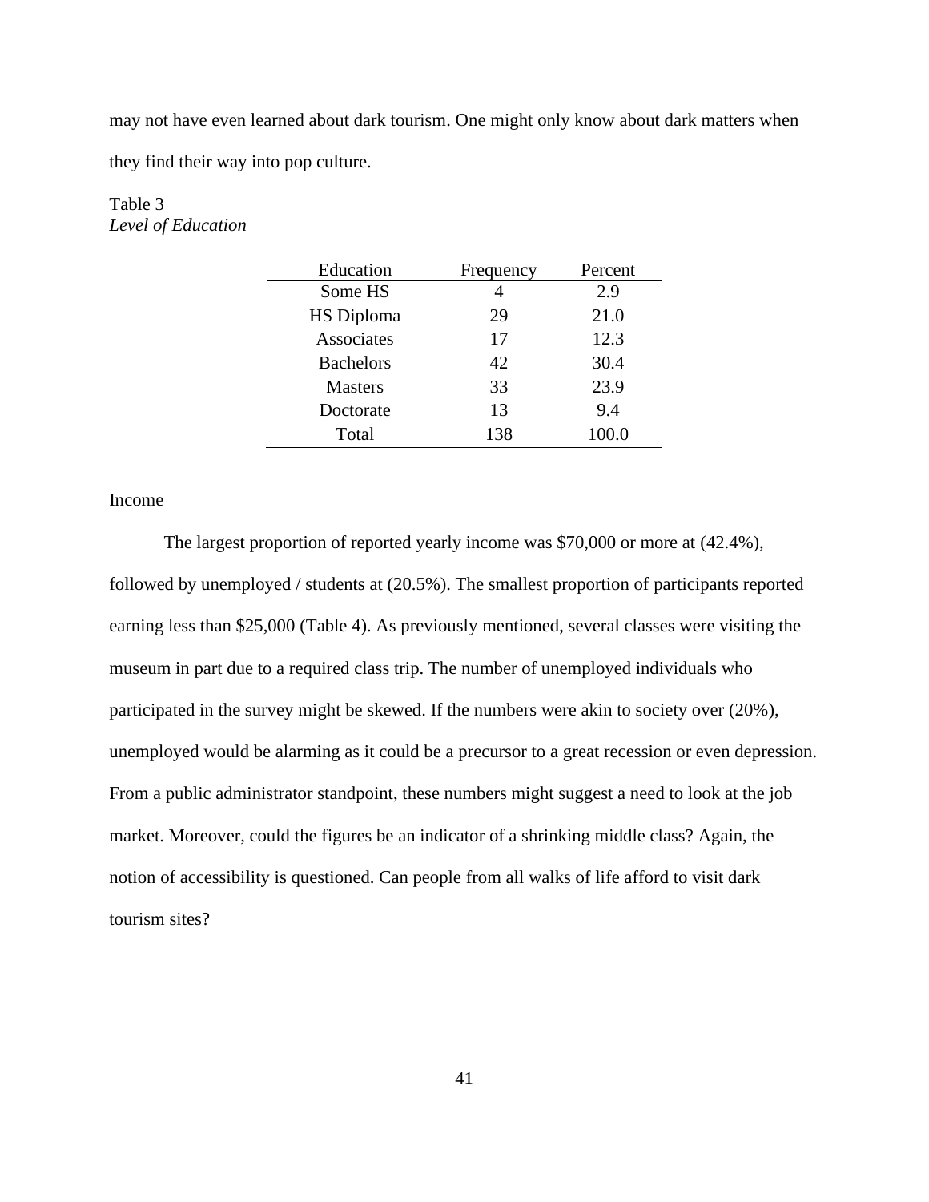may not have even learned about dark tourism. One might only know about dark matters when they find their way into pop culture.

Table 3
*Level of Education*

| Education | Frequency | Percent |
|---|---|---|
| Some HS | 4 | 2.9 |
| HS Diploma | 29 | 21.0 |
| Associates | 17 | 12.3 |
| Bachelors | 42 | 30.4 |
| Masters | 33 | 23.9 |
| Doctorate | 13 | 9.4 |
| Total | 138 | 100.0 |

Income

The largest proportion of reported yearly income was $70,000 or more at (42.4%), followed by unemployed / students at (20.5%). The smallest proportion of participants reported earning less than $25,000 (Table 4). As previously mentioned, several classes were visiting the museum in part due to a required class trip. The number of unemployed individuals who participated in the survey might be skewed. If the numbers were akin to society over (20%), unemployed would be alarming as it could be a precursor to a great recession or even depression. From a public administrator standpoint, these numbers might suggest a need to look at the job market. Moreover, could the figures be an indicator of a shrinking middle class? Again, the notion of accessibility is questioned. Can people from all walks of life afford to visit dark tourism sites?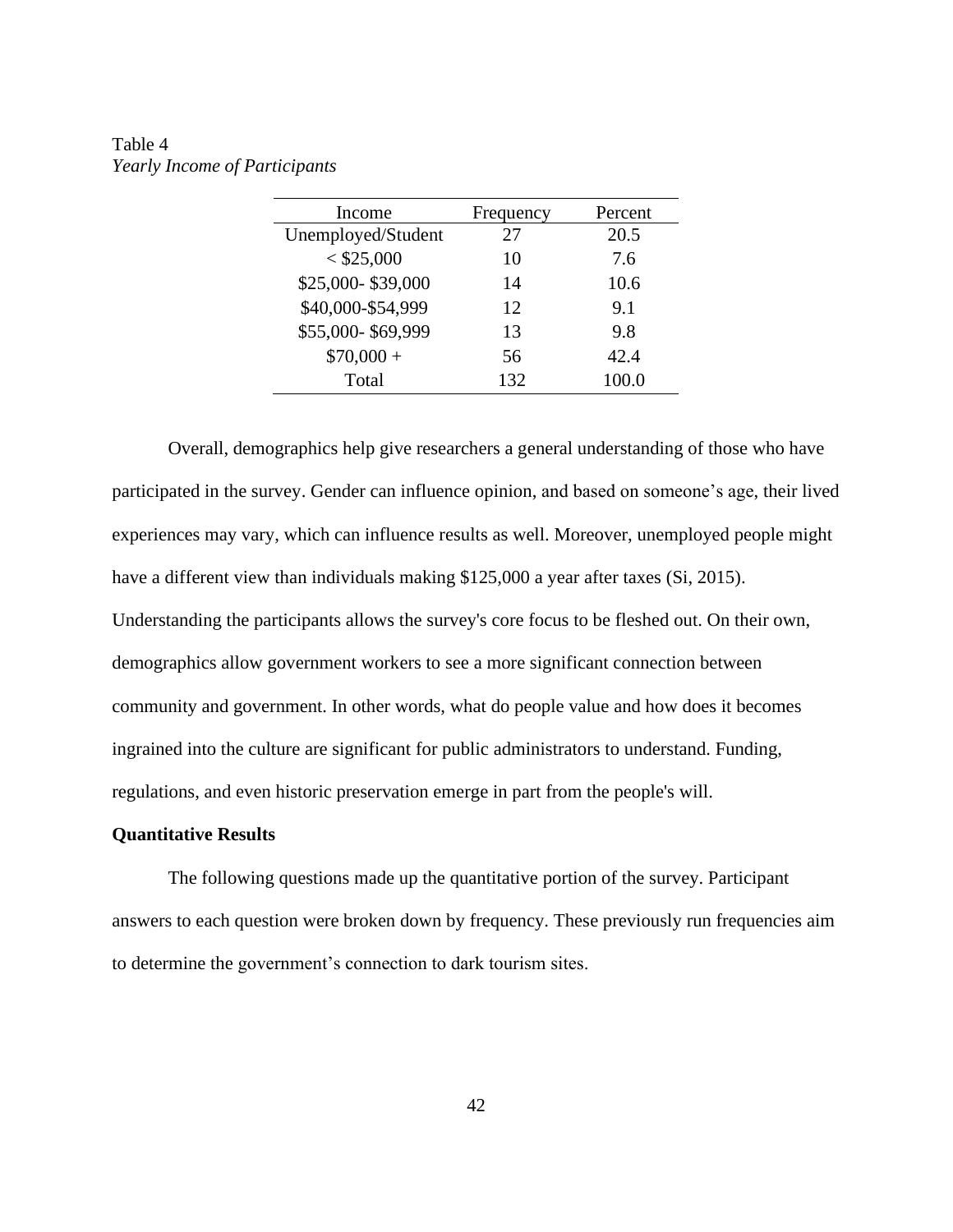Table 4
*Yearly Income of Participants*

| Income | Frequency | Percent |
|---|---|---|
| Unemployed/Student | 27 | 20.5 |
| < $25,000 | 10 | 7.6 |
| $25,000- $39,000 | 14 | 10.6 |
| $40,000-$54,999 | 12 | 9.1 |
| $55,000- $69,999 | 13 | 9.8 |
| $70,000 + | 56 | 42.4 |
| Total | 132 | 100.0 |

Overall, demographics help give researchers a general understanding of those who have participated in the survey. Gender can influence opinion, and based on someone's age, their lived experiences may vary, which can influence results as well. Moreover, unemployed people might have a different view than individuals making $125,000 a year after taxes (Si, 2015). Understanding the participants allows the survey's core focus to be fleshed out. On their own, demographics allow government workers to see a more significant connection between community and government. In other words, what do people value and how does it becomes ingrained into the culture are significant for public administrators to understand. Funding, regulations, and even historic preservation emerge in part from the people's will.

**Quantitative Results**

The following questions made up the quantitative portion of the survey. Participant answers to each question were broken down by frequency. These previously run frequencies aim to determine the government's connection to dark tourism sites.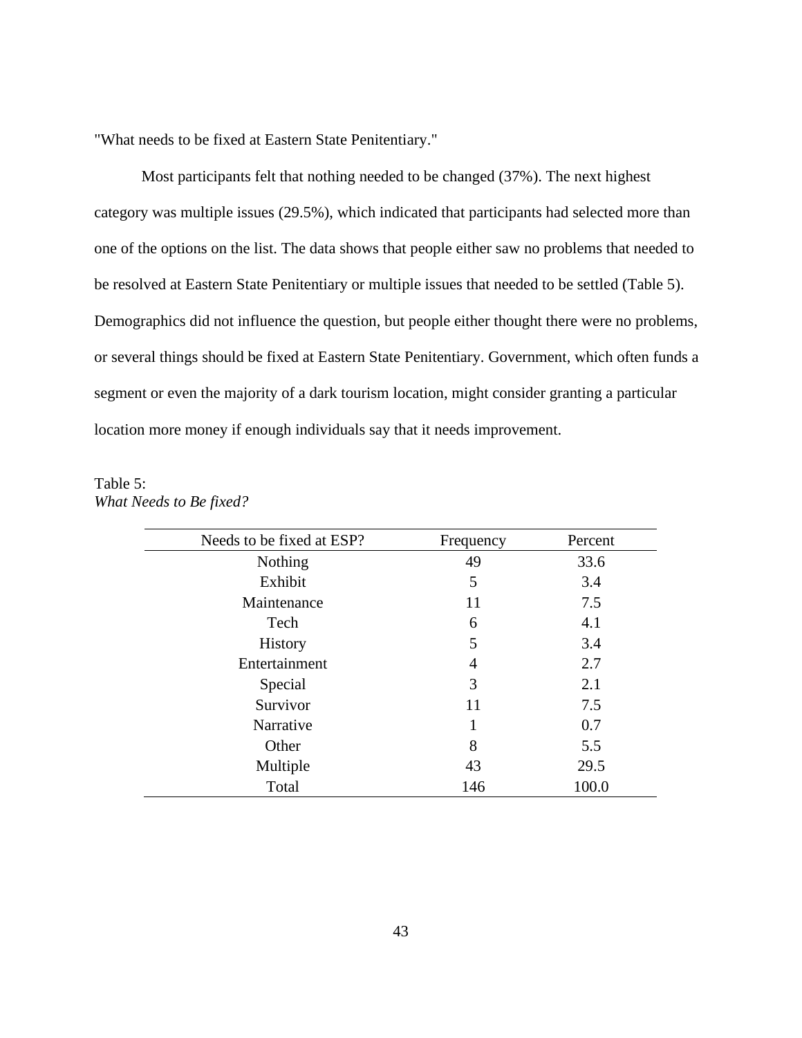"What needs to be fixed at Eastern State Penitentiary."

Most participants felt that nothing needed to be changed (37%). The next highest category was multiple issues (29.5%), which indicated that participants had selected more than one of the options on the list. The data shows that people either saw no problems that needed to be resolved at Eastern State Penitentiary or multiple issues that needed to be settled (Table 5). Demographics did not influence the question, but people either thought there were no problems, or several things should be fixed at Eastern State Penitentiary. Government, which often funds a segment or even the majority of a dark tourism location, might consider granting a particular location more money if enough individuals say that it needs improvement.

Table 5:
*What Needs to Be fixed?*

| Needs to be fixed at ESP? | Frequency | Percent |
|---|---|---|
| Nothing | 49 | 33.6 |
| Exhibit | 5 | 3.4 |
| Maintenance | 11 | 7.5 |
| Tech | 6 | 4.1 |
| History | 5 | 3.4 |
| Entertainment | 4 | 2.7 |
| Special | 3 | 2.1 |
| Survivor | 11 | 7.5 |
| Narrative | 1 | 0.7 |
| Other | 8 | 5.5 |
| Multiple | 43 | 29.5 |
| Total | 146 | 100.0 |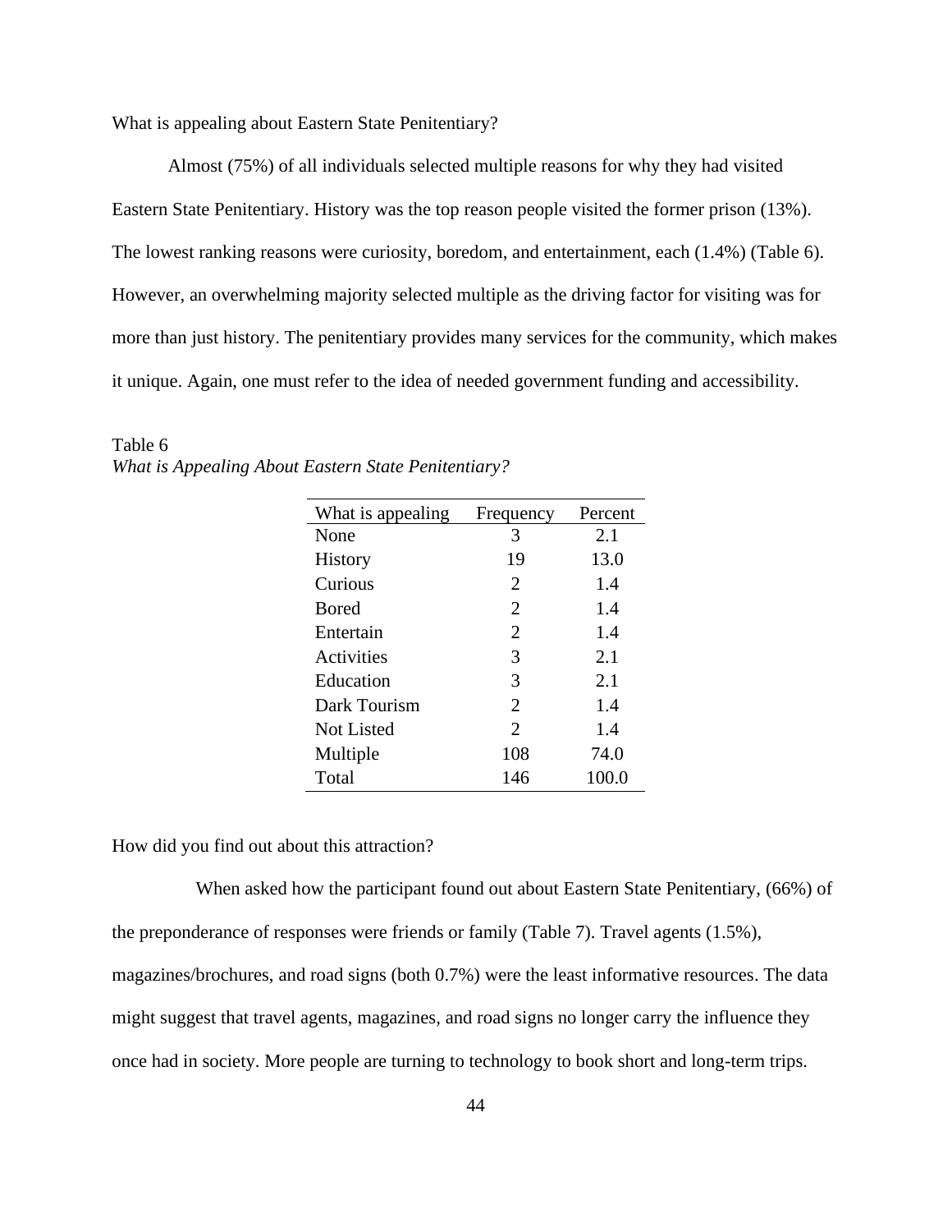What is appealing about Eastern State Penitentiary?

Almost (75%) of all individuals selected multiple reasons for why they had visited Eastern State Penitentiary. History was the top reason people visited the former prison (13%). The lowest ranking reasons were curiosity, boredom, and entertainment, each (1.4%) (Table 6). However, an overwhelming majority selected multiple as the driving factor for visiting was for more than just history. The penitentiary provides many services for the community, which makes it unique. Again, one must refer to the idea of needed government funding and accessibility.

Table 6
*What is Appealing About Eastern State Penitentiary?*

| What is appealing | Frequency | Percent |
|---|---|---|
| None | 3 | 2.1 |
| History | 19 | 13.0 |
| Curious | 2 | 1.4 |
| Bored | 2 | 1.4 |
| Entertain | 2 | 1.4 |
| Activities | 3 | 2.1 |
| Education | 3 | 2.1 |
| Dark Tourism | 2 | 1.4 |
| Not Listed | 2 | 1.4 |
| Multiple | 108 | 74.0 |
| Total | 146 | 100.0 |

How did you find out about this attraction?

When asked how the participant found out about Eastern State Penitentiary, (66%) of the preponderance of responses were friends or family (Table 7). Travel agents (1.5%), magazines/brochures, and road signs (both 0.7%) were the least informative resources. The data might suggest that travel agents, magazines, and road signs no longer carry the influence they once had in society. More people are turning to technology to book short and long-term trips.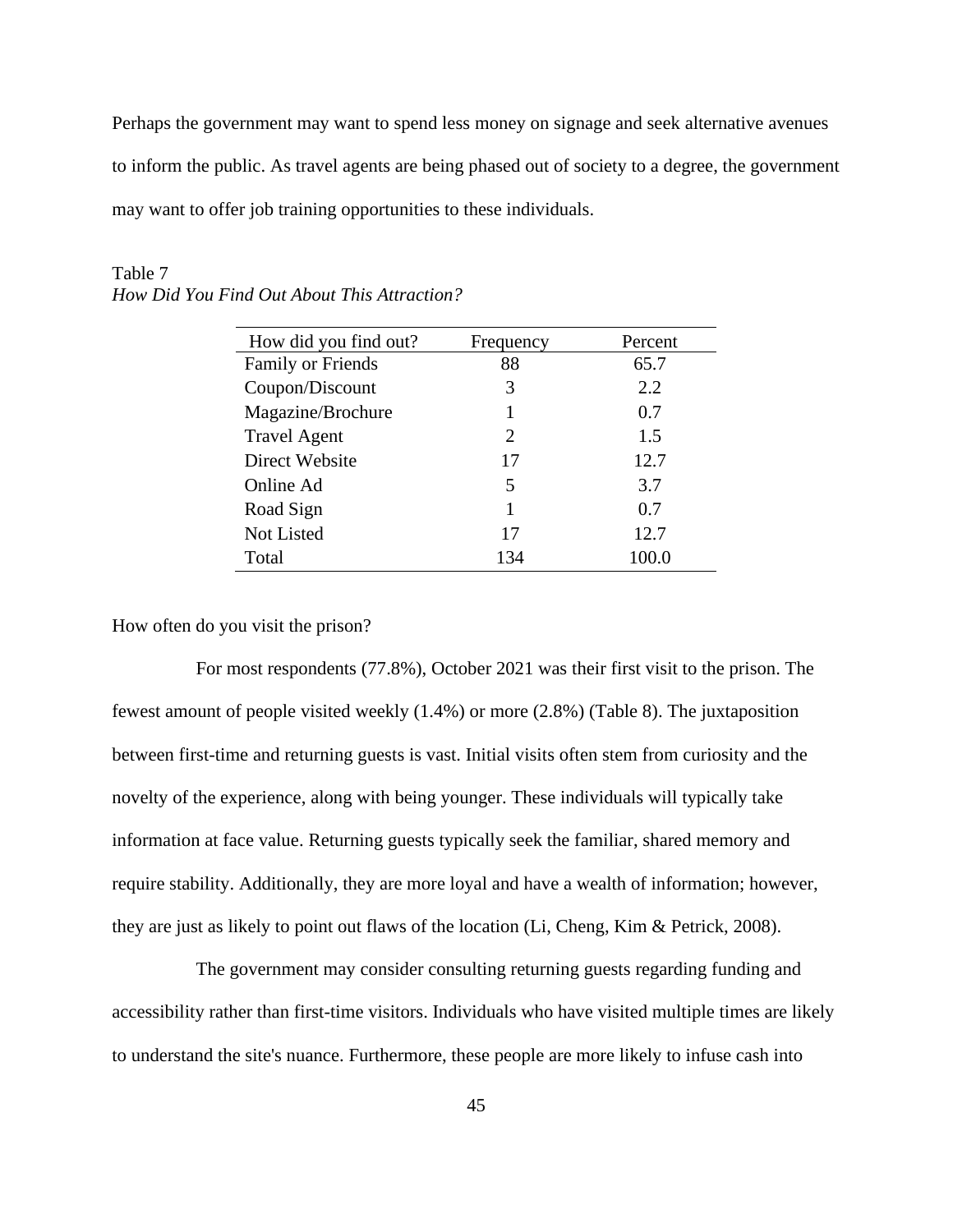Perhaps the government may want to spend less money on signage and seek alternative avenues to inform the public. As travel agents are being phased out of society to a degree, the government may want to offer job training opportunities to these individuals.

Table 7
*How Did You Find Out About This Attraction?*

| How did you find out? | Frequency | Percent |
|---|---|---|
| Family or Friends | 88 | 65.7 |
| Coupon/Discount | 3 | 2.2 |
| Magazine/Brochure | 1 | 0.7 |
| Travel Agent | 2 | 1.5 |
| Direct Website | 17 | 12.7 |
| Online Ad | 5 | 3.7 |
| Road Sign | 1 | 0.7 |
| Not Listed | 17 | 12.7 |
| Total | 134 | 100.0 |

How often do you visit the prison?

For most respondents (77.8%), October 2021 was their first visit to the prison. The fewest amount of people visited weekly (1.4%) or more (2.8%) (Table 8). The juxtaposition between first-time and returning guests is vast. Initial visits often stem from curiosity and the novelty of the experience, along with being younger. These individuals will typically take information at face value. Returning guests typically seek the familiar, shared memory and require stability. Additionally, they are more loyal and have a wealth of information; however, they are just as likely to point out flaws of the location (Li, Cheng, Kim & Petrick, 2008).

The government may consider consulting returning guests regarding funding and accessibility rather than first-time visitors. Individuals who have visited multiple times are likely to understand the site's nuance. Furthermore, these people are more likely to infuse cash into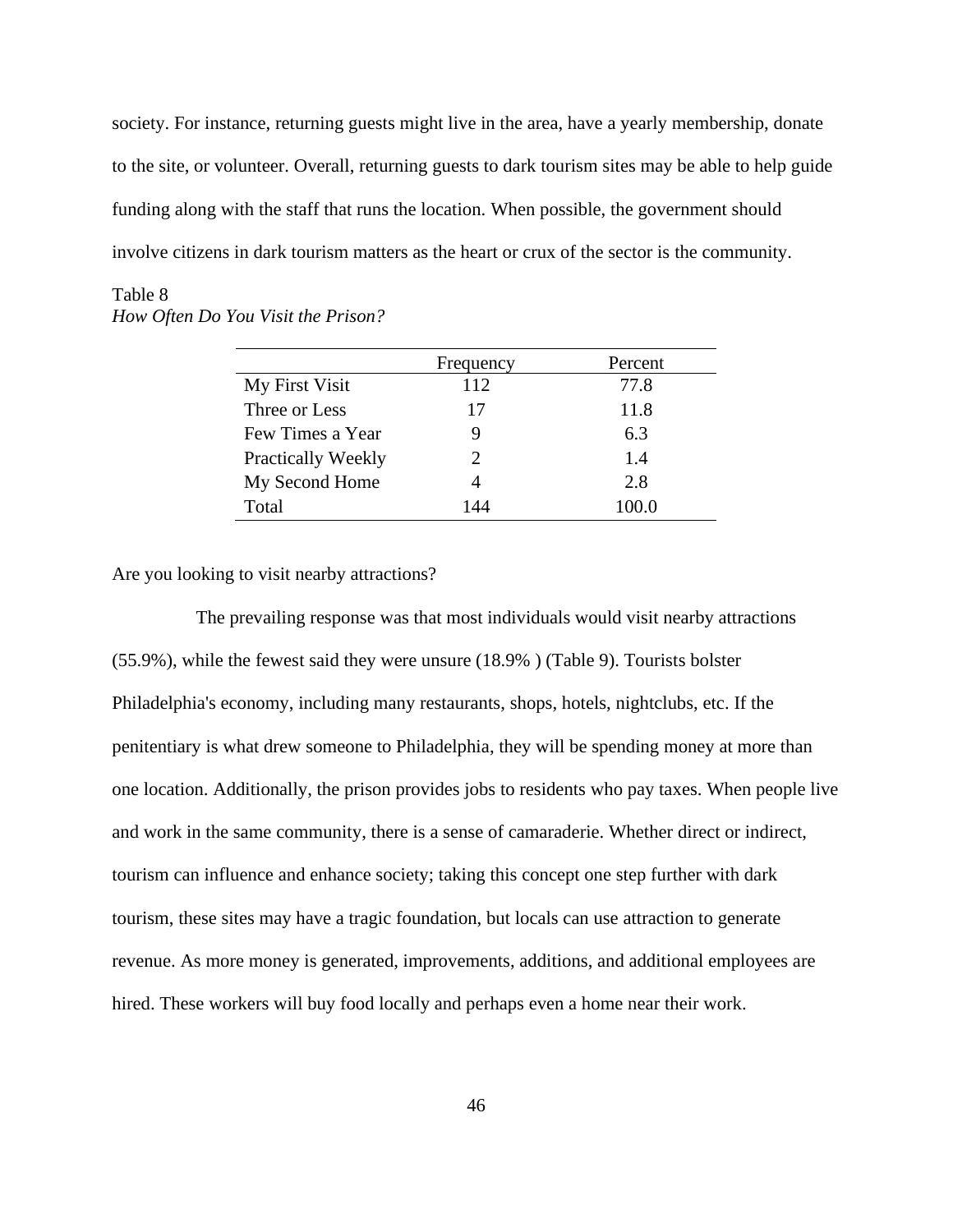society. For instance, returning guests might live in the area, have a yearly membership, donate to the site, or volunteer. Overall, returning guests to dark tourism sites may be able to help guide funding along with the staff that runs the location. When possible, the government should involve citizens in dark tourism matters as the heart or crux of the sector is the community.

Table 8
*How Often Do You Visit the Prison?*

| | Frequency | Percent |
|---|---|---|
| My First Visit | 112 | 77.8 |
| Three or Less | 17 | 11.8 |
| Few Times a Year | 9 | 6.3 |
| Practically Weekly | 2 | 1.4 |
| My Second Home | 4 | 2.8 |
| Total | 144 | 100.0 |

Are you looking to visit nearby attractions?

The prevailing response was that most individuals would visit nearby attractions (55.9%), while the fewest said they were unsure (18.9% ) (Table 9). Tourists bolster Philadelphia's economy, including many restaurants, shops, hotels, nightclubs, etc. If the penitentiary is what drew someone to Philadelphia, they will be spending money at more than one location. Additionally, the prison provides jobs to residents who pay taxes. When people live and work in the same community, there is a sense of camaraderie. Whether direct or indirect, tourism can influence and enhance society; taking this concept one step further with dark tourism, these sites may have a tragic foundation, but locals can use attraction to generate revenue. As more money is generated, improvements, additions, and additional employees are hired. These workers will buy food locally and perhaps even a home near their work.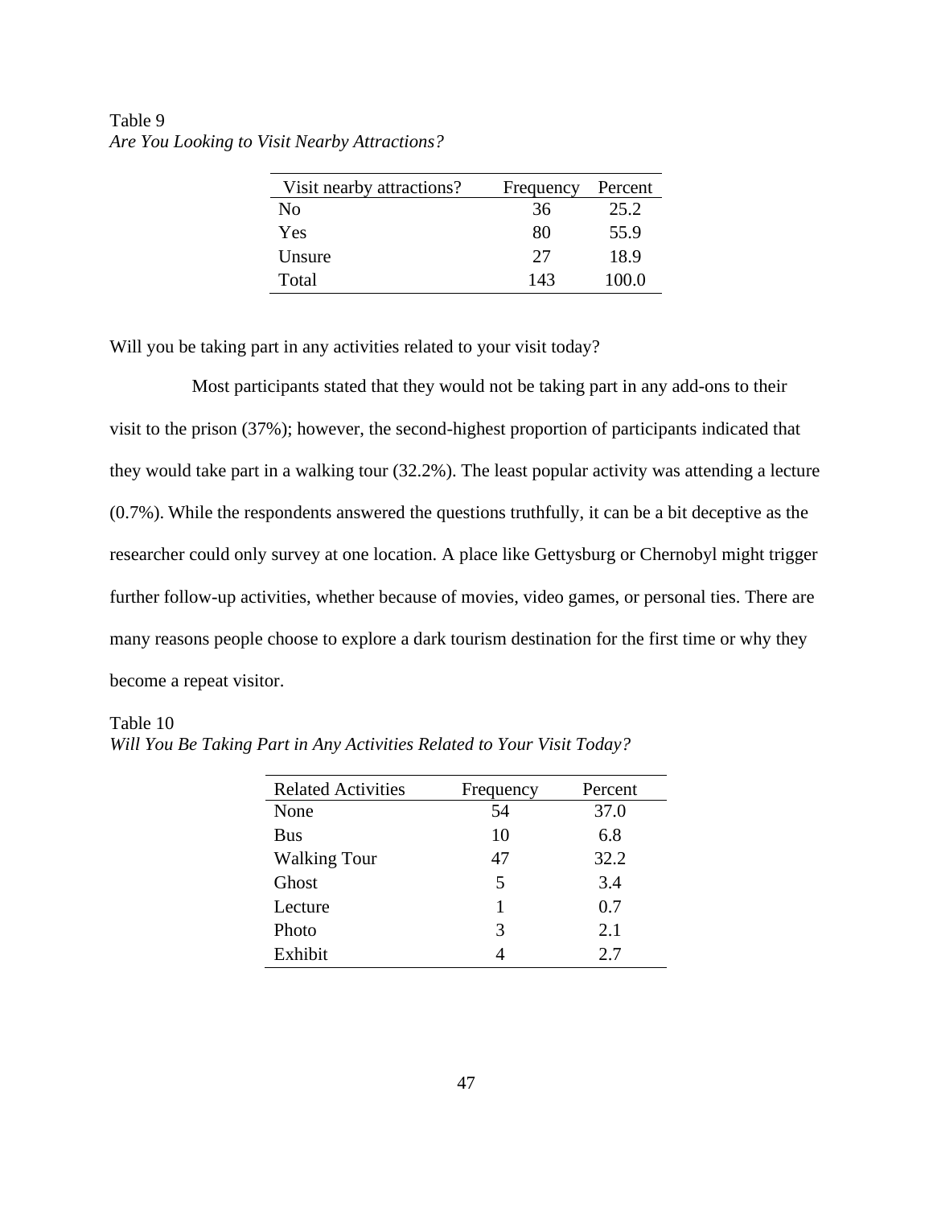Table 9

*Are You Looking to Visit Nearby Attractions?*

| Visit nearby attractions? | Frequency | Percent |
|---|---|---|
| No | 36 | 25.2 |
| Yes | 80 | 55.9 |
| Unsure | 27 | 18.9 |
| Total | 143 | 100.0 |

Will you be taking part in any activities related to your visit today?

Most participants stated that they would not be taking part in any add-ons to their visit to the prison (37%); however, the second-highest proportion of participants indicated that they would take part in a walking tour (32.2%). The least popular activity was attending a lecture (0.7%). While the respondents answered the questions truthfully, it can be a bit deceptive as the researcher could only survey at one location. A place like Gettysburg or Chernobyl might trigger further follow-up activities, whether because of movies, video games, or personal ties. There are many reasons people choose to explore a dark tourism destination for the first time or why they become a repeat visitor.

Table 10

*Will You Be Taking Part in Any Activities Related to Your Visit Today?*

| Related Activities | Frequency | Percent |
|---|---|---|
| None | 54 | 37.0 |
| Bus | 10 | 6.8 |
| Walking Tour | 47 | 32.2 |
| Ghost | 5 | 3.4 |
| Lecture | 1 | 0.7 |
| Photo | 3 | 2.1 |
| Exhibit | 4 | 2.7 |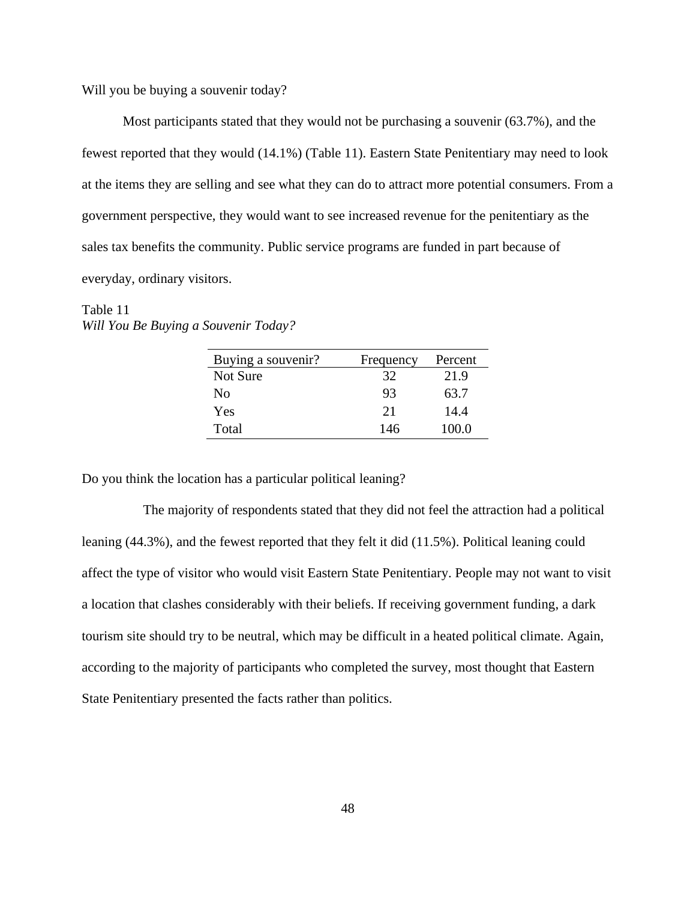Will you be buying a souvenir today?

Most participants stated that they would not be purchasing a souvenir (63.7%), and the fewest reported that they would (14.1%) (Table 11). Eastern State Penitentiary may need to look at the items they are selling and see what they can do to attract more potential consumers. From a government perspective, they would want to see increased revenue for the penitentiary as the sales tax benefits the community. Public service programs are funded in part because of everyday, ordinary visitors.

Table 11
*Will You Be Buying a Souvenir Today?*

| Buying a souvenir? | Frequency | Percent |
|---|---|---|
| Not Sure | 32 | 21.9 |
| No | 93 | 63.7 |
| Yes | 21 | 14.4 |
| Total | 146 | 100.0 |

Do you think the location has a particular political leaning?

The majority of respondents stated that they did not feel the attraction had a political leaning (44.3%), and the fewest reported that they felt it did (11.5%). Political leaning could affect the type of visitor who would visit Eastern State Penitentiary. People may not want to visit a location that clashes considerably with their beliefs. If receiving government funding, a dark tourism site should try to be neutral, which may be difficult in a heated political climate. Again, according to the majority of participants who completed the survey, most thought that Eastern State Penitentiary presented the facts rather than politics.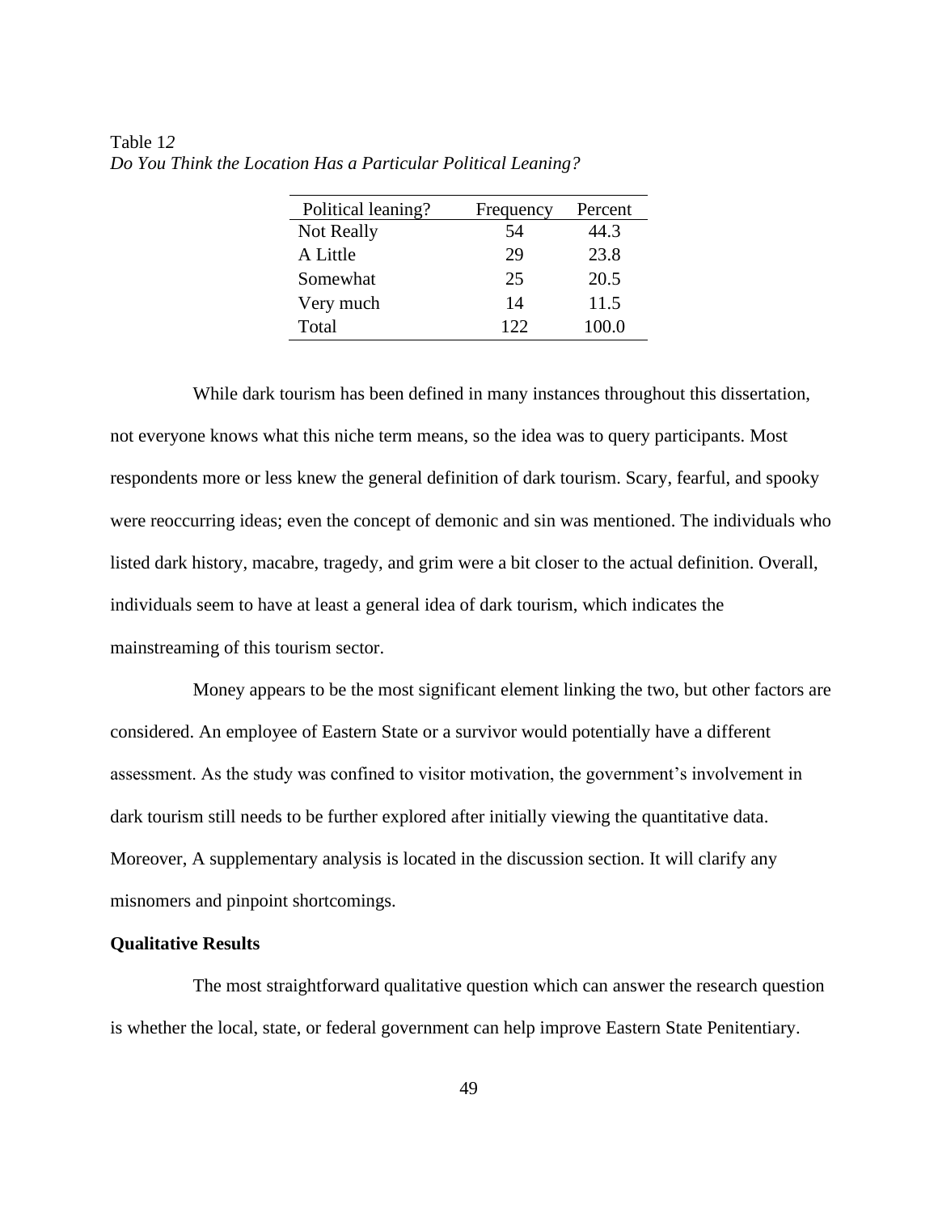Table 12

*Do You Think the Location Has a Particular Political Leaning?*

| Political leaning? | Frequency | Percent |
|---|---|---|
| Not Really | 54 | 44.3 |
| A Little | 29 | 23.8 |
| Somewhat | 25 | 20.5 |
| Very much | 14 | 11.5 |
| Total | 122 | 100.0 |

While dark tourism has been defined in many instances throughout this dissertation, not everyone knows what this niche term means, so the idea was to query participants. Most respondents more or less knew the general definition of dark tourism. Scary, fearful, and spooky were reoccurring ideas; even the concept of demonic and sin was mentioned. The individuals who listed dark history, macabre, tragedy, and grim were a bit closer to the actual definition. Overall, individuals seem to have at least a general idea of dark tourism, which indicates the mainstreaming of this tourism sector.

Money appears to be the most significant element linking the two, but other factors are considered. An employee of Eastern State or a survivor would potentially have a different assessment. As the study was confined to visitor motivation, the government's involvement in dark tourism still needs to be further explored after initially viewing the quantitative data. Moreover, A supplementary analysis is located in the discussion section. It will clarify any misnomers and pinpoint shortcomings.

**Qualitative Results**

The most straightforward qualitative question which can answer the research question is whether the local, state, or federal government can help improve Eastern State Penitentiary.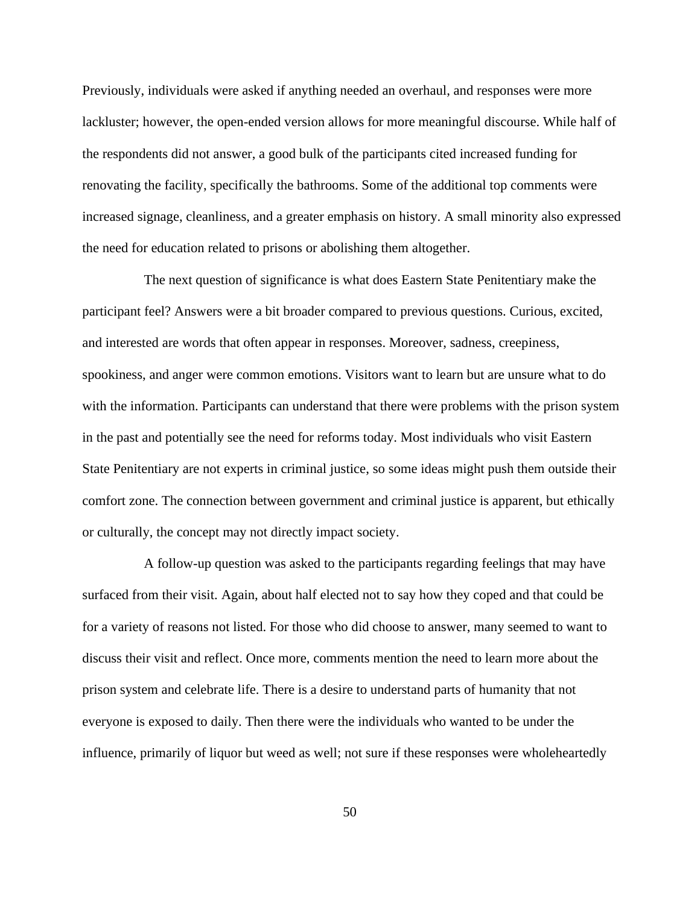Previously, individuals were asked if anything needed an overhaul, and responses were more lackluster; however, the open-ended version allows for more meaningful discourse. While half of the respondents did not answer, a good bulk of the participants cited increased funding for renovating the facility, specifically the bathrooms. Some of the additional top comments were increased signage, cleanliness, and a greater emphasis on history. A small minority also expressed the need for education related to prisons or abolishing them altogether.

The next question of significance is what does Eastern State Penitentiary make the participant feel? Answers were a bit broader compared to previous questions. Curious, excited, and interested are words that often appear in responses. Moreover, sadness, creepiness, spookiness, and anger were common emotions. Visitors want to learn but are unsure what to do with the information. Participants can understand that there were problems with the prison system in the past and potentially see the need for reforms today. Most individuals who visit Eastern State Penitentiary are not experts in criminal justice, so some ideas might push them outside their comfort zone. The connection between government and criminal justice is apparent, but ethically or culturally, the concept may not directly impact society.

A follow-up question was asked to the participants regarding feelings that may have surfaced from their visit. Again, about half elected not to say how they coped and that could be for a variety of reasons not listed. For those who did choose to answer, many seemed to want to discuss their visit and reflect. Once more, comments mention the need to learn more about the prison system and celebrate life. There is a desire to understand parts of humanity that not everyone is exposed to daily. Then there were the individuals who wanted to be under the influence, primarily of liquor but weed as well; not sure if these responses were wholeheartedly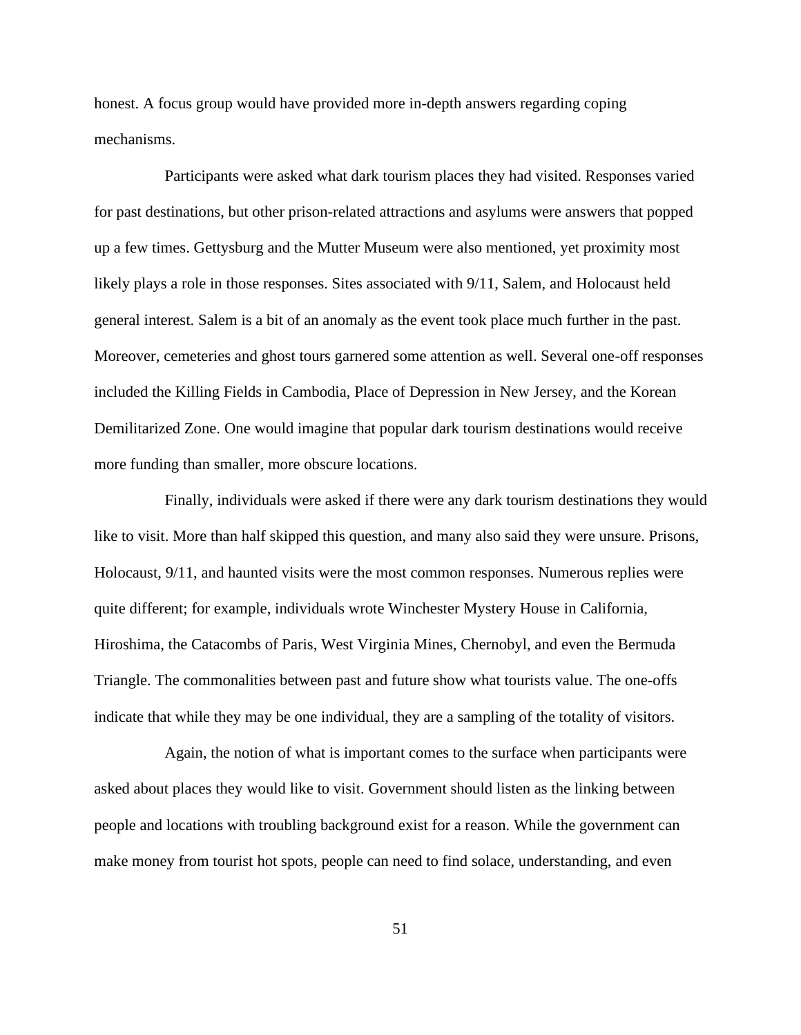honest. A focus group would have provided more in-depth answers regarding coping mechanisms.

Participants were asked what dark tourism places they had visited. Responses varied for past destinations, but other prison-related attractions and asylums were answers that popped up a few times. Gettysburg and the Mutter Museum were also mentioned, yet proximity most likely plays a role in those responses. Sites associated with 9/11, Salem, and Holocaust held general interest. Salem is a bit of an anomaly as the event took place much further in the past. Moreover, cemeteries and ghost tours garnered some attention as well. Several one-off responses included the Killing Fields in Cambodia, Place of Depression in New Jersey, and the Korean Demilitarized Zone. One would imagine that popular dark tourism destinations would receive more funding than smaller, more obscure locations.

Finally, individuals were asked if there were any dark tourism destinations they would like to visit. More than half skipped this question, and many also said they were unsure. Prisons, Holocaust, 9/11, and haunted visits were the most common responses. Numerous replies were quite different; for example, individuals wrote Winchester Mystery House in California, Hiroshima, the Catacombs of Paris, West Virginia Mines, Chernobyl, and even the Bermuda Triangle. The commonalities between past and future show what tourists value. The one-offs indicate that while they may be one individual, they are a sampling of the totality of visitors.

Again, the notion of what is important comes to the surface when participants were asked about places they would like to visit. Government should listen as the linking between people and locations with troubling background exist for a reason. While the government can make money from tourist hot spots, people can need to find solace, understanding, and even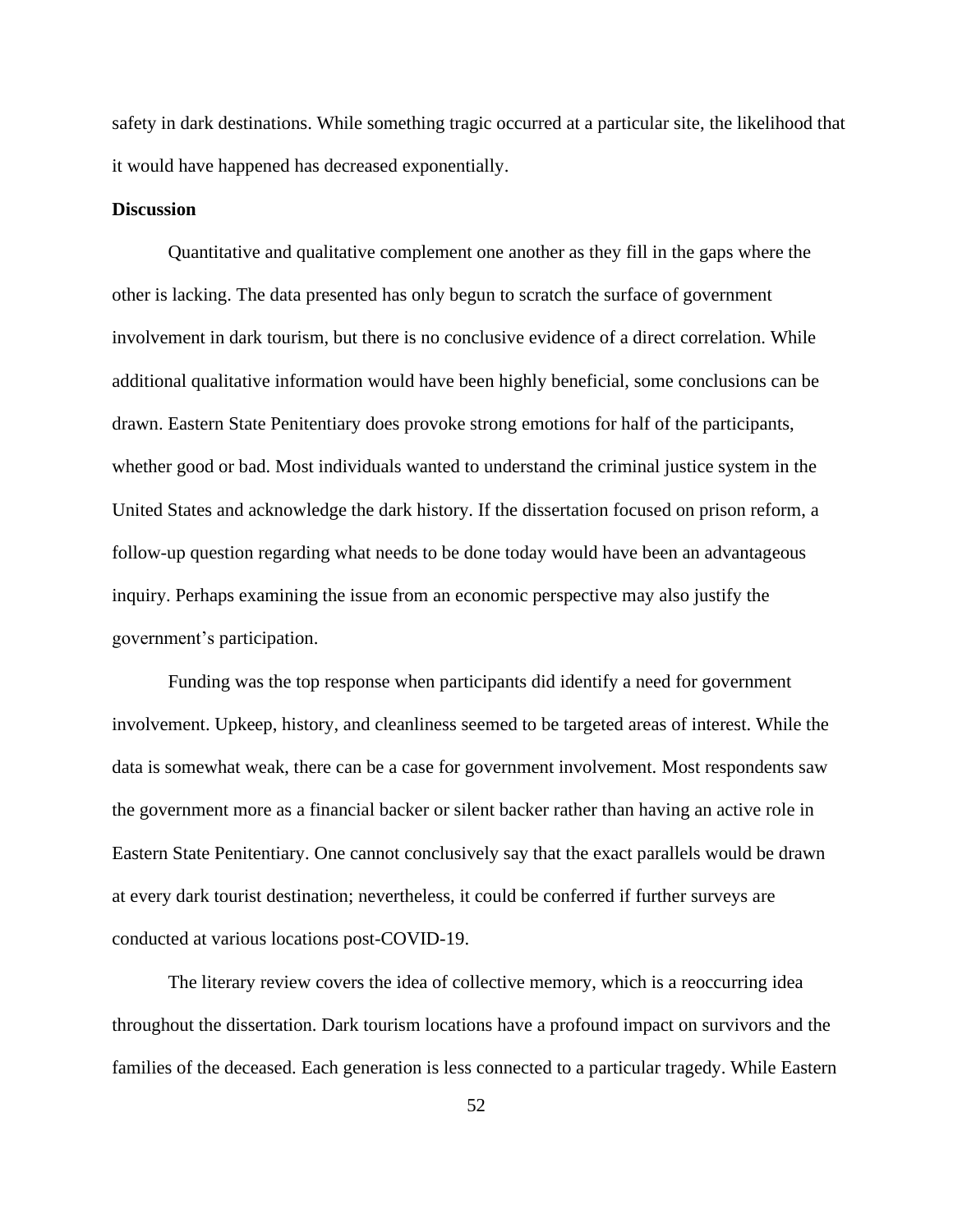safety in dark destinations. While something tragic occurred at a particular site, the likelihood that it would have happened has decreased exponentially.

**Discussion**

Quantitative and qualitative complement one another as they fill in the gaps where the other is lacking. The data presented has only begun to scratch the surface of government involvement in dark tourism, but there is no conclusive evidence of a direct correlation. While additional qualitative information would have been highly beneficial, some conclusions can be drawn. Eastern State Penitentiary does provoke strong emotions for half of the participants, whether good or bad. Most individuals wanted to understand the criminal justice system in the United States and acknowledge the dark history. If the dissertation focused on prison reform, a follow-up question regarding what needs to be done today would have been an advantageous inquiry. Perhaps examining the issue from an economic perspective may also justify the government's participation.

Funding was the top response when participants did identify a need for government involvement. Upkeep, history, and cleanliness seemed to be targeted areas of interest. While the data is somewhat weak, there can be a case for government involvement. Most respondents saw the government more as a financial backer or silent backer rather than having an active role in Eastern State Penitentiary. One cannot conclusively say that the exact parallels would be drawn at every dark tourist destination; nevertheless, it could be conferred if further surveys are conducted at various locations post-COVID-19.

The literary review covers the idea of collective memory, which is a reoccurring idea throughout the dissertation. Dark tourism locations have a profound impact on survivors and the families of the deceased. Each generation is less connected to a particular tragedy. While Eastern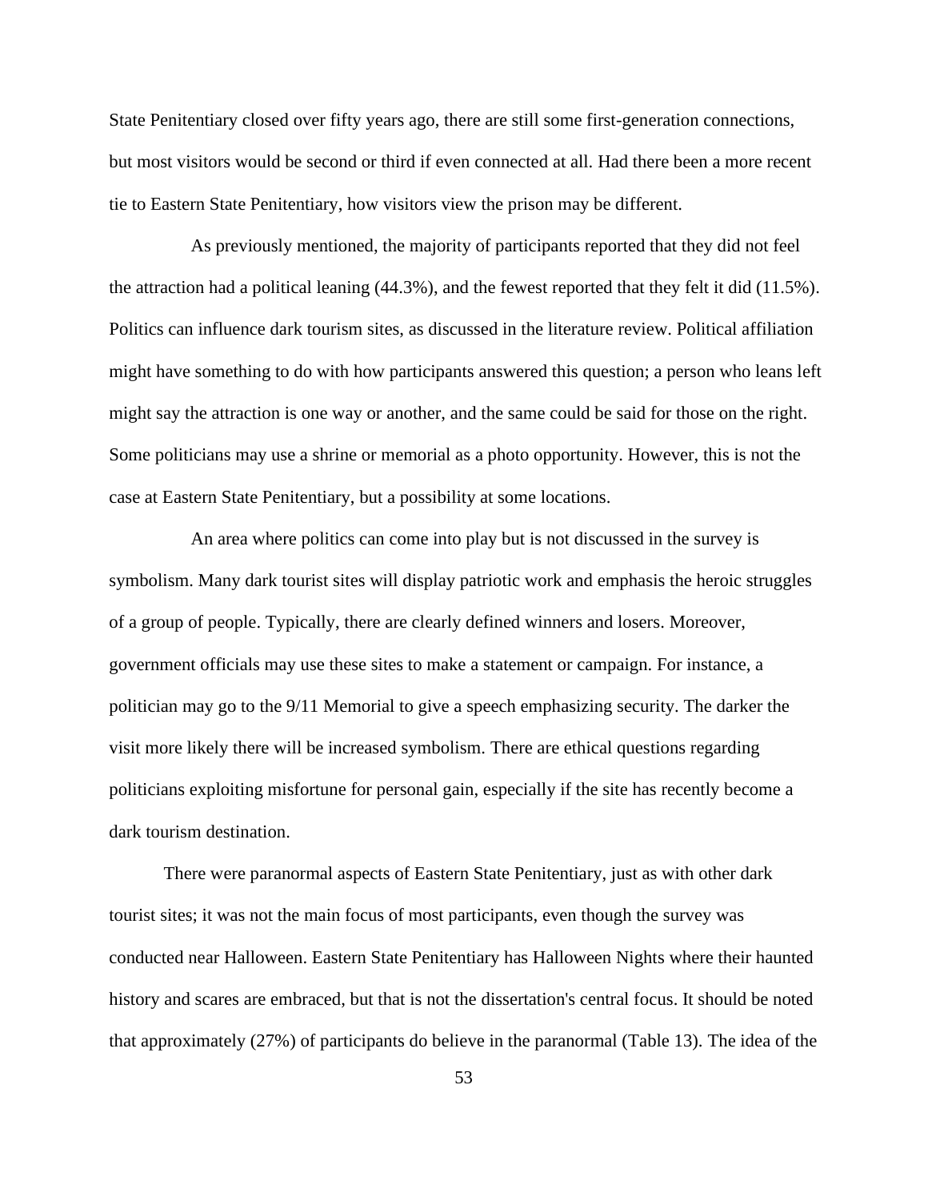State Penitentiary closed over fifty years ago, there are still some first-generation connections, but most visitors would be second or third if even connected at all. Had there been a more recent tie to Eastern State Penitentiary, how visitors view the prison may be different.

As previously mentioned, the majority of participants reported that they did not feel the attraction had a political leaning (44.3%), and the fewest reported that they felt it did (11.5%). Politics can influence dark tourism sites, as discussed in the literature review. Political affiliation might have something to do with how participants answered this question; a person who leans left might say the attraction is one way or another, and the same could be said for those on the right. Some politicians may use a shrine or memorial as a photo opportunity. However, this is not the case at Eastern State Penitentiary, but a possibility at some locations.

An area where politics can come into play but is not discussed in the survey is symbolism. Many dark tourist sites will display patriotic work and emphasis the heroic struggles of a group of people. Typically, there are clearly defined winners and losers. Moreover, government officials may use these sites to make a statement or campaign. For instance, a politician may go to the 9/11 Memorial to give a speech emphasizing security. The darker the visit more likely there will be increased symbolism. There are ethical questions regarding politicians exploiting misfortune for personal gain, especially if the site has recently become a dark tourism destination.

There were paranormal aspects of Eastern State Penitentiary, just as with other dark tourist sites; it was not the main focus of most participants, even though the survey was conducted near Halloween. Eastern State Penitentiary has Halloween Nights where their haunted history and scares are embraced, but that is not the dissertation's central focus. It should be noted that approximately (27%) of participants do believe in the paranormal (Table 13). The idea of the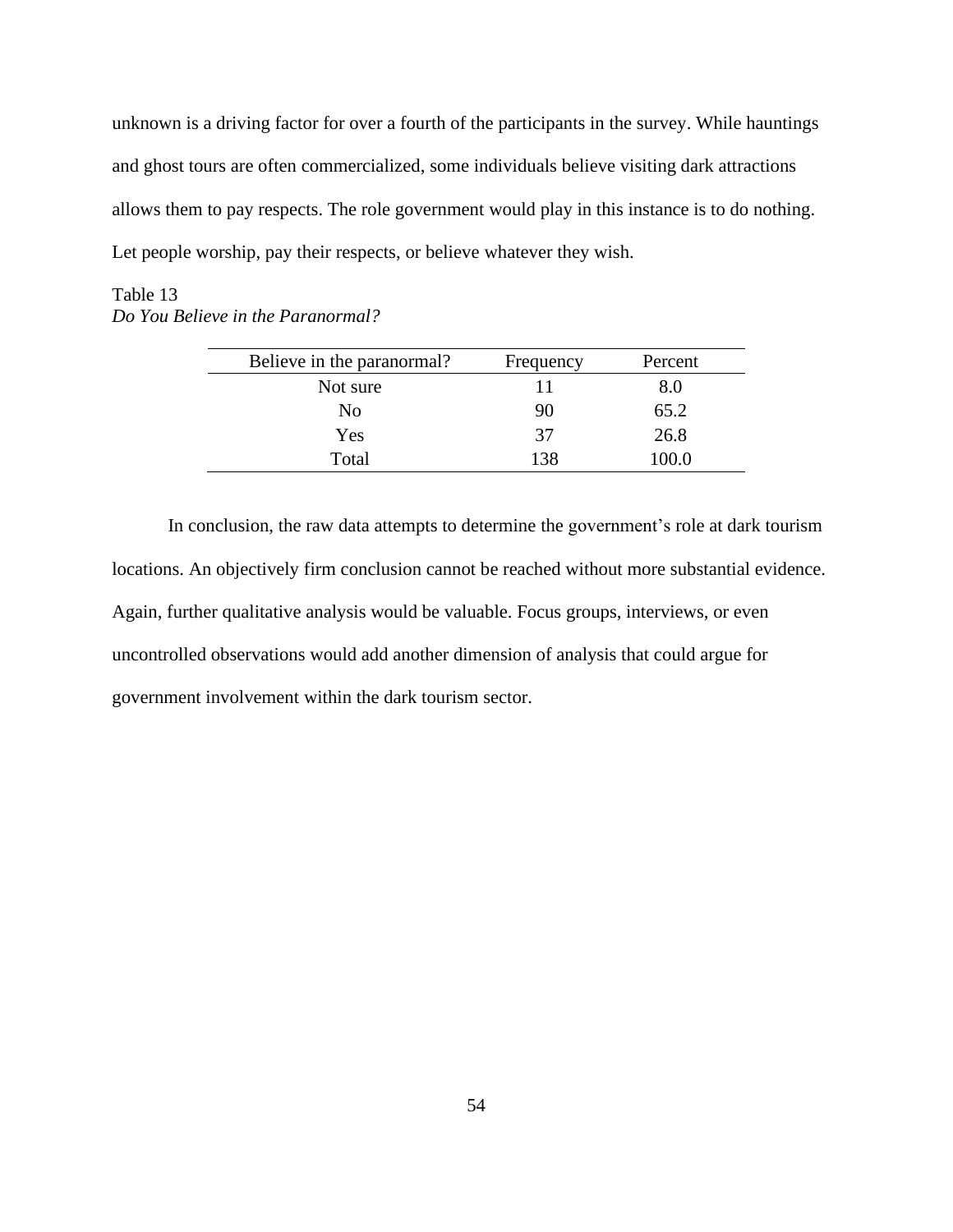unknown is a driving factor for over a fourth of the participants in the survey. While hauntings and ghost tours are often commercialized, some individuals believe visiting dark attractions allows them to pay respects. The role government would play in this instance is to do nothing. Let people worship, pay their respects, or believe whatever they wish.

Table 13
*Do You Believe in the Paranormal?*

| Believe in the paranormal? | Frequency | Percent |
|---|---|---|
| Not sure | 11 | 8.0 |
| No | 90 | 65.2 |
| Yes | 37 | 26.8 |
| Total | 138 | 100.0 |

In conclusion, the raw data attempts to determine the government's role at dark tourism locations. An objectively firm conclusion cannot be reached without more substantial evidence. Again, further qualitative analysis would be valuable. Focus groups, interviews, or even uncontrolled observations would add another dimension of analysis that could argue for government involvement within the dark tourism sector.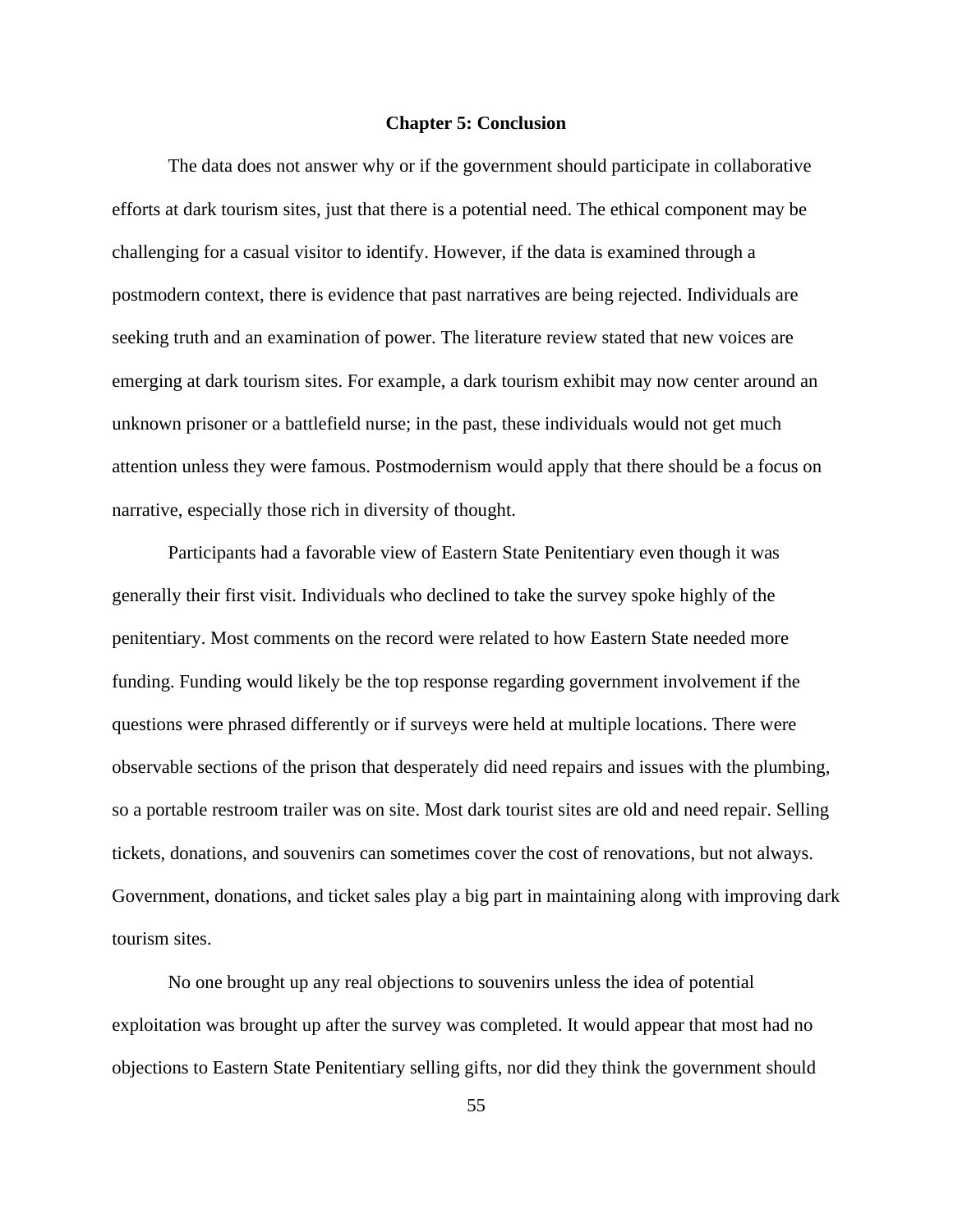# Chapter 5: Conclusion

The data does not answer why or if the government should participate in collaborative efforts at dark tourism sites, just that there is a potential need. The ethical component may be challenging for a casual visitor to identify. However, if the data is examined through a postmodern context, there is evidence that past narratives are being rejected. Individuals are seeking truth and an examination of power. The literature review stated that new voices are emerging at dark tourism sites. For example, a dark tourism exhibit may now center around an unknown prisoner or a battlefield nurse; in the past, these individuals would not get much attention unless they were famous. Postmodernism would apply that there should be a focus on narrative, especially those rich in diversity of thought.

Participants had a favorable view of Eastern State Penitentiary even though it was generally their first visit. Individuals who declined to take the survey spoke highly of the penitentiary. Most comments on the record were related to how Eastern State needed more funding. Funding would likely be the top response regarding government involvement if the questions were phrased differently or if surveys were held at multiple locations. There were observable sections of the prison that desperately did need repairs and issues with the plumbing, so a portable restroom trailer was on site. Most dark tourist sites are old and need repair. Selling tickets, donations, and souvenirs can sometimes cover the cost of renovations, but not always. Government, donations, and ticket sales play a big part in maintaining along with improving dark tourism sites.

No one brought up any real objections to souvenirs unless the idea of potential exploitation was brought up after the survey was completed. It would appear that most had no objections to Eastern State Penitentiary selling gifts, nor did they think the government should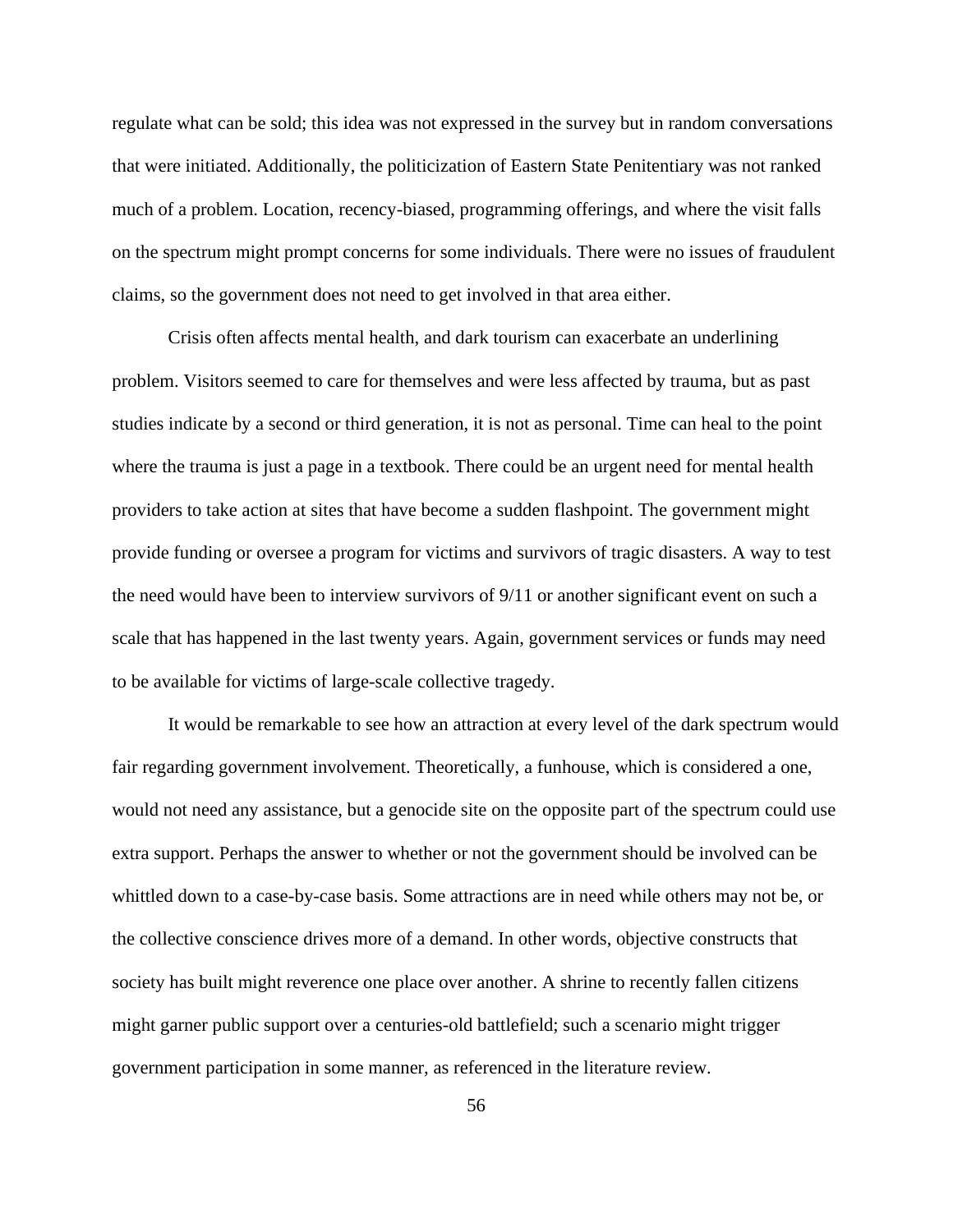regulate what can be sold; this idea was not expressed in the survey but in random conversations that were initiated. Additionally, the politicization of Eastern State Penitentiary was not ranked much of a problem. Location, recency-biased, programming offerings, and where the visit falls on the spectrum might prompt concerns for some individuals. There were no issues of fraudulent claims, so the government does not need to get involved in that area either.

Crisis often affects mental health, and dark tourism can exacerbate an underlining problem. Visitors seemed to care for themselves and were less affected by trauma, but as past studies indicate by a second or third generation, it is not as personal. Time can heal to the point where the trauma is just a page in a textbook. There could be an urgent need for mental health providers to take action at sites that have become a sudden flashpoint. The government might provide funding or oversee a program for victims and survivors of tragic disasters. A way to test the need would have been to interview survivors of 9/11 or another significant event on such a scale that has happened in the last twenty years. Again, government services or funds may need to be available for victims of large-scale collective tragedy.

It would be remarkable to see how an attraction at every level of the dark spectrum would fair regarding government involvement. Theoretically, a funhouse, which is considered a one, would not need any assistance, but a genocide site on the opposite part of the spectrum could use extra support. Perhaps the answer to whether or not the government should be involved can be whittled down to a case-by-case basis. Some attractions are in need while others may not be, or the collective conscience drives more of a demand. In other words, objective constructs that society has built might reverence one place over another. A shrine to recently fallen citizens might garner public support over a centuries-old battlefield; such a scenario might trigger government participation in some manner, as referenced in the literature review.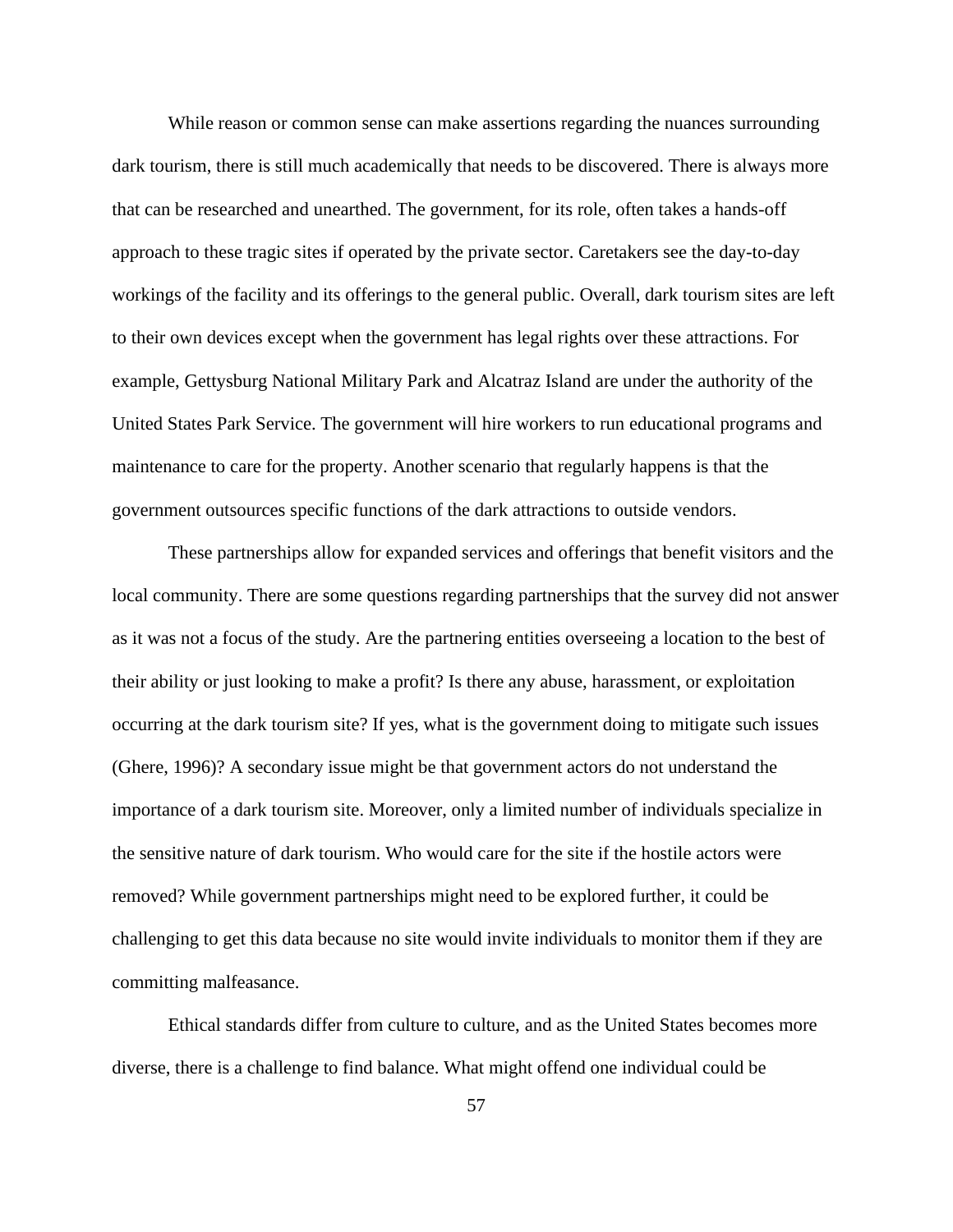While reason or common sense can make assertions regarding the nuances surrounding dark tourism, there is still much academically that needs to be discovered. There is always more that can be researched and unearthed. The government, for its role, often takes a hands-off approach to these tragic sites if operated by the private sector. Caretakers see the day-to-day workings of the facility and its offerings to the general public. Overall, dark tourism sites are left to their own devices except when the government has legal rights over these attractions. For example, Gettysburg National Military Park and Alcatraz Island are under the authority of the United States Park Service. The government will hire workers to run educational programs and maintenance to care for the property. Another scenario that regularly happens is that the government outsources specific functions of the dark attractions to outside vendors.

These partnerships allow for expanded services and offerings that benefit visitors and the local community. There are some questions regarding partnerships that the survey did not answer as it was not a focus of the study. Are the partnering entities overseeing a location to the best of their ability or just looking to make a profit? Is there any abuse, harassment, or exploitation occurring at the dark tourism site? If yes, what is the government doing to mitigate such issues (Ghere, 1996)? A secondary issue might be that government actors do not understand the importance of a dark tourism site. Moreover, only a limited number of individuals specialize in the sensitive nature of dark tourism. Who would care for the site if the hostile actors were removed? While government partnerships might need to be explored further, it could be challenging to get this data because no site would invite individuals to monitor them if they are committing malfeasance.

Ethical standards differ from culture to culture, and as the United States becomes more diverse, there is a challenge to find balance. What might offend one individual could be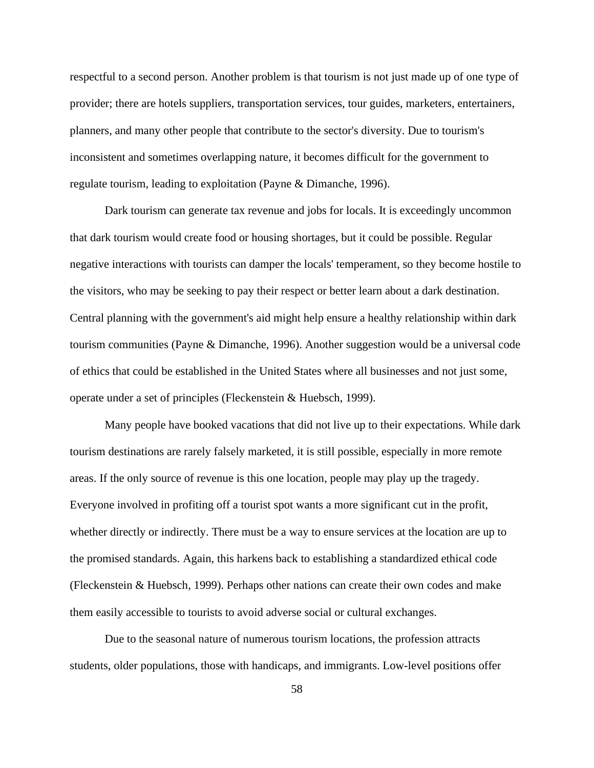respectful to a second person. Another problem is that tourism is not just made up of one type of provider; there are hotels suppliers, transportation services, tour guides, marketers, entertainers, planners, and many other people that contribute to the sector's diversity. Due to tourism's inconsistent and sometimes overlapping nature, it becomes difficult for the government to regulate tourism, leading to exploitation (Payne & Dimanche, 1996).

Dark tourism can generate tax revenue and jobs for locals. It is exceedingly uncommon that dark tourism would create food or housing shortages, but it could be possible. Regular negative interactions with tourists can damper the locals' temperament, so they become hostile to the visitors, who may be seeking to pay their respect or better learn about a dark destination. Central planning with the government's aid might help ensure a healthy relationship within dark tourism communities (Payne & Dimanche, 1996). Another suggestion would be a universal code of ethics that could be established in the United States where all businesses and not just some, operate under a set of principles (Fleckenstein & Huebsch, 1999).

Many people have booked vacations that did not live up to their expectations. While dark tourism destinations are rarely falsely marketed, it is still possible, especially in more remote areas. If the only source of revenue is this one location, people may play up the tragedy. Everyone involved in profiting off a tourist spot wants a more significant cut in the profit, whether directly or indirectly. There must be a way to ensure services at the location are up to the promised standards. Again, this harkens back to establishing a standardized ethical code (Fleckenstein & Huebsch, 1999). Perhaps other nations can create their own codes and make them easily accessible to tourists to avoid adverse social or cultural exchanges.

Due to the seasonal nature of numerous tourism locations, the profession attracts students, older populations, those with handicaps, and immigrants. Low-level positions offer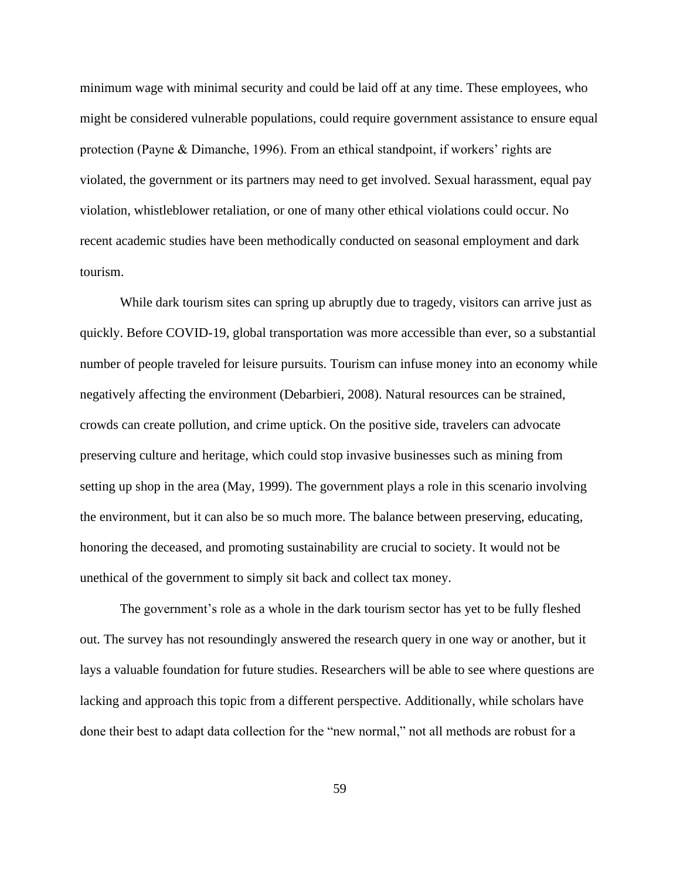minimum wage with minimal security and could be laid off at any time. These employees, who might be considered vulnerable populations, could require government assistance to ensure equal protection (Payne & Dimanche, 1996). From an ethical standpoint, if workers' rights are violated, the government or its partners may need to get involved. Sexual harassment, equal pay violation, whistleblower retaliation, or one of many other ethical violations could occur. No recent academic studies have been methodically conducted on seasonal employment and dark tourism.

While dark tourism sites can spring up abruptly due to tragedy, visitors can arrive just as quickly. Before COVID-19, global transportation was more accessible than ever, so a substantial number of people traveled for leisure pursuits. Tourism can infuse money into an economy while negatively affecting the environment (Debarbieri, 2008). Natural resources can be strained, crowds can create pollution, and crime uptick. On the positive side, travelers can advocate preserving culture and heritage, which could stop invasive businesses such as mining from setting up shop in the area (May, 1999). The government plays a role in this scenario involving the environment, but it can also be so much more. The balance between preserving, educating, honoring the deceased, and promoting sustainability are crucial to society. It would not be unethical of the government to simply sit back and collect tax money.

The government's role as a whole in the dark tourism sector has yet to be fully fleshed out. The survey has not resoundingly answered the research query in one way or another, but it lays a valuable foundation for future studies. Researchers will be able to see where questions are lacking and approach this topic from a different perspective. Additionally, while scholars have done their best to adapt data collection for the "new normal," not all methods are robust for a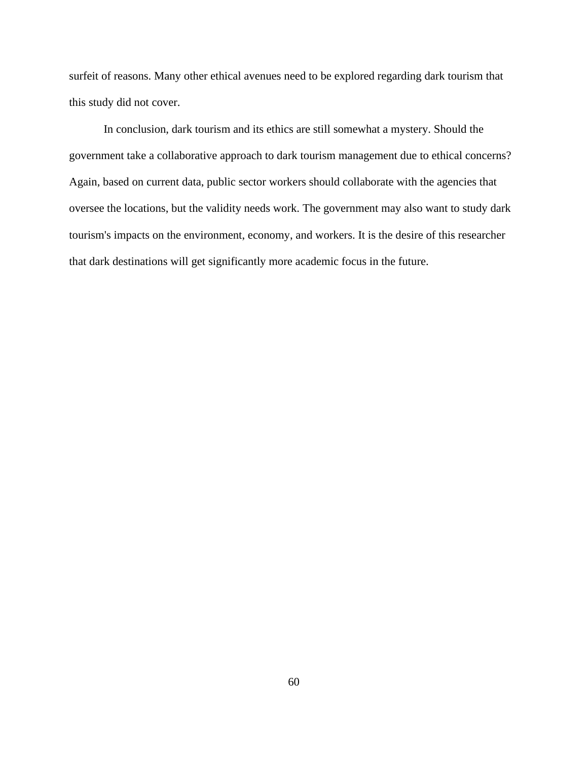surfeit of reasons. Many other ethical avenues need to be explored regarding dark tourism that this study did not cover.

In conclusion, dark tourism and its ethics are still somewhat a mystery. Should the government take a collaborative approach to dark tourism management due to ethical concerns? Again, based on current data, public sector workers should collaborate with the agencies that oversee the locations, but the validity needs work. The government may also want to study dark tourism's impacts on the environment, economy, and workers. It is the desire of this researcher that dark destinations will get significantly more academic focus in the future.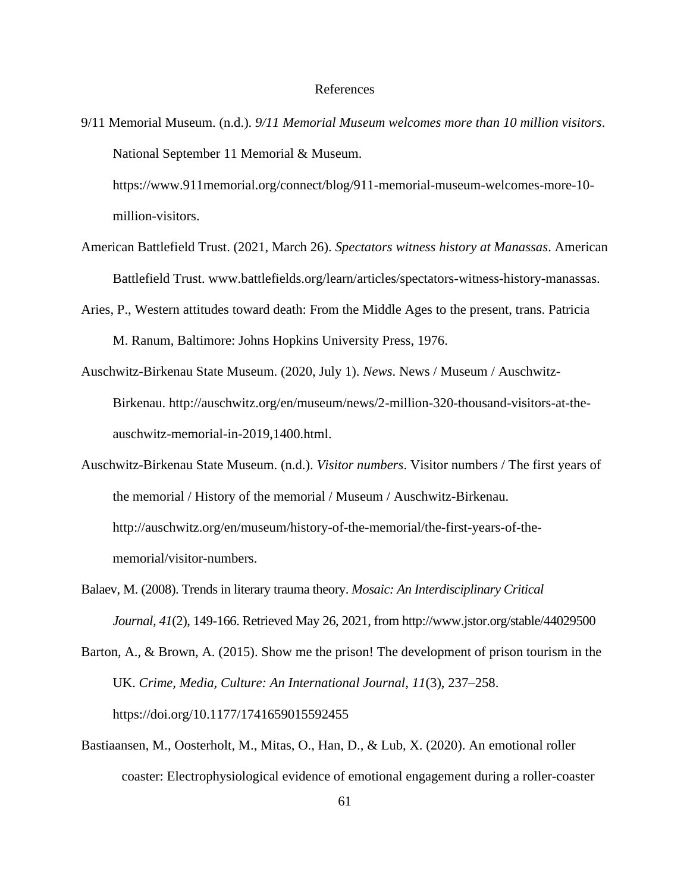# References

9/11 Memorial Museum. (n.d.). *9/11 Memorial Museum welcomes more than 10 million visitors*. National September 11 Memorial & Museum. https://www.911memorial.org/connect/blog/911-memorial-museum-welcomes-more-10-million-visitors.

American Battlefield Trust. (2021, March 26). *Spectators witness history at Manassas*. American Battlefield Trust. www.battlefields.org/learn/articles/spectators-witness-history-manassas.

Aries, P., Western attitudes toward death: From the Middle Ages to the present, trans. Patricia M. Ranum, Baltimore: Johns Hopkins University Press, 1976.

Auschwitz-Birkenau State Museum. (2020, July 1). *News*. News / Museum / Auschwitz-Birkenau. http://auschwitz.org/en/museum/news/2-million-320-thousand-visitors-at-the-auschwitz-memorial-in-2019,1400.html.

Auschwitz-Birkenau State Museum. (n.d.). *Visitor numbers*. Visitor numbers / The first years of the memorial / History of the memorial / Museum / Auschwitz-Birkenau. http://auschwitz.org/en/museum/history-of-the-memorial/the-first-years-of-the-memorial/visitor-numbers.

Balaev, M. (2008). Trends in literary trauma theory. *Mosaic: An Interdisciplinary Critical Journal, 41*(2), 149-166. Retrieved May 26, 2021, from http://www.jstor.org/stable/44029500

Barton, A., & Brown, A. (2015). Show me the prison! The development of prison tourism in the UK. *Crime, Media, Culture: An International Journal*, *11*(3), 237–258. https://doi.org/10.1177/1741659015592455

Bastiaansen, M., Oosterholt, M., Mitas, O., Han, D., & Lub, X. (2020). An emotional roller coaster: Electrophysiological evidence of emotional engagement during a roller-coaster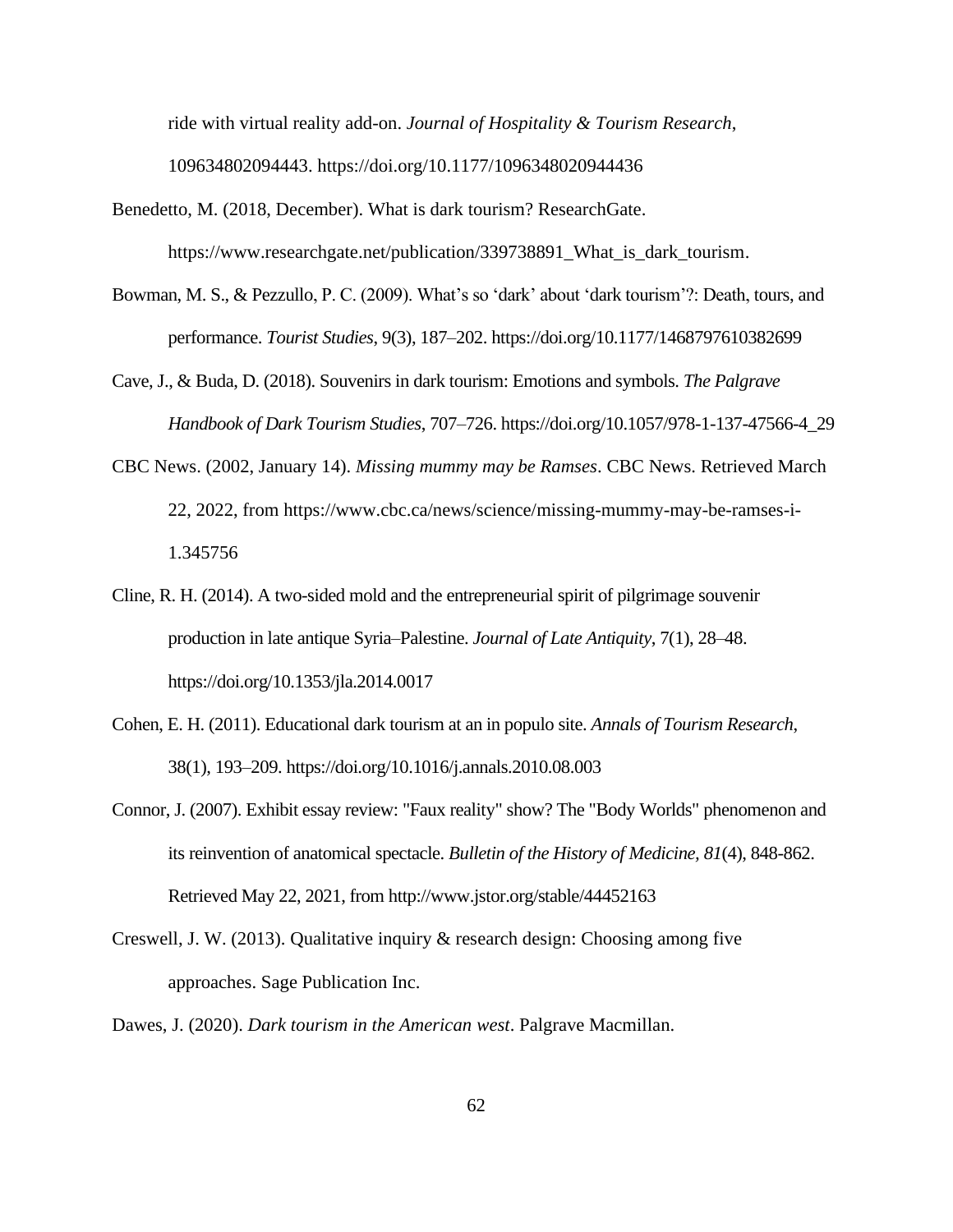ride with virtual reality add-on. *Journal of Hospitality & Tourism Research*, 109634802094443. https://doi.org/10.1177/1096348020944436

Benedetto, M. (2018, December). What is dark tourism? ResearchGate. https://www.researchgate.net/publication/339738891_What_is_dark_tourism.

Bowman, M. S., & Pezzullo, P. C. (2009). What's so 'dark' about 'dark tourism'?: Death, tours, and performance. *Tourist Studies*, 9(3), 187–202. https://doi.org/10.1177/1468797610382699

Cave, J., & Buda, D. (2018). Souvenirs in dark tourism: Emotions and symbols. *The Palgrave Handbook of Dark Tourism Studies*, 707–726. https://doi.org/10.1057/978-1-137-47566-4_29

CBC News. (2002, January 14). *Missing mummy may be Ramses*. CBC News. Retrieved March 22, 2022, from https://www.cbc.ca/news/science/missing-mummy-may-be-ramses-i-1.345756

Cline, R. H. (2014). A two-sided mold and the entrepreneurial spirit of pilgrimage souvenir production in late antique Syria–Palestine. *Journal of Late Antiquity*, 7(1), 28–48. https://doi.org/10.1353/jla.2014.0017

Cohen, E. H. (2011). Educational dark tourism at an in populo site. *Annals of Tourism Research*, 38(1), 193–209. https://doi.org/10.1016/j.annals.2010.08.003

Connor, J. (2007). Exhibit essay review: "Faux reality" show? The "Body Worlds" phenomenon and its reinvention of anatomical spectacle. *Bulletin of the History of Medicine, 81*(4), 848-862. Retrieved May 22, 2021, from http://www.jstor.org/stable/44452163

Creswell, J. W. (2013). Qualitative inquiry & research design: Choosing among five approaches. Sage Publication Inc.

Dawes, J. (2020). *Dark tourism in the American west*. Palgrave Macmillan.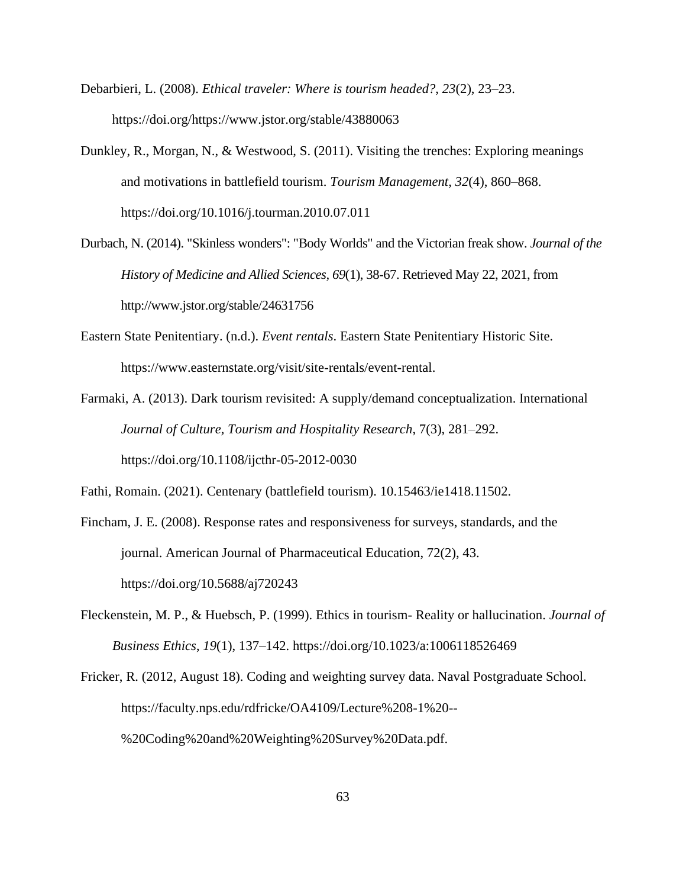Debarbieri, L. (2008). *Ethical traveler: Where is tourism headed?*, *23*(2), 23–23. https://doi.org/https://www.jstor.org/stable/43880063

Dunkley, R., Morgan, N., & Westwood, S. (2011). Visiting the trenches: Exploring meanings and motivations in battlefield tourism. *Tourism Management*, *32*(4), 860–868. https://doi.org/10.1016/j.tourman.2010.07.011

Durbach, N. (2014). "Skinless wonders": "Body Worlds" and the Victorian freak show. *Journal of the History of Medicine and Allied Sciences*, *69*(1), 38-67. Retrieved May 22, 2021, from http://www.jstor.org/stable/24631756

Eastern State Penitentiary. (n.d.). *Event rentals*. Eastern State Penitentiary Historic Site. https://www.easternstate.org/visit/site-rentals/event-rental.

Farmaki, A. (2013). Dark tourism revisited: A supply/demand conceptualization. International *Journal of Culture, Tourism and Hospitality Research*, 7(3), 281–292. https://doi.org/10.1108/ijcthr-05-2012-0030

Fathi, Romain. (2021). Centenary (battlefield tourism). 10.15463/ie1418.11502.

Fincham, J. E. (2008). Response rates and responsiveness for surveys, standards, and the journal. American Journal of Pharmaceutical Education, 72(2), 43. https://doi.org/10.5688/aj720243

Fleckenstein, M. P., & Huebsch, P. (1999). Ethics in tourism- Reality or hallucination. *Journal of Business Ethics*, *19*(1), 137–142. https://doi.org/10.1023/a:1006118526469

Fricker, R. (2012, August 18). Coding and weighting survey data. Naval Postgraduate School. https://faculty.nps.edu/rdfricke/OA4109/Lecture%208-1%20--%20Coding%20and%20Weighting%20Survey%20Data.pdf.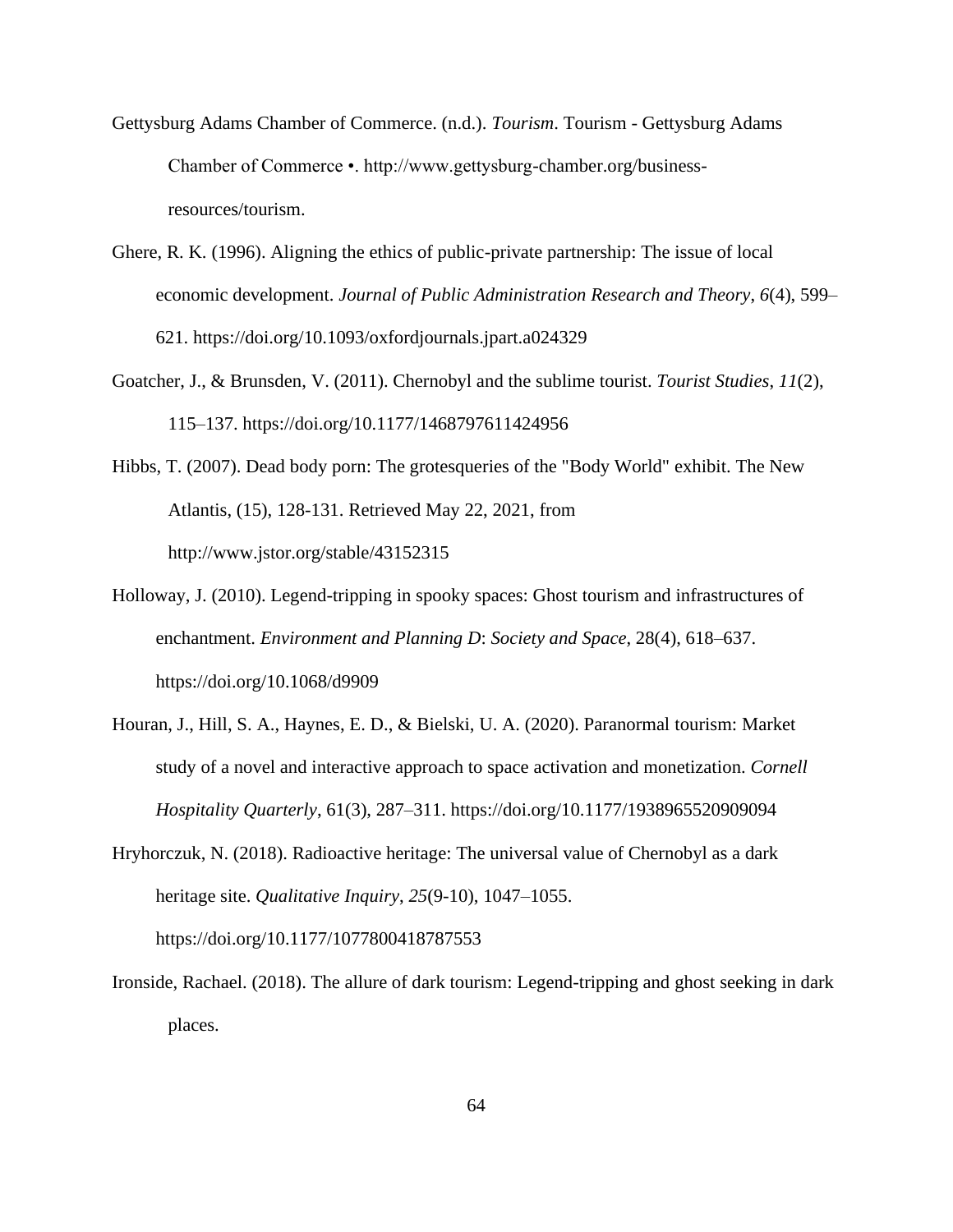Gettysburg Adams Chamber of Commerce. (n.d.). *Tourism*. Tourism - Gettysburg Adams Chamber of Commerce •. http://www.gettysburg-chamber.org/business-resources/tourism.

Ghere, R. K. (1996). Aligning the ethics of public-private partnership: The issue of local economic development. *Journal of Public Administration Research and Theory*, *6*(4), 599–621. https://doi.org/10.1093/oxfordjournals.jpart.a024329

Goatcher, J., & Brunsden, V. (2011). Chernobyl and the sublime tourist. *Tourist Studies*, *11*(2), 115–137. https://doi.org/10.1177/1468797611424956

Hibbs, T. (2007). Dead body porn: The grotesqueries of the "Body World" exhibit. The New Atlantis, (15), 128-131. Retrieved May 22, 2021, from http://www.jstor.org/stable/43152315

Holloway, J. (2010). Legend-tripping in spooky spaces: Ghost tourism and infrastructures of enchantment. *Environment and Planning D*: *Society and Space,* 28(4), 618–637. https://doi.org/10.1068/d9909

Houran, J., Hill, S. A., Haynes, E. D., & Bielski, U. A. (2020). Paranormal tourism: Market study of a novel and interactive approach to space activation and monetization. *Cornell Hospitality Quarterly*, 61(3), 287–311. https://doi.org/10.1177/1938965520909094

Hryhorczuk, N. (2018). Radioactive heritage: The universal value of Chernobyl as a dark heritage site. *Qualitative Inquiry*, *25*(9-10), 1047–1055. https://doi.org/10.1177/1077800418787553

Ironside, Rachael. (2018). The allure of dark tourism: Legend-tripping and ghost seeking in dark places.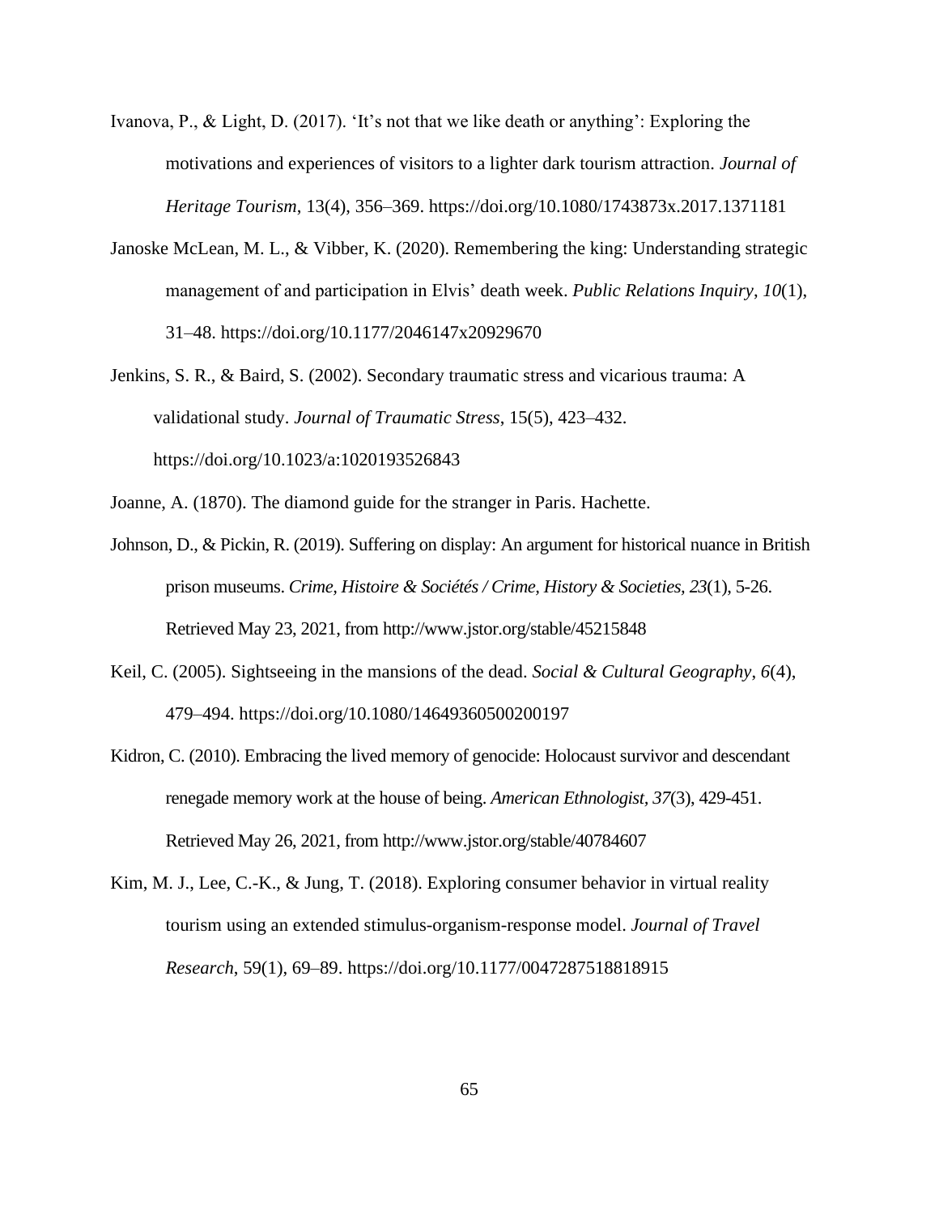Ivanova, P., & Light, D. (2017). 'It's not that we like death or anything': Exploring the motivations and experiences of visitors to a lighter dark tourism attraction. *Journal of Heritage Tourism*, 13(4), 356–369. https://doi.org/10.1080/1743873x.2017.1371181

Janoske McLean, M. L., & Vibber, K. (2020). Remembering the king: Understanding strategic management of and participation in Elvis' death week. *Public Relations Inquiry*, *10*(1), 31–48. https://doi.org/10.1177/2046147x20929670

Jenkins, S. R., & Baird, S. (2002). Secondary traumatic stress and vicarious trauma: A validational study. *Journal of Traumatic Stress*, 15(5), 423–432. https://doi.org/10.1023/a:1020193526843

Joanne, A. (1870). The diamond guide for the stranger in Paris. Hachette.

Johnson, D., & Pickin, R. (2019). Suffering on display: An argument for historical nuance in British prison museums. *Crime, Histoire & Sociétés / Crime, History & Societies, 23*(1), 5-26. Retrieved May 23, 2021, from http://www.jstor.org/stable/45215848

Keil, C. (2005). Sightseeing in the mansions of the dead. *Social & Cultural Geography*, *6*(4), 479–494. https://doi.org/10.1080/14649360500200197

Kidron, C. (2010). Embracing the lived memory of genocide: Holocaust survivor and descendant renegade memory work at the house of being. *American Ethnologist, 37*(3), 429-451. Retrieved May 26, 2021, from http://www.jstor.org/stable/40784607

Kim, M. J., Lee, C.-K., & Jung, T. (2018). Exploring consumer behavior in virtual reality tourism using an extended stimulus-organism-response model. *Journal of Travel Research*, 59(1), 69–89. https://doi.org/10.1177/0047287518818915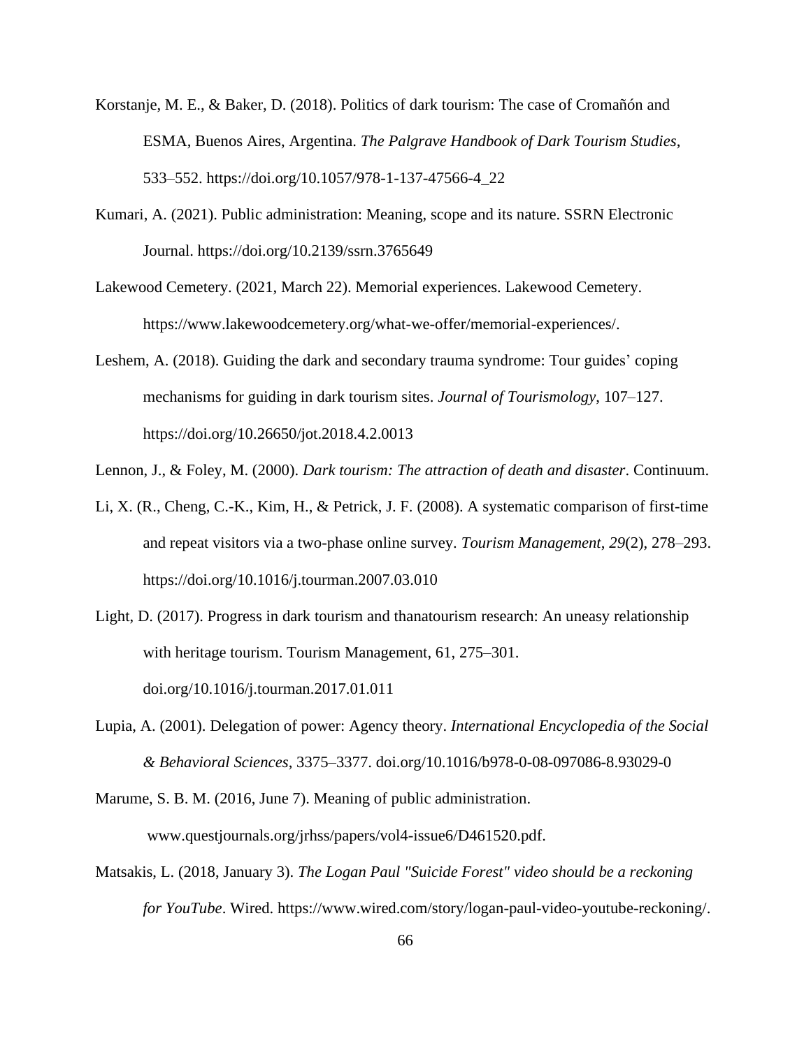Korstanje, M. E., & Baker, D. (2018). Politics of dark tourism: The case of Cromañón and ESMA, Buenos Aires, Argentina. *The Palgrave Handbook of Dark Tourism Studies*, 533–552. https://doi.org/10.1057/978-1-137-47566-4_22

Kumari, A. (2021). Public administration: Meaning, scope and its nature. SSRN Electronic Journal. https://doi.org/10.2139/ssrn.3765649

Lakewood Cemetery. (2021, March 22). Memorial experiences. Lakewood Cemetery. https://www.lakewoodcemetery.org/what-we-offer/memorial-experiences/.

Leshem, A. (2018). Guiding the dark and secondary trauma syndrome: Tour guides' coping mechanisms for guiding in dark tourism sites. *Journal of Tourismology*, 107–127. https://doi.org/10.26650/jot.2018.4.2.0013

Lennon, J., & Foley, M. (2000). *Dark tourism: The attraction of death and disaster*. Continuum.

Li, X. (R., Cheng, C.-K., Kim, H., & Petrick, J. F. (2008). A systematic comparison of first-time and repeat visitors via a two-phase online survey. *Tourism Management*, *29*(2), 278–293. https://doi.org/10.1016/j.tourman.2007.03.010

Light, D. (2017). Progress in dark tourism and thanatourism research: An uneasy relationship with heritage tourism. Tourism Management, 61, 275–301. doi.org/10.1016/j.tourman.2017.01.011

Lupia, A. (2001). Delegation of power: Agency theory. *International Encyclopedia of the Social & Behavioral Sciences*, 3375–3377. doi.org/10.1016/b978-0-08-097086-8.93029-0

Marume, S. B. M. (2016, June 7). Meaning of public administration. www.questjournals.org/jrhss/papers/vol4-issue6/D461520.pdf.

Matsakis, L. (2018, January 3). *The Logan Paul "Suicide Forest" video should be a reckoning for YouTube*. Wired. https://www.wired.com/story/logan-paul-video-youtube-reckoning/.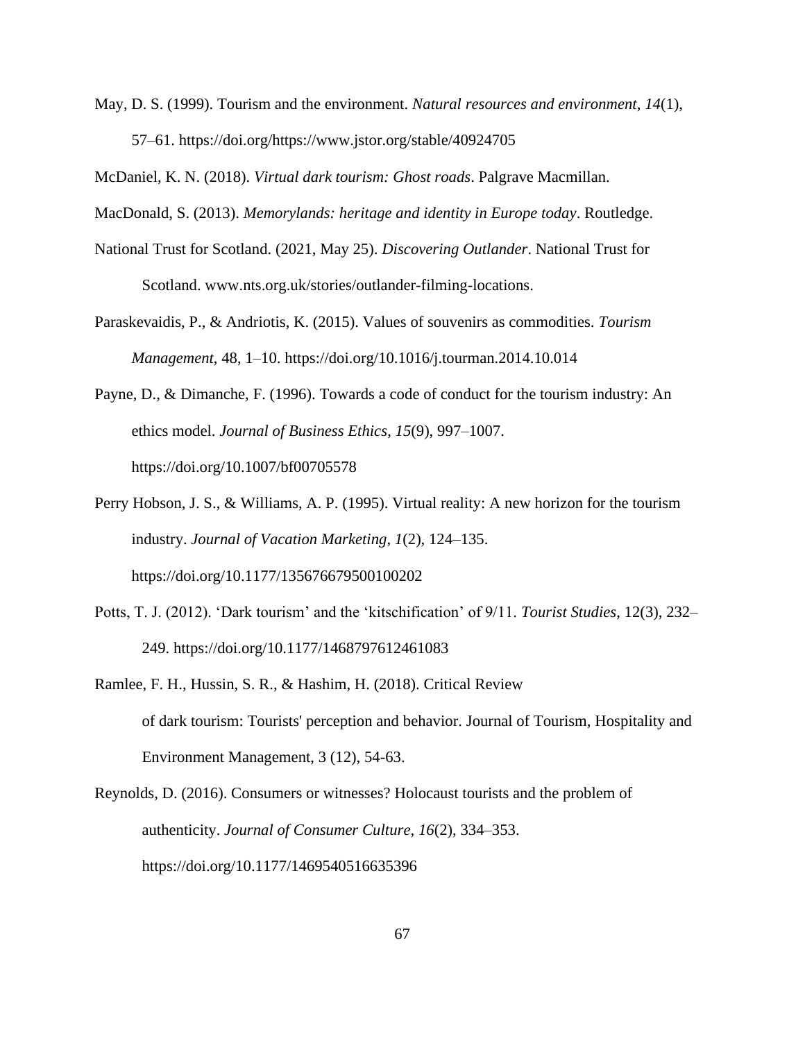May, D. S. (1999). Tourism and the environment. *Natural resources and environment*, *14*(1), 57–61. https://doi.org/https://www.jstor.org/stable/40924705

McDaniel, K. N. (2018). *Virtual dark tourism: Ghost roads*. Palgrave Macmillan.

MacDonald, S. (2013). *Memorylands: heritage and identity in Europe today*. Routledge.

National Trust for Scotland. (2021, May 25). *Discovering Outlander*. National Trust for Scotland. www.nts.org.uk/stories/outlander-filming-locations.

Paraskevaidis, P., & Andriotis, K. (2015). Values of souvenirs as commodities. *Tourism Management*, 48, 1–10. https://doi.org/10.1016/j.tourman.2014.10.014

Payne, D., & Dimanche, F. (1996). Towards a code of conduct for the tourism industry: An ethics model. *Journal of Business Ethics*, *15*(9), 997–1007. https://doi.org/10.1007/bf00705578

Perry Hobson, J. S., & Williams, A. P. (1995). Virtual reality: A new horizon for the tourism industry. *Journal of Vacation Marketing*, *1*(2), 124–135. https://doi.org/10.1177/135676679500100202

Potts, T. J. (2012). 'Dark tourism' and the 'kitschification' of 9/11. *Tourist Studies*, 12(3), 232–249. https://doi.org/10.1177/1468797612461083

Ramlee, F. H., Hussin, S. R., & Hashim, H. (2018). Critical Review of dark tourism: Tourists' perception and behavior. Journal of Tourism, Hospitality and Environment Management, 3 (12), 54-63.

Reynolds, D. (2016). Consumers or witnesses? Holocaust tourists and the problem of authenticity. *Journal of Consumer Culture*, *16*(2), 334–353. https://doi.org/10.1177/1469540516635396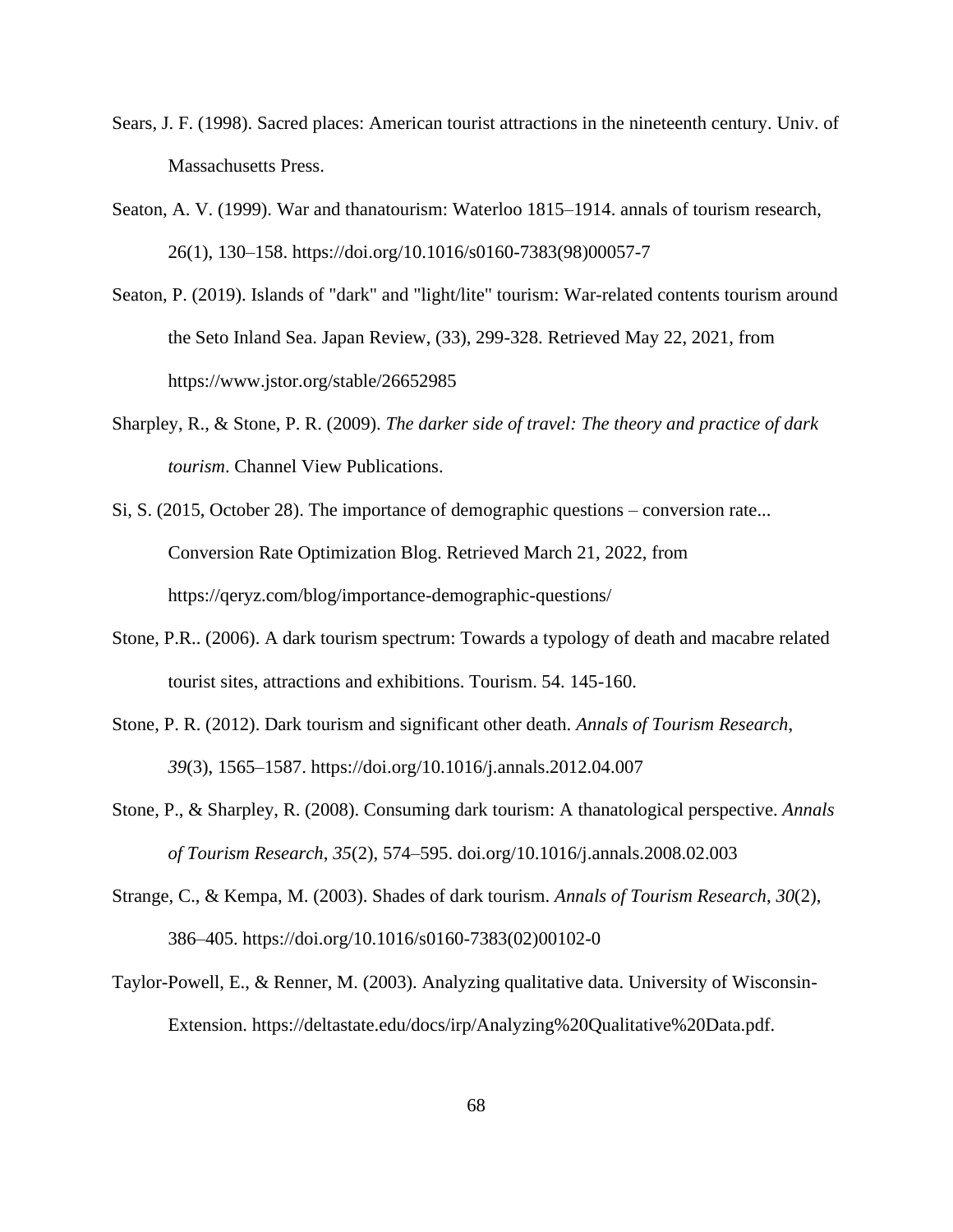Sears, J. F. (1998). Sacred places: American tourist attractions in the nineteenth century. Univ. of Massachusetts Press.

Seaton, A. V. (1999). War and thanatourism: Waterloo 1815–1914. annals of tourism research, 26(1), 130–158. https://doi.org/10.1016/s0160-7383(98)00057-7

Seaton, P. (2019). Islands of "dark" and "light/lite" tourism: War-related contents tourism around the Seto Inland Sea. Japan Review, (33), 299-328. Retrieved May 22, 2021, from https://www.jstor.org/stable/26652985

Sharpley, R., & Stone, P. R. (2009). *The darker side of travel: The theory and practice of dark tourism*. Channel View Publications.

Si, S. (2015, October 28). The importance of demographic questions – conversion rate... Conversion Rate Optimization Blog. Retrieved March 21, 2022, from https://qeryz.com/blog/importance-demographic-questions/

Stone, P.R.. (2006). A dark tourism spectrum: Towards a typology of death and macabre related tourist sites, attractions and exhibitions. Tourism. 54. 145-160.

Stone, P. R. (2012). Dark tourism and significant other death. *Annals of Tourism Research*, *39*(3), 1565–1587. https://doi.org/10.1016/j.annals.2012.04.007

Stone, P., & Sharpley, R. (2008). Consuming dark tourism: A thanatological perspective. *Annals of Tourism Research*, *35*(2), 574–595. doi.org/10.1016/j.annals.2008.02.003

Strange, C., & Kempa, M. (2003). Shades of dark tourism. *Annals of Tourism Research*, *30*(2), 386–405. https://doi.org/10.1016/s0160-7383(02)00102-0

Taylor-Powell, E., & Renner, M. (2003). Analyzing qualitative data. University of Wisconsin-Extension. https://deltastate.edu/docs/irp/Analyzing%20Qualitative%20Data.pdf.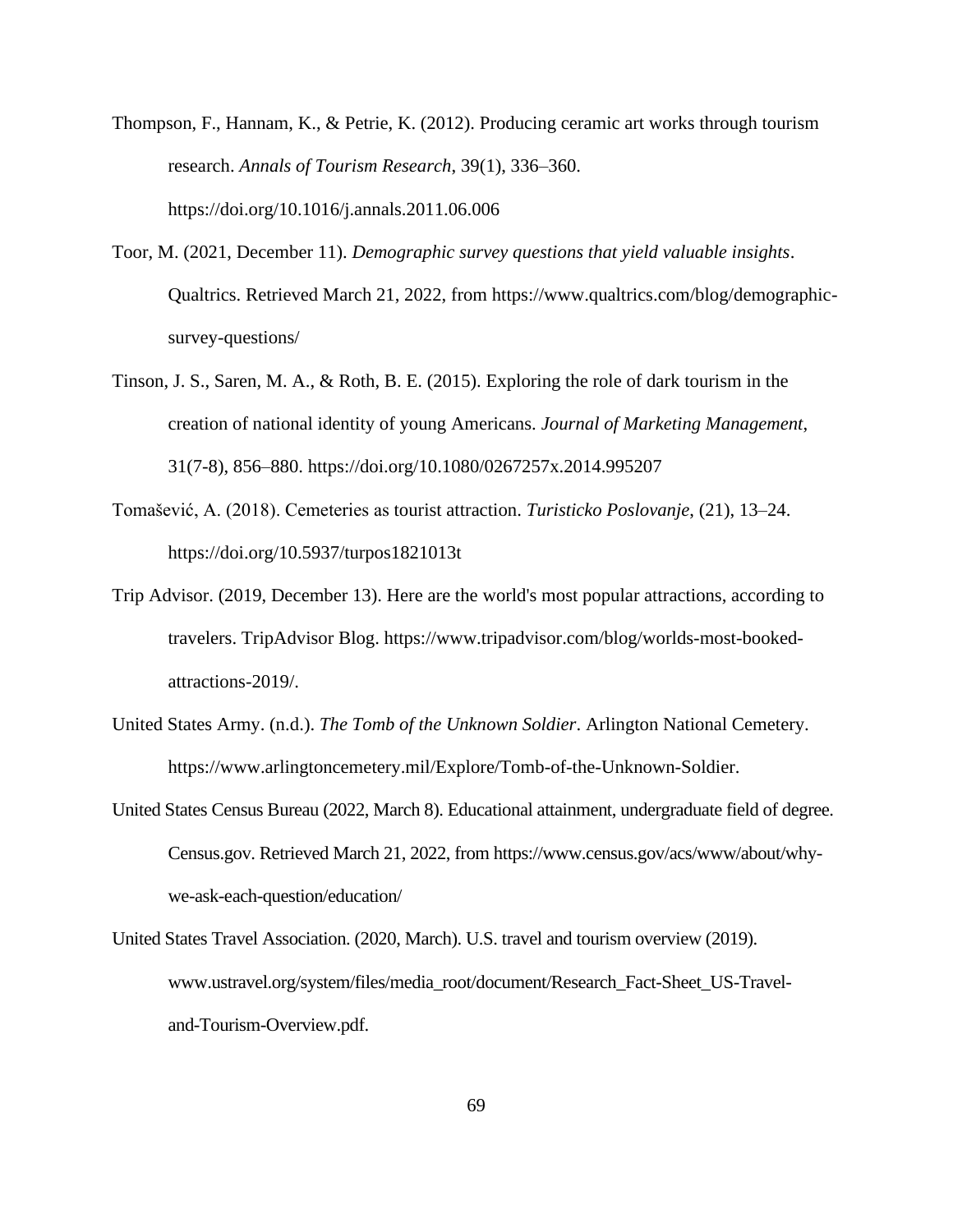Thompson, F., Hannam, K., & Petrie, K. (2012). Producing ceramic art works through tourism research. *Annals of Tourism Research*, 39(1), 336–360. https://doi.org/10.1016/j.annals.2011.06.006

Toor, M. (2021, December 11). *Demographic survey questions that yield valuable insights*. Qualtrics. Retrieved March 21, 2022, from https://www.qualtrics.com/blog/demographic-survey-questions/

Tinson, J. S., Saren, M. A., & Roth, B. E. (2015). Exploring the role of dark tourism in the creation of national identity of young Americans. *Journal of Marketing Management*, 31(7-8), 856–880. https://doi.org/10.1080/0267257x.2014.995207

Tomašević, A. (2018). Cemeteries as tourist attraction. *Turisticko Poslovanje*, (21), 13–24. https://doi.org/10.5937/turpos1821013t

Trip Advisor. (2019, December 13). Here are the world's most popular attractions, according to travelers. TripAdvisor Blog. https://www.tripadvisor.com/blog/worlds-most-booked-attractions-2019/.

United States Army. (n.d.). *The Tomb of the Unknown Soldier*. Arlington National Cemetery. https://www.arlingtoncemetery.mil/Explore/Tomb-of-the-Unknown-Soldier.

United States Census Bureau (2022, March 8). Educational attainment, undergraduate field of degree. Census.gov. Retrieved March 21, 2022, from https://www.census.gov/acs/www/about/why-we-ask-each-question/education/

United States Travel Association. (2020, March). U.S. travel and tourism overview (2019). www.ustravel.org/system/files/media_root/document/Research_Fact-Sheet_US-Travel-and-Tourism-Overview.pdf.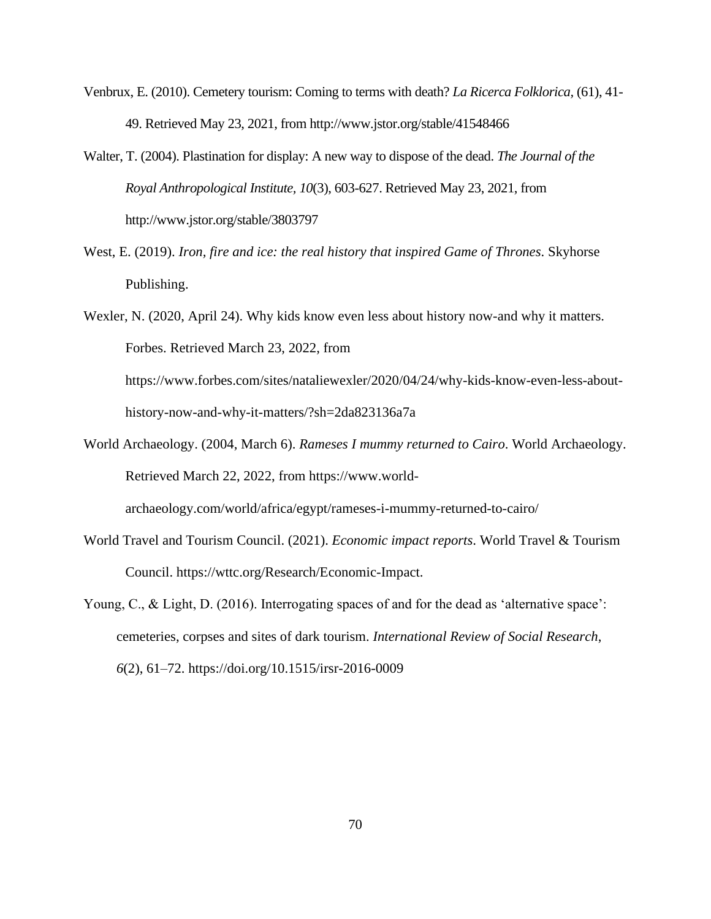Venbrux, E. (2010). Cemetery tourism: Coming to terms with death? *La Ricerca Folklorica*, (61), 41-49. Retrieved May 23, 2021, from http://www.jstor.org/stable/41548466

Walter, T. (2004). Plastination for display: A new way to dispose of the dead. *The Journal of the Royal Anthropological Institute, 10*(3), 603-627. Retrieved May 23, 2021, from http://www.jstor.org/stable/3803797

West, E. (2019). *Iron, fire and ice: the real history that inspired Game of Thrones*. Skyhorse Publishing.

Wexler, N. (2020, April 24). Why kids know even less about history now-and why it matters. Forbes. Retrieved March 23, 2022, from https://www.forbes.com/sites/nataliewexler/2020/04/24/why-kids-know-even-less-about-history-now-and-why-it-matters/?sh=2da823136a7a

World Archaeology. (2004, March 6). *Rameses I mummy returned to Cairo*. World Archaeology. Retrieved March 22, 2022, from https://www.world-archaeology.com/world/africa/egypt/rameses-i-mummy-returned-to-cairo/

World Travel and Tourism Council. (2021). *Economic impact reports*. World Travel & Tourism Council. https://wttc.org/Research/Economic-Impact.

Young, C., & Light, D. (2016). Interrogating spaces of and for the dead as 'alternative space': cemeteries, corpses and sites of dark tourism. *International Review of Social Research*, *6*(2), 61–72. https://doi.org/10.1515/irsr-2016-0009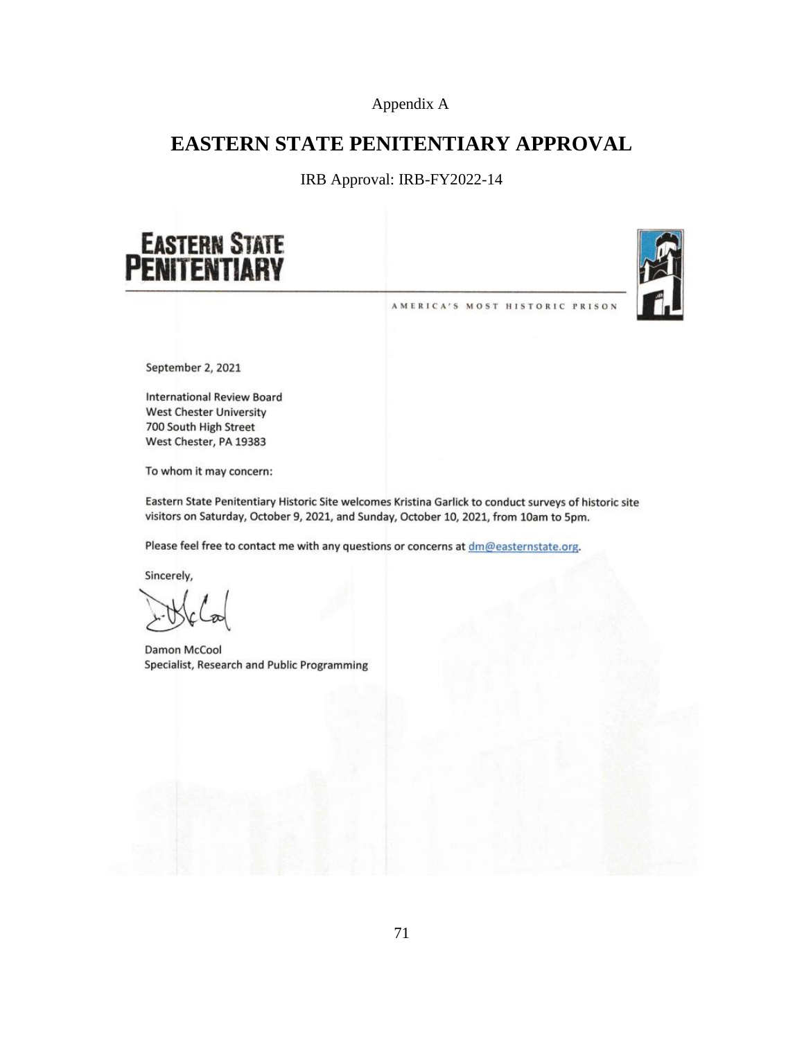Appendix A

# EASTERN STATE PENITENTIARY APPROVAL

IRB Approval: IRB-FY2022-14

**EASTERN STATE PENITENTIARY**

AMERICA'S MOST HISTORIC PRISON

September 2, 2021

International Review Board
West Chester University
700 South High Street
West Chester, PA 19383

To whom it may concern:

Eastern State Penitentiary Historic Site welcomes Kristina Garlick to conduct surveys of historic site visitors on Saturday, October 9, 2021, and Sunday, October 10, 2021, from 10am to 5pm.

Please feel free to contact me with any questions or concerns at dm@easternstate.org.

Sincerely,

Damon McCool
Specialist, Research and Public Programming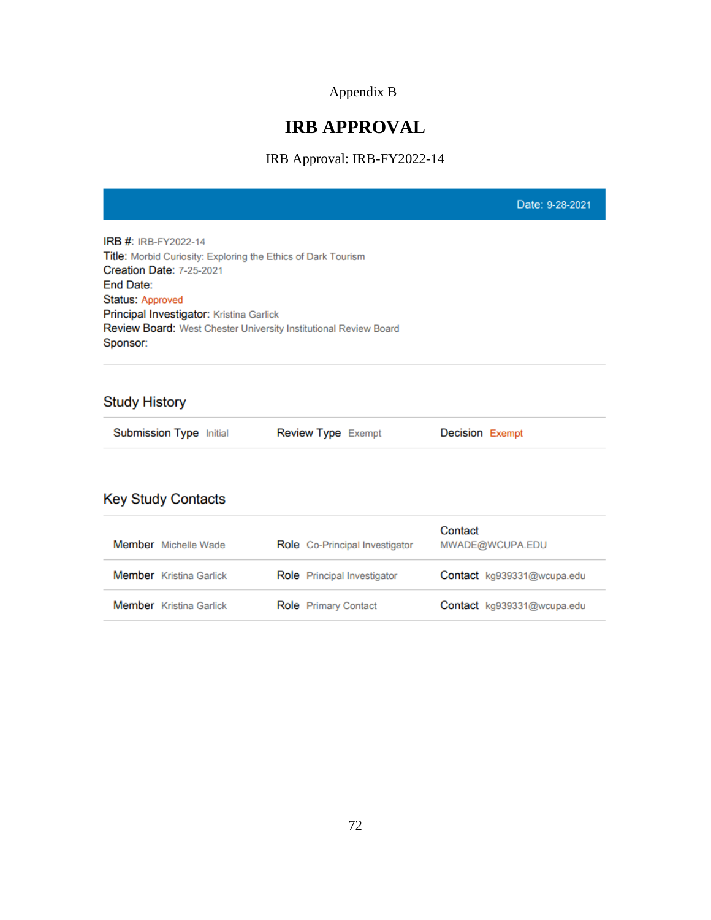Appendix B

# IRB APPROVAL

IRB Approval: IRB-FY2022-14

Date: 9-28-2021

IRB #: IRB-FY2022-14
Title: Morbid Curiosity: Exploring the Ethics of Dark Tourism
Creation Date: 7-25-2021
End Date:
Status: Approved
Principal Investigator: Kristina Garlick
Review Board: West Chester University Institutional Review Board
Sponsor:

## Study History

| Submission Type | Review Type | Decision |
|---|---|---|
| Initial | Exempt | Exempt |

## Key Study Contacts

| Member | Role | Contact |
|---|---|---|
| Michelle Wade | Co-Principal Investigator | MWADE@WCUPA.EDU |
| Kristina Garlick | Principal Investigator | kg939331@wcupa.edu |
| Kristina Garlick | Primary Contact | kg939331@wcupa.edu |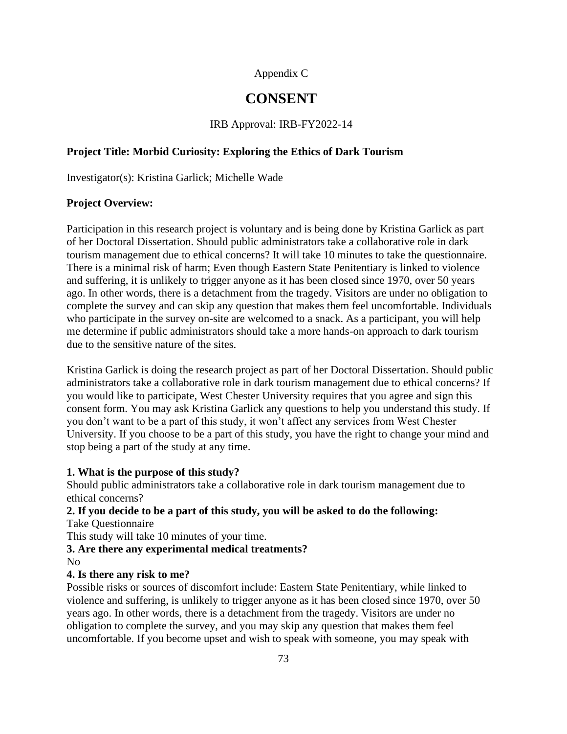Appendix C

# CONSENT

IRB Approval: IRB-FY2022-14

**Project Title: Morbid Curiosity: Exploring the Ethics of Dark Tourism**

Investigator(s): Kristina Garlick; Michelle Wade

**Project Overview:**

Participation in this research project is voluntary and is being done by Kristina Garlick as part of her Doctoral Dissertation. Should public administrators take a collaborative role in dark tourism management due to ethical concerns? It will take 10 minutes to take the questionnaire. There is a minimal risk of harm; Even though Eastern State Penitentiary is linked to violence and suffering, it is unlikely to trigger anyone as it has been closed since 1970, over 50 years ago. In other words, there is a detachment from the tragedy. Visitors are under no obligation to complete the survey and can skip any question that makes them feel uncomfortable. Individuals who participate in the survey on-site are welcomed to a snack. As a participant, you will help me determine if public administrators should take a more hands-on approach to dark tourism due to the sensitive nature of the sites.

Kristina Garlick is doing the research project as part of her Doctoral Dissertation. Should public administrators take a collaborative role in dark tourism management due to ethical concerns? If you would like to participate, West Chester University requires that you agree and sign this consent form. You may ask Kristina Garlick any questions to help you understand this study. If you don't want to be a part of this study, it won't affect any services from West Chester University. If you choose to be a part of this study, you have the right to change your mind and stop being a part of the study at any time.

**1. What is the purpose of this study?**
Should public administrators take a collaborative role in dark tourism management due to ethical concerns?

**2. If you decide to be a part of this study, you will be asked to do the following:**
Take Questionnaire
This study will take 10 minutes of your time.

**3. Are there any experimental medical treatments?**
No

**4. Is there any risk to me?**
Possible risks or sources of discomfort include: Eastern State Penitentiary, while linked to violence and suffering, is unlikely to trigger anyone as it has been closed since 1970, over 50 years ago. In other words, there is a detachment from the tragedy. Visitors are under no obligation to complete the survey, and you may skip any question that makes them feel uncomfortable. If you become upset and wish to speak with someone, you may speak with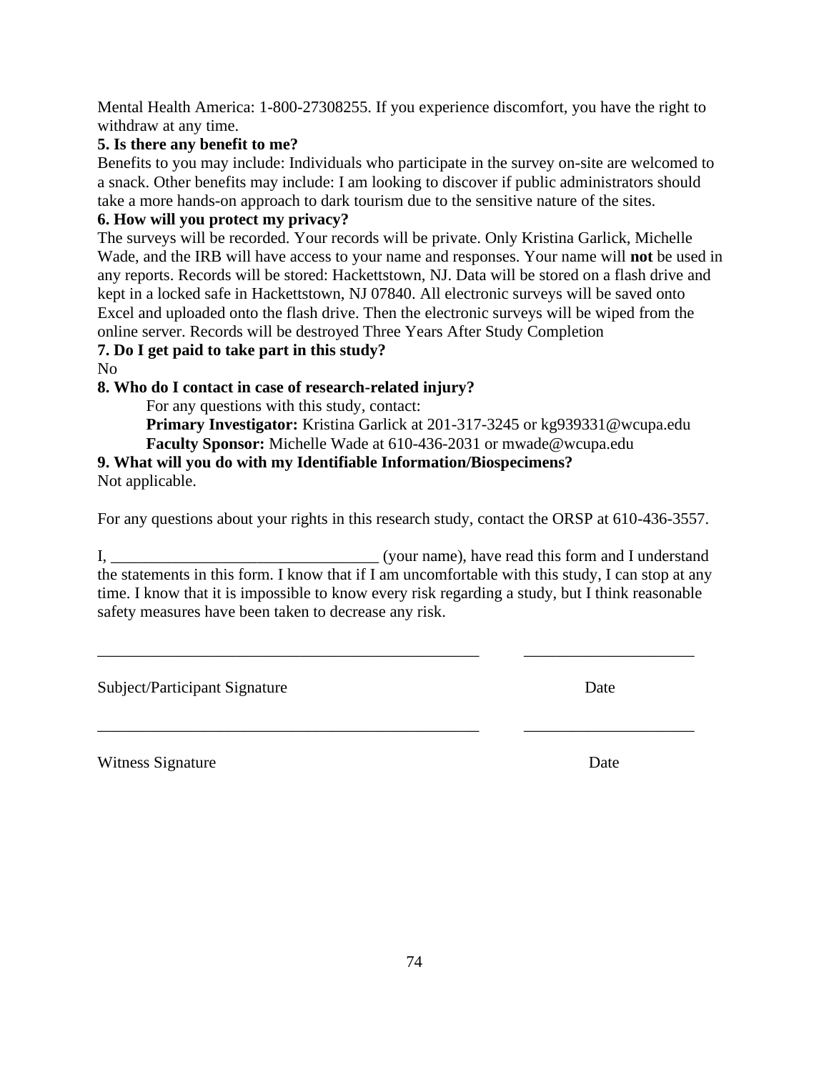Mental Health America: 1-800-27308255. If you experience discomfort, you have the right to withdraw at any time.

**5. Is there any benefit to me?**

Benefits to you may include: Individuals who participate in the survey on-site are welcomed to a snack. Other benefits may include: I am looking to discover if public administrators should take a more hands-on approach to dark tourism due to the sensitive nature of the sites.

**6. How will you protect my privacy?**

The surveys will be recorded. Your records will be private. Only Kristina Garlick, Michelle Wade, and the IRB will have access to your name and responses. Your name will **not** be used in any reports. Records will be stored: Hackettstown, NJ. Data will be stored on a flash drive and kept in a locked safe in Hackettstown, NJ 07840. All electronic surveys will be saved onto Excel and uploaded onto the flash drive. Then the electronic surveys will be wiped from the online server. Records will be destroyed Three Years After Study Completion

**7. Do I get paid to take part in this study?**

No

**8. Who do I contact in case of research-related injury?**

For any questions with this study, contact:

**Primary Investigator:** Kristina Garlick at 201-317-3245 or kg939331@wcupa.edu

**Faculty Sponsor:** Michelle Wade at 610-436-2031 or mwade@wcupa.edu

**9. What will you do with my Identifiable Information/Biospecimens?**

Not applicable.

For any questions about your rights in this research study, contact the ORSP at 610-436-3557.

I, _________________________________ (your name), have read this form and I understand the statements in this form. I know that if I am uncomfortable with this study, I can stop at any time. I know that it is impossible to know every risk regarding a study, but I think reasonable safety measures have been taken to decrease any risk.

_________________________________________________ _____________________

Subject/Participant Signature Date

_________________________________________________ _____________________

Witness Signature Date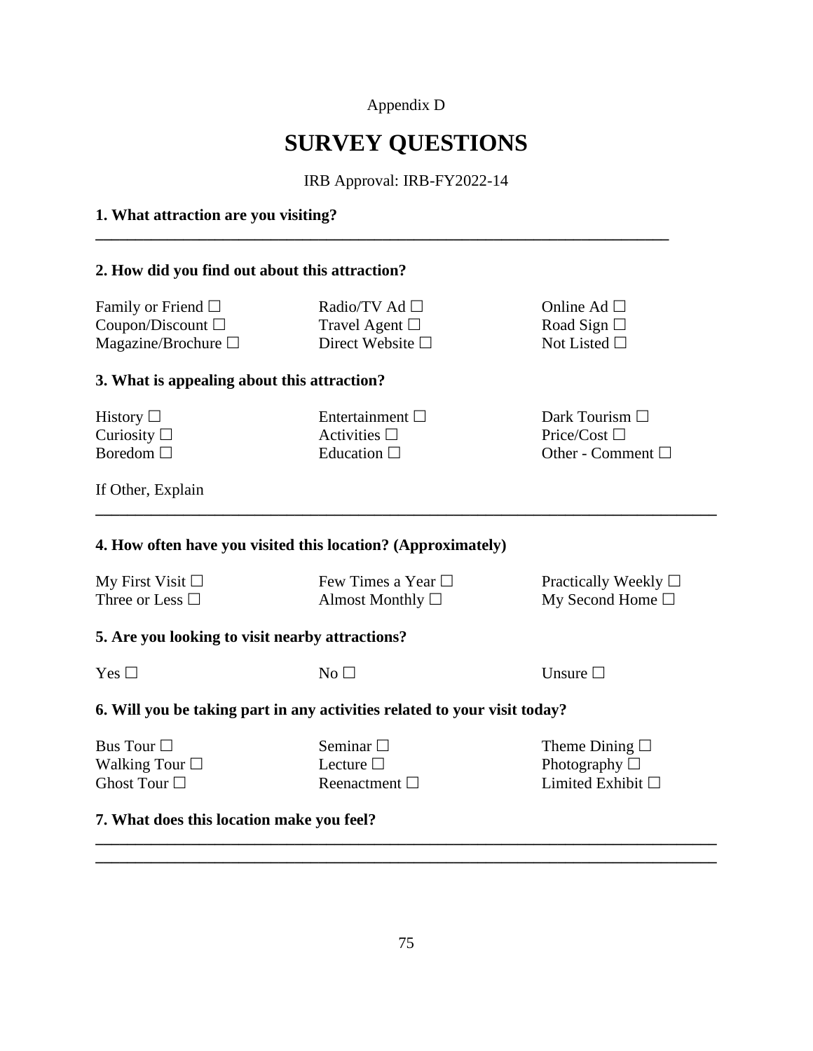Appendix D

# SURVEY QUESTIONS

IRB Approval: IRB-FY2022-14

**1. What attraction are you visiting?**

\_\_\_\_\_\_\_\_\_\_\_\_\_\_\_\_\_\_\_\_\_\_\_\_\_\_\_\_\_\_\_\_\_\_\_\_\_\_\_\_\_\_\_\_\_\_\_\_\_\_\_\_\_\_\_\_\_\_\_\_\_\_\_\_

**2. How did you find out about this attraction?**

| | | |
|---|---|---|
| Family or Friend ☐ | Radio/TV Ad ☐ | Online Ad ☐ |
| Coupon/Discount ☐ | Travel Agent ☐ | Road Sign ☐ |
| Magazine/Brochure ☐ | Direct Website ☐ | Not Listed ☐ |

**3. What is appealing about this attraction?**

| | | |
|---|---|---|
| History ☐ | Entertainment ☐ | Dark Tourism ☐ |
| Curiosity ☐ | Activities ☐ | Price/Cost ☐ |
| Boredom ☐ | Education ☐ | Other - Comment ☐ |

If Other, Explain

\_\_\_\_\_\_\_\_\_\_\_\_\_\_\_\_\_\_\_\_\_\_\_\_\_\_\_\_\_\_\_\_\_\_\_\_\_\_\_\_\_\_\_\_\_\_\_\_\_\_\_\_\_\_\_\_\_\_\_\_\_\_\_\_\_\_\_\_\_\_

**4. How often have you visited this location? (Approximately)**

| | | |
|---|---|---|
| My First Visit ☐ | Few Times a Year ☐ | Practically Weekly ☐ |
| Three or Less ☐ | Almost Monthly ☐ | My Second Home ☐ |

**5. Are you looking to visit nearby attractions?**

| | | |
|---|---|---|
| Yes ☐ | No ☐ | Unsure ☐ |

**6. Will you be taking part in any activities related to your visit today?**

| | | |
|---|---|---|
| Bus Tour ☐ | Seminar ☐ | Theme Dining ☐ |
| Walking Tour ☐ | Lecture ☐ | Photography ☐ |
| Ghost Tour ☐ | Reenactment ☐ | Limited Exhibit ☐ |

**7. What does this location make you feel?**

\_\_\_\_\_\_\_\_\_\_\_\_\_\_\_\_\_\_\_\_\_\_\_\_\_\_\_\_\_\_\_\_\_\_\_\_\_\_\_\_\_\_\_\_\_\_\_\_\_\_\_\_\_\_\_\_\_\_\_\_\_\_\_\_\_\_\_\_\_\_

\_\_\_\_\_\_\_\_\_\_\_\_\_\_\_\_\_\_\_\_\_\_\_\_\_\_\_\_\_\_\_\_\_\_\_\_\_\_\_\_\_\_\_\_\_\_\_\_\_\_\_\_\_\_\_\_\_\_\_\_\_\_\_\_\_\_\_\_\_\_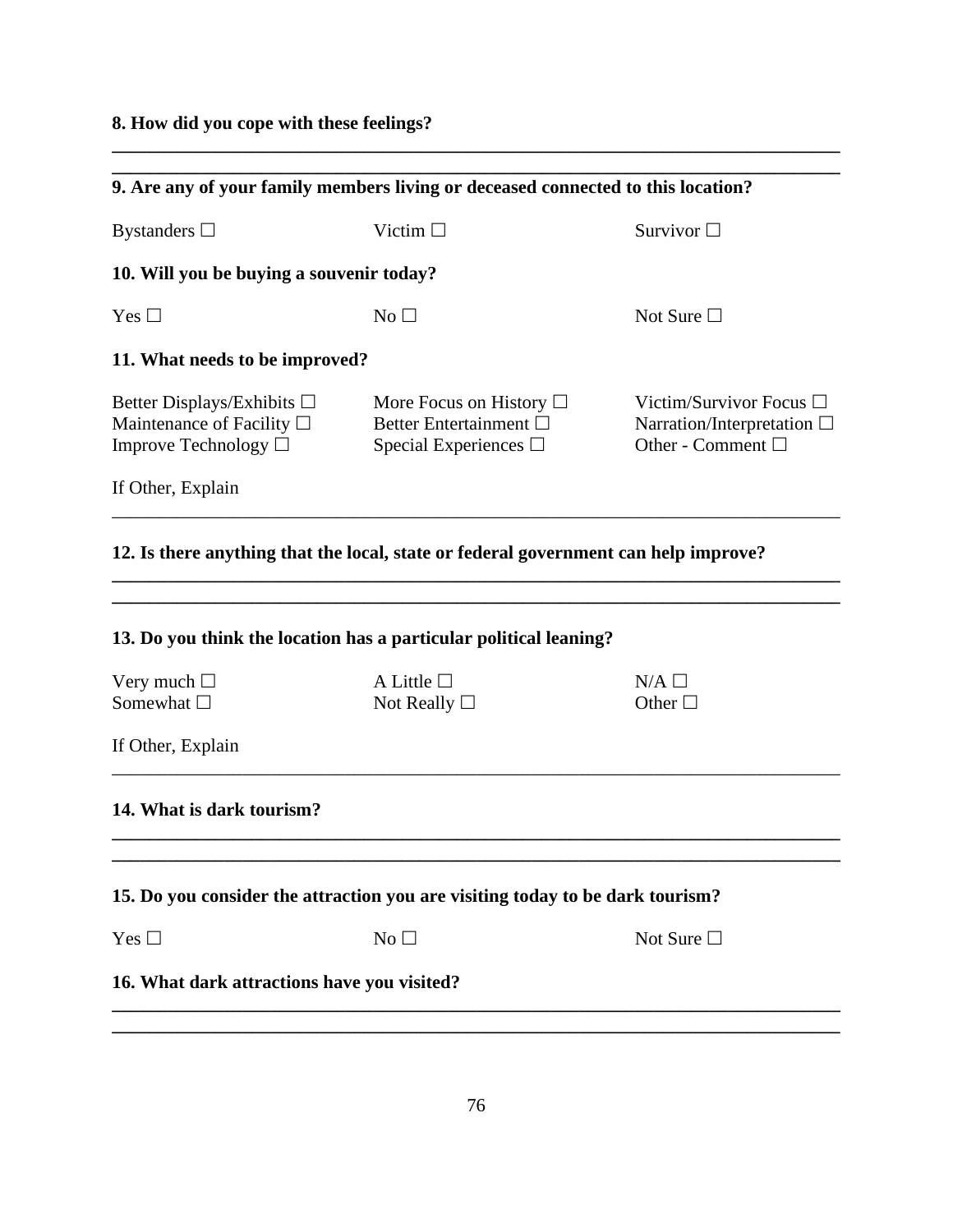**8. How did you cope with these feelings?**

______________________________________________________________________________

______________________________________________________________________________

**9. Are any of your family members living or deceased connected to this location?**

Bystanders ☐ &nbsp;&nbsp;&nbsp;&nbsp; Victim ☐ &nbsp;&nbsp;&nbsp;&nbsp; Survivor ☐

**10. Will you be buying a souvenir today?**

Yes ☐ &nbsp;&nbsp;&nbsp;&nbsp; No ☐ &nbsp;&nbsp;&nbsp;&nbsp; Not Sure ☐

**11. What needs to be improved?**

Better Displays/Exhibits ☐ &nbsp;&nbsp;&nbsp;&nbsp; More Focus on History ☐ &nbsp;&nbsp;&nbsp;&nbsp; Victim/Survivor Focus ☐
Maintenance of Facility ☐ &nbsp;&nbsp;&nbsp;&nbsp; Better Entertainment ☐ &nbsp;&nbsp;&nbsp;&nbsp; Narration/Interpretation ☐
Improve Technology ☐ &nbsp;&nbsp;&nbsp;&nbsp; Special Experiences ☐ &nbsp;&nbsp;&nbsp;&nbsp; Other - Comment ☐

If Other, Explain

______________________________________________________________________________

**12. Is there anything that the local, state or federal government can help improve?**

______________________________________________________________________________

______________________________________________________________________________

**13. Do you think the location has a particular political leaning?**

Very much ☐ &nbsp;&nbsp;&nbsp;&nbsp; A Little ☐ &nbsp;&nbsp;&nbsp;&nbsp; N/A ☐
Somewhat ☐ &nbsp;&nbsp;&nbsp;&nbsp; Not Really ☐ &nbsp;&nbsp;&nbsp;&nbsp; Other ☐

If Other, Explain

______________________________________________________________________________

**14. What is dark tourism?**

______________________________________________________________________________

______________________________________________________________________________

**15. Do you consider the attraction you are visiting today to be dark tourism?**

Yes ☐ &nbsp;&nbsp;&nbsp;&nbsp; No ☐ &nbsp;&nbsp;&nbsp;&nbsp; Not Sure ☐

**16. What dark attractions have you visited?**

______________________________________________________________________________

______________________________________________________________________________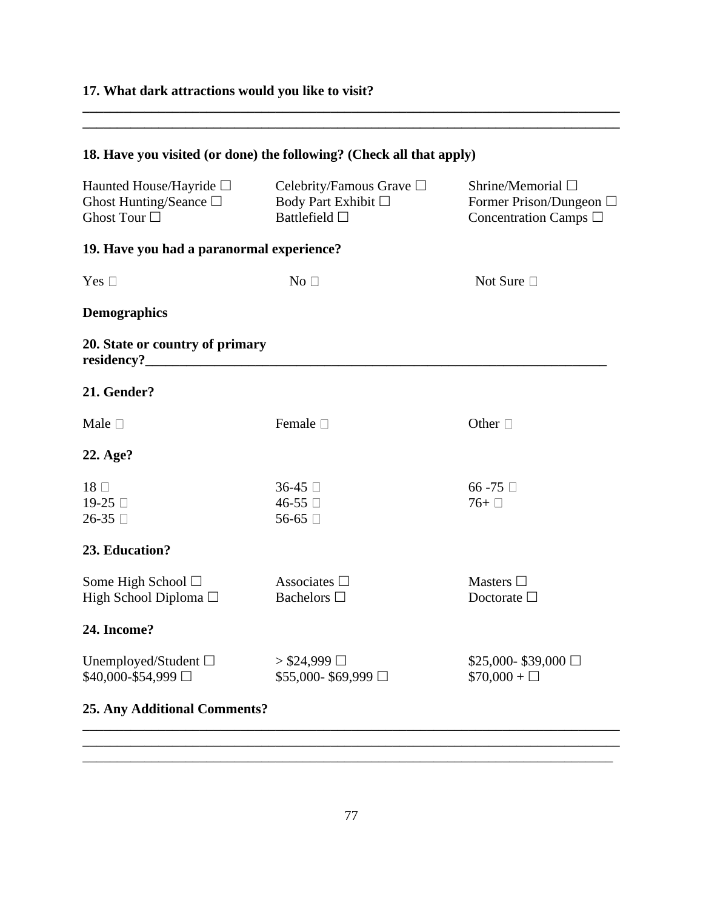**17. What dark attractions would you like to visit?**

\_\_\_\_\_\_\_\_\_\_\_\_\_\_\_\_\_\_\_\_\_\_\_\_\_\_\_\_\_\_\_\_\_\_\_\_\_\_\_\_\_\_\_\_\_\_\_\_\_\_\_\_\_\_\_\_\_\_\_\_\_\_\_\_\_\_\_\_\_\_\_\_
\_\_\_\_\_\_\_\_\_\_\_\_\_\_\_\_\_\_\_\_\_\_\_\_\_\_\_\_\_\_\_\_\_\_\_\_\_\_\_\_\_\_\_\_\_\_\_\_\_\_\_\_\_\_\_\_\_\_\_\_\_\_\_\_\_\_\_\_\_\_\_\_

**18. Have you visited (or done) the following? (Check all that apply)**

Haunted House/Hayride ☐ Celebrity/Famous Grave ☐ Shrine/Memorial ☐
Ghost Hunting/Seance ☐ Body Part Exhibit ☐ Former Prison/Dungeon ☐
Ghost Tour ☐ Battlefield ☐ Concentration Camps ☐

**19. Have you had a paranormal experience?**

Yes ☐ No ☐ Not Sure ☐

**Demographics**

**20. State or country of primary residency?**\_\_\_\_\_\_\_\_\_\_\_\_\_\_\_\_\_\_\_\_\_\_\_\_\_\_\_\_\_\_\_\_\_\_\_\_\_\_\_\_\_\_\_\_\_\_\_\_\_\_\_\_

**21. Gender?**

Male ☐ Female ☐ Other ☐

**22. Age?**

18 ☐ 36-45 ☐ 66 -75 ☐
19-25 ☐ 46-55 ☐ 76+ ☐
26-35 ☐ 56-65 ☐

**23. Education?**

Some High School ☐ Associates ☐ Masters ☐
High School Diploma ☐ Bachelors ☐ Doctorate ☐

**24. Income?**

Unemployed/Student ☐ > $24,999 ☐ $25,000- $39,000 ☐
$40,000-$54,999 ☐ $55,000- $69,999 ☐ $70,000 + ☐

**25. Any Additional Comments?**

\_\_\_\_\_\_\_\_\_\_\_\_\_\_\_\_\_\_\_\_\_\_\_\_\_\_\_\_\_\_\_\_\_\_\_\_\_\_\_\_\_\_\_\_\_\_\_\_\_\_\_\_\_\_\_\_\_\_\_\_\_\_\_\_\_\_\_\_\_\_\_\_
\_\_\_\_\_\_\_\_\_\_\_\_\_\_\_\_\_\_\_\_\_\_\_\_\_\_\_\_\_\_\_\_\_\_\_\_\_\_\_\_\_\_\_\_\_\_\_\_\_\_\_\_\_\_\_\_\_\_\_\_\_\_\_\_\_\_\_\_\_\_\_\_
\_\_\_\_\_\_\_\_\_\_\_\_\_\_\_\_\_\_\_\_\_\_\_\_\_\_\_\_\_\_\_\_\_\_\_\_\_\_\_\_\_\_\_\_\_\_\_\_\_\_\_\_\_\_\_\_\_\_\_\_\_\_\_\_\_\_\_\_\_\_\_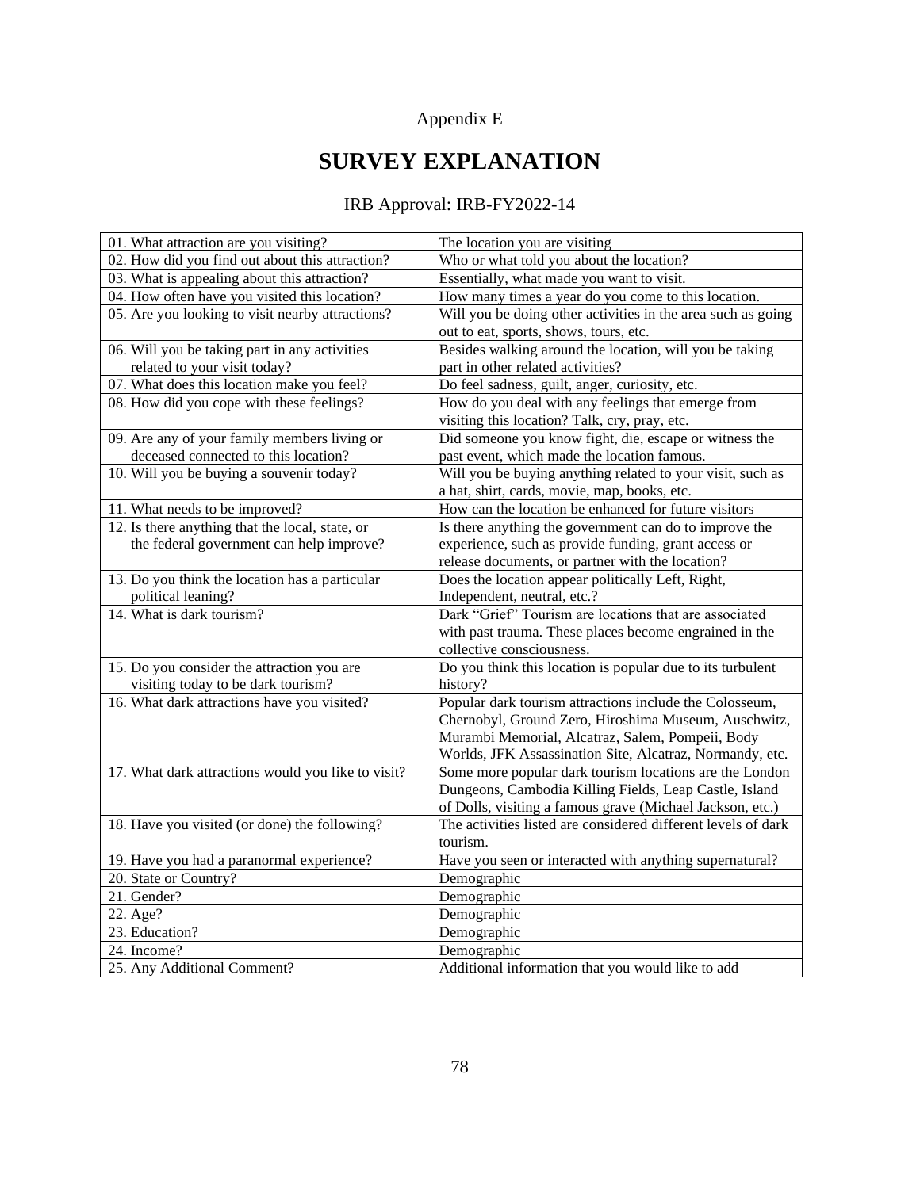Appendix E

# SURVEY EXPLANATION

IRB Approval: IRB-FY2022-14

| | |
|---|---|
| 01. What attraction are you visiting? | The location you are visiting |
| 02. How did you find out about this attraction? | Who or what told you about the location? |
| 03. What is appealing about this attraction? | Essentially, what made you want to visit. |
| 04. How often have you visited this location? | How many times a year do you come to this location. |
| 05. Are you looking to visit nearby attractions? | Will you be doing other activities in the area such as going out to eat, sports, shows, tours, etc. |
| 06. Will you be taking part in any activities related to your visit today? | Besides walking around the location, will you be taking part in other related activities? |
| 07. What does this location make you feel? | Do feel sadness, guilt, anger, curiosity, etc. |
| 08. How did you cope with these feelings? | How do you deal with any feelings that emerge from visiting this location? Talk, cry, pray, etc. |
| 09. Are any of your family members living or deceased connected to this location? | Did someone you know fight, die, escape or witness the past event, which made the location famous. |
| 10. Will you be buying a souvenir today? | Will you be buying anything related to your visit, such as a hat, shirt, cards, movie, map, books, etc. |
| 11. What needs to be improved? | How can the location be enhanced for future visitors |
| 12. Is there anything that the local, state, or the federal government can help improve? | Is there anything the government can do to improve the experience, such as provide funding, grant access or release documents, or partner with the location? |
| 13. Do you think the location has a particular political leaning? | Does the location appear politically Left, Right, Independent, neutral, etc.? |
| 14. What is dark tourism? | Dark "Grief" Tourism are locations that are associated with past trauma. These places become engrained in the collective consciousness. |
| 15. Do you consider the attraction you are visiting today to be dark tourism? | Do you think this location is popular due to its turbulent history? |
| 16. What dark attractions have you visited? | Popular dark tourism attractions include the Colosseum, Chernobyl, Ground Zero, Hiroshima Museum, Auschwitz, Murambi Memorial, Alcatraz, Salem, Pompeii, Body Worlds, JFK Assassination Site, Alcatraz, Normandy, etc. |
| 17. What dark attractions would you like to visit? | Some more popular dark tourism locations are the London Dungeons, Cambodia Killing Fields, Leap Castle, Island of Dolls, visiting a famous grave (Michael Jackson, etc.) |
| 18. Have you visited (or done) the following? | The activities listed are considered different levels of dark tourism. |
| 19. Have you had a paranormal experience? | Have you seen or interacted with anything supernatural? |
| 20. State or Country? | Demographic |
| 21. Gender? | Demographic |
| 22. Age? | Demographic |
| 23. Education? | Demographic |
| 24. Income? | Demographic |
| 25. Any Additional Comment? | Additional information that you would like to add |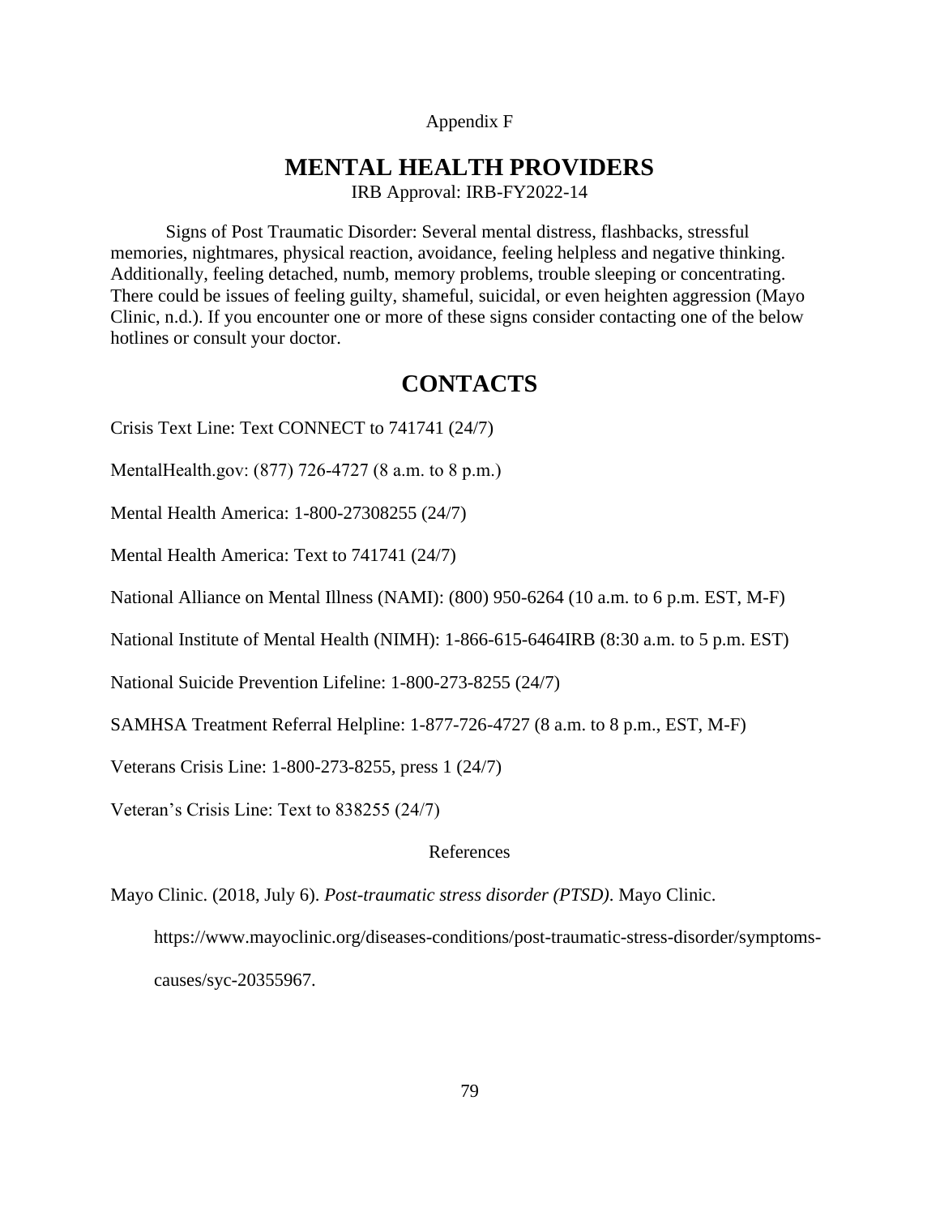Appendix F

# MENTAL HEALTH PROVIDERS

IRB Approval: IRB-FY2022-14

Signs of Post Traumatic Disorder: Several mental distress, flashbacks, stressful memories, nightmares, physical reaction, avoidance, feeling helpless and negative thinking. Additionally, feeling detached, numb, memory problems, trouble sleeping or concentrating. There could be issues of feeling guilty, shameful, suicidal, or even heighten aggression (Mayo Clinic, n.d.). If you encounter one or more of these signs consider contacting one of the below hotlines or consult your doctor.

# CONTACTS

Crisis Text Line: Text CONNECT to 741741 (24/7)

MentalHealth.gov: (877) 726-4727 (8 a.m. to 8 p.m.)

Mental Health America: 1-800-27308255 (24/7)

Mental Health America: Text to 741741 (24/7)

National Alliance on Mental Illness (NAMI): (800) 950-6264 (10 a.m. to 6 p.m. EST, M-F)

National Institute of Mental Health (NIMH): 1-866-615-6464IRB (8:30 a.m. to 5 p.m. EST)

National Suicide Prevention Lifeline: 1-800-273-8255 (24/7)

SAMHSA Treatment Referral Helpline: 1-877-726-4727 (8 a.m. to 8 p.m., EST, M-F)

Veterans Crisis Line: 1-800-273-8255, press 1 (24/7)

Veteran's Crisis Line: Text to 838255 (24/7)

References

Mayo Clinic. (2018, July 6). *Post-traumatic stress disorder (PTSD)*. Mayo Clinic. https://www.mayoclinic.org/diseases-conditions/post-traumatic-stress-disorder/symptoms-causes/syc-20355967.